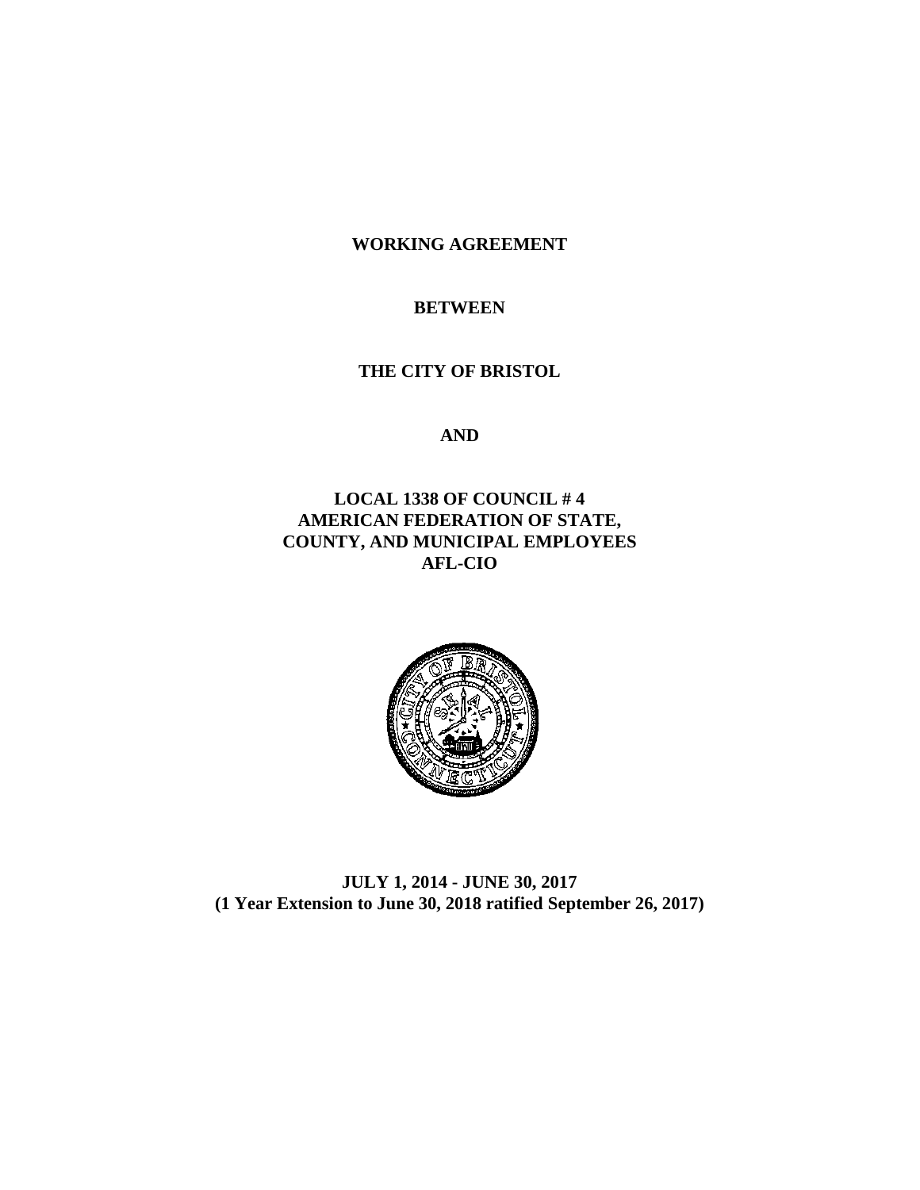**WORKING AGREEMENT**

**BETWEEN**

**THE CITY OF BRISTOL**

**AND**

**LOCAL 1338 OF COUNCIL # 4**
**AMERICAN FEDERATION OF STATE,**
**COUNTY, AND MUNICIPAL EMPLOYEES**
**AFL-CIO**

**JULY 1, 2014 - JUNE 30, 2017**
**(1 Year Extension to June 30, 2018 ratified September 26, 2017)**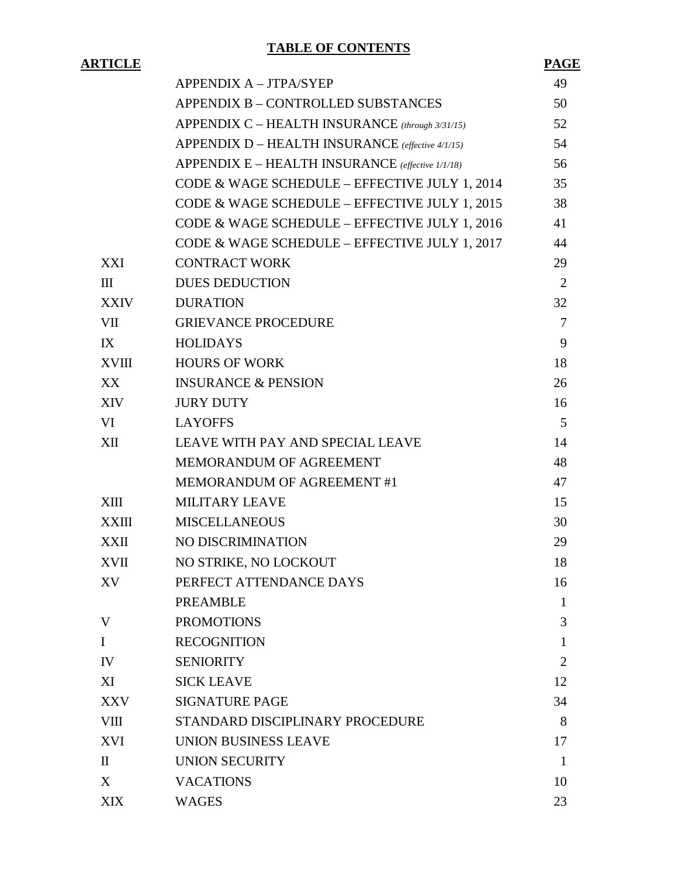## TABLE OF CONTENTS

| ARTICLE | | PAGE |
|---|---|---|
| | APPENDIX A – JTPA/SYEP | 49 |
| | APPENDIX B – CONTROLLED SUBSTANCES | 50 |
| | APPENDIX C – HEALTH INSURANCE *(through 3/31/15)* | 52 |
| | APPENDIX D – HEALTH INSURANCE *(effective 4/1/15)* | 54 |
| | APPENDIX E – HEALTH INSURANCE *(effective 1/1/18)* | 56 |
| | CODE & WAGE SCHEDULE – EFFECTIVE JULY 1, 2014 | 35 |
| | CODE & WAGE SCHEDULE – EFFECTIVE JULY 1, 2015 | 38 |
| | CODE & WAGE SCHEDULE – EFFECTIVE JULY 1, 2016 | 41 |
| | CODE & WAGE SCHEDULE – EFFECTIVE JULY 1, 2017 | 44 |
| XXI | CONTRACT WORK | 29 |
| III | DUES DEDUCTION | 2 |
| XXIV | DURATION | 32 |
| VII | GRIEVANCE PROCEDURE | 7 |
| IX | HOLIDAYS | 9 |
| XVIII | HOURS OF WORK | 18 |
| XX | INSURANCE & PENSION | 26 |
| XIV | JURY DUTY | 16 |
| VI | LAYOFFS | 5 |
| XII | LEAVE WITH PAY AND SPECIAL LEAVE | 14 |
| | MEMORANDUM OF AGREEMENT | 48 |
| | MEMORANDUM OF AGREEMENT #1 | 47 |
| XIII | MILITARY LEAVE | 15 |
| XXIII | MISCELLANEOUS | 30 |
| XXII | NO DISCRIMINATION | 29 |
| XVII | NO STRIKE, NO LOCKOUT | 18 |
| XV | PERFECT ATTENDANCE DAYS | 16 |
| | PREAMBLE | 1 |
| V | PROMOTIONS | 3 |
| I | RECOGNITION | 1 |
| IV | SENIORITY | 2 |
| XI | SICK LEAVE | 12 |
| XXV | SIGNATURE PAGE | 34 |
| VIII | STANDARD DISCIPLINARY PROCEDURE | 8 |
| XVI | UNION BUSINESS LEAVE | 17 |
| II | UNION SECURITY | 1 |
| X | VACATIONS | 10 |
| XIX | WAGES | 23 |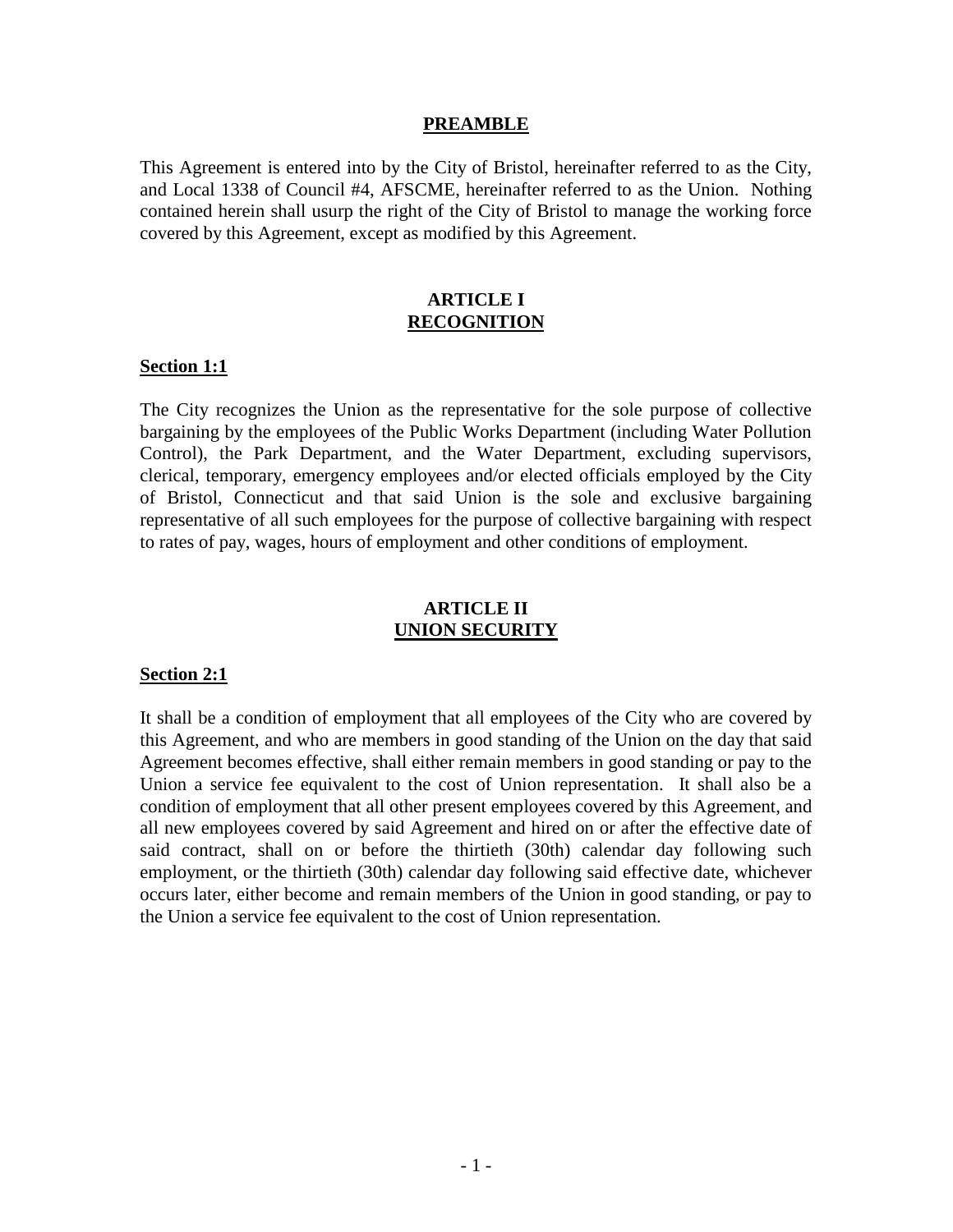## PREAMBLE

This Agreement is entered into by the City of Bristol, hereinafter referred to as the City, and Local 1338 of Council #4, AFSCME, hereinafter referred to as the Union. Nothing contained herein shall usurp the right of the City of Bristol to manage the working force covered by this Agreement, except as modified by this Agreement.

## ARTICLE I
## RECOGNITION

### Section 1:1

The City recognizes the Union as the representative for the sole purpose of collective bargaining by the employees of the Public Works Department (including Water Pollution Control), the Park Department, and the Water Department, excluding supervisors, clerical, temporary, emergency employees and/or elected officials employed by the City of Bristol, Connecticut and that said Union is the sole and exclusive bargaining representative of all such employees for the purpose of collective bargaining with respect to rates of pay, wages, hours of employment and other conditions of employment.

## ARTICLE II
## UNION SECURITY

### Section 2:1

It shall be a condition of employment that all employees of the City who are covered by this Agreement, and who are members in good standing of the Union on the day that said Agreement becomes effective, shall either remain members in good standing or pay to the Union a service fee equivalent to the cost of Union representation. It shall also be a condition of employment that all other present employees covered by this Agreement, and all new employees covered by said Agreement and hired on or after the effective date of said contract, shall on or before the thirtieth (30th) calendar day following such employment, or the thirtieth (30th) calendar day following said effective date, whichever occurs later, either become and remain members of the Union in good standing, or pay to the Union a service fee equivalent to the cost of Union representation.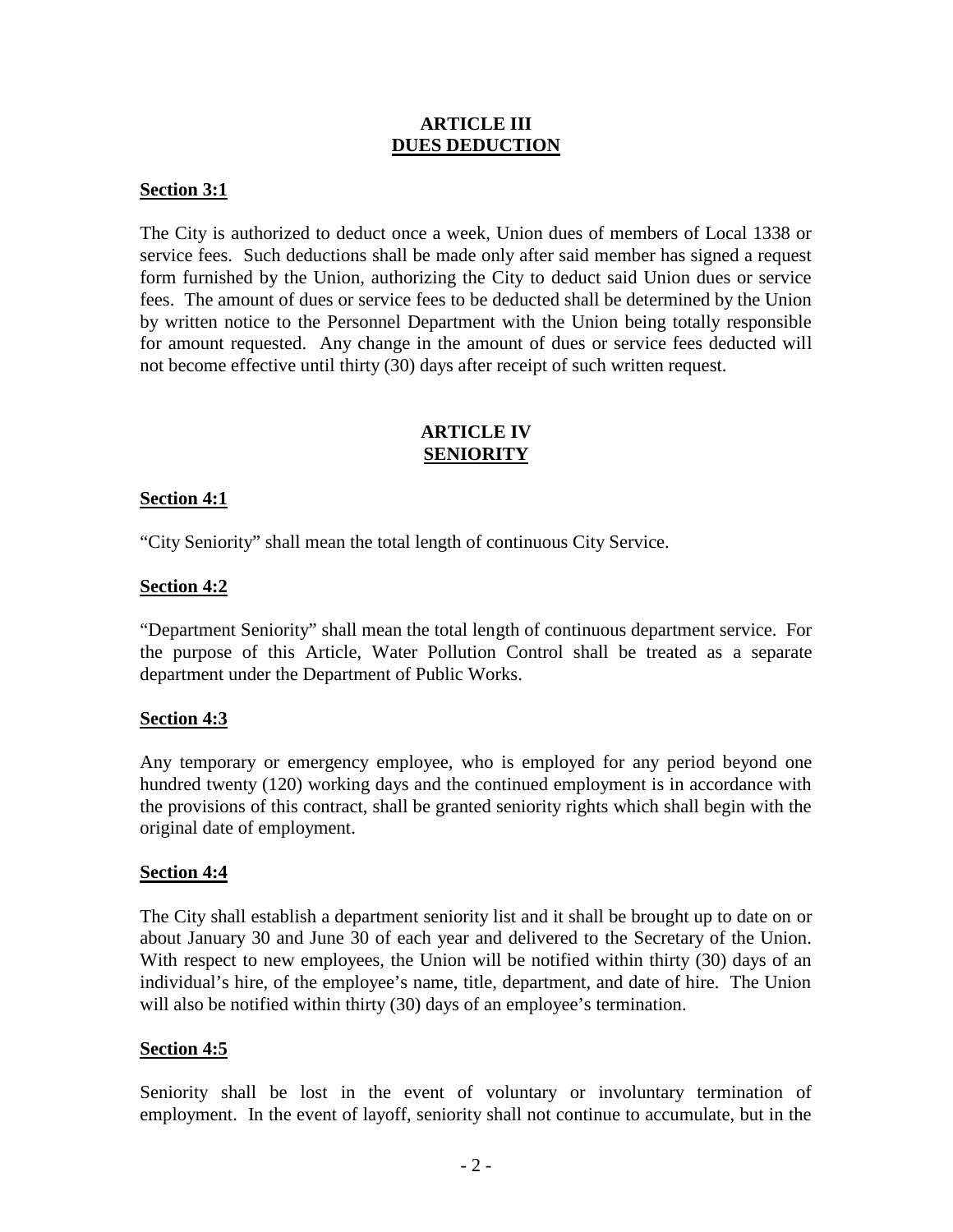## ARTICLE III
## DUES DEDUCTION

**Section 3:1**

The City is authorized to deduct once a week, Union dues of members of Local 1338 or service fees. Such deductions shall be made only after said member has signed a request form furnished by the Union, authorizing the City to deduct said Union dues or service fees. The amount of dues or service fees to be deducted shall be determined by the Union by written notice to the Personnel Department with the Union being totally responsible for amount requested. Any change in the amount of dues or service fees deducted will not become effective until thirty (30) days after receipt of such written request.

## ARTICLE IV
## SENIORITY

**Section 4:1**

"City Seniority" shall mean the total length of continuous City Service.

**Section 4:2**

"Department Seniority" shall mean the total length of continuous department service. For the purpose of this Article, Water Pollution Control shall be treated as a separate department under the Department of Public Works.

**Section 4:3**

Any temporary or emergency employee, who is employed for any period beyond one hundred twenty (120) working days and the continued employment is in accordance with the provisions of this contract, shall be granted seniority rights which shall begin with the original date of employment.

**Section 4:4**

The City shall establish a department seniority list and it shall be brought up to date on or about January 30 and June 30 of each year and delivered to the Secretary of the Union. With respect to new employees, the Union will be notified within thirty (30) days of an individual's hire, of the employee's name, title, department, and date of hire. The Union will also be notified within thirty (30) days of an employee's termination.

**Section 4:5**

Seniority shall be lost in the event of voluntary or involuntary termination of employment. In the event of layoff, seniority shall not continue to accumulate, but in the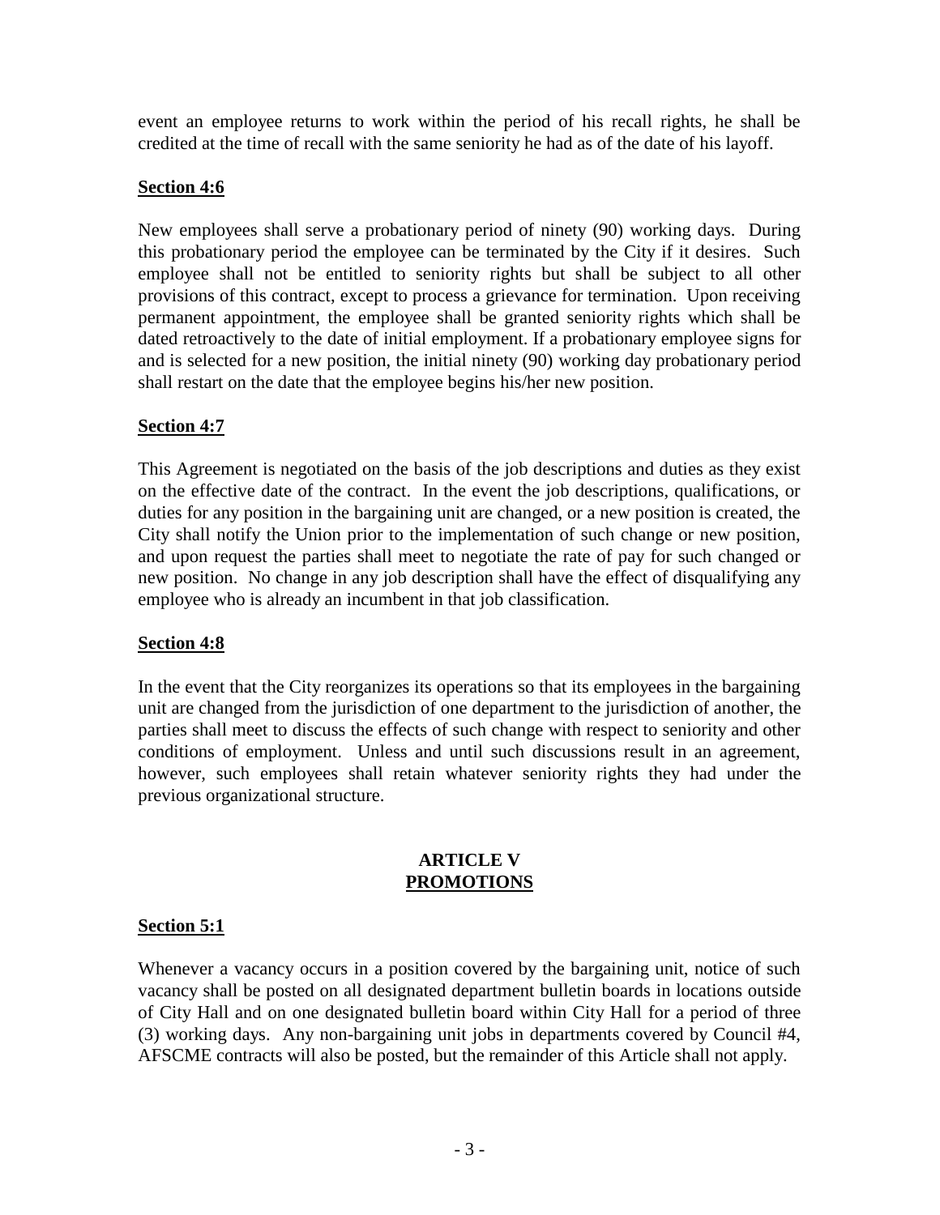event an employee returns to work within the period of his recall rights, he shall be credited at the time of recall with the same seniority he had as of the date of his layoff.

**Section 4:6**

New employees shall serve a probationary period of ninety (90) working days. During this probationary period the employee can be terminated by the City if it desires. Such employee shall not be entitled to seniority rights but shall be subject to all other provisions of this contract, except to process a grievance for termination. Upon receiving permanent appointment, the employee shall be granted seniority rights which shall be dated retroactively to the date of initial employment. If a probationary employee signs for and is selected for a new position, the initial ninety (90) working day probationary period shall restart on the date that the employee begins his/her new position.

**Section 4:7**

This Agreement is negotiated on the basis of the job descriptions and duties as they exist on the effective date of the contract. In the event the job descriptions, qualifications, or duties for any position in the bargaining unit are changed, or a new position is created, the City shall notify the Union prior to the implementation of such change or new position, and upon request the parties shall meet to negotiate the rate of pay for such changed or new position. No change in any job description shall have the effect of disqualifying any employee who is already an incumbent in that job classification.

**Section 4:8**

In the event that the City reorganizes its operations so that its employees in the bargaining unit are changed from the jurisdiction of one department to the jurisdiction of another, the parties shall meet to discuss the effects of such change with respect to seniority and other conditions of employment. Unless and until such discussions result in an agreement, however, such employees shall retain whatever seniority rights they had under the previous organizational structure.

## ARTICLE V
## PROMOTIONS

**Section 5:1**

Whenever a vacancy occurs in a position covered by the bargaining unit, notice of such vacancy shall be posted on all designated department bulletin boards in locations outside of City Hall and on one designated bulletin board within City Hall for a period of three (3) working days. Any non-bargaining unit jobs in departments covered by Council #4, AFSCME contracts will also be posted, but the remainder of this Article shall not apply.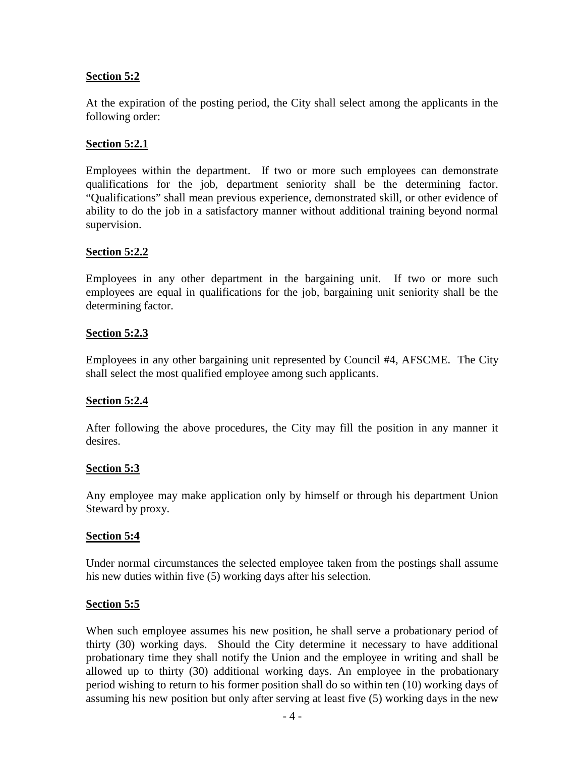**Section 5:2**

At the expiration of the posting period, the City shall select among the applicants in the following order:

**Section 5:2.1**

Employees within the department. If two or more such employees can demonstrate qualifications for the job, department seniority shall be the determining factor. "Qualifications" shall mean previous experience, demonstrated skill, or other evidence of ability to do the job in a satisfactory manner without additional training beyond normal supervision.

**Section 5:2.2**

Employees in any other department in the bargaining unit. If two or more such employees are equal in qualifications for the job, bargaining unit seniority shall be the determining factor.

**Section 5:2.3**

Employees in any other bargaining unit represented by Council #4, AFSCME. The City shall select the most qualified employee among such applicants.

**Section 5:2.4**

After following the above procedures, the City may fill the position in any manner it desires.

**Section 5:3**

Any employee may make application only by himself or through his department Union Steward by proxy.

**Section 5:4**

Under normal circumstances the selected employee taken from the postings shall assume his new duties within five (5) working days after his selection.

**Section 5:5**

When such employee assumes his new position, he shall serve a probationary period of thirty (30) working days. Should the City determine it necessary to have additional probationary time they shall notify the Union and the employee in writing and shall be allowed up to thirty (30) additional working days. An employee in the probationary period wishing to return to his former position shall do so within ten (10) working days of assuming his new position but only after serving at least five (5) working days in the new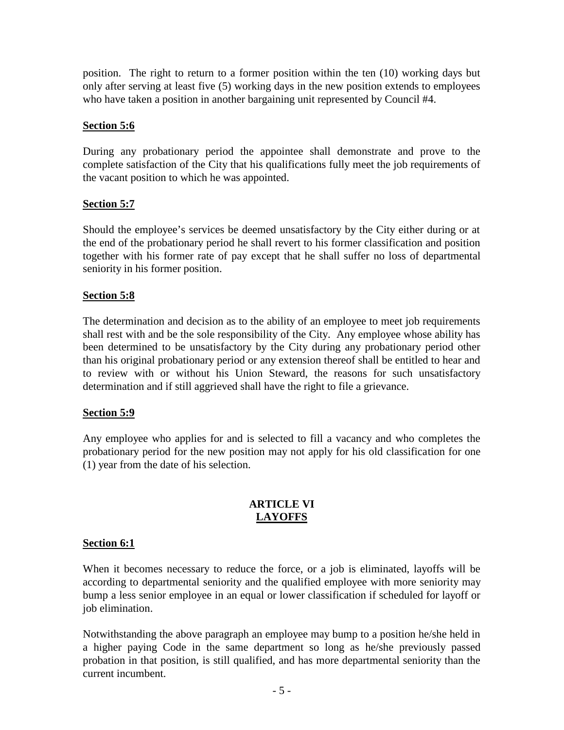position. The right to return to a former position within the ten (10) working days but only after serving at least five (5) working days in the new position extends to employees who have taken a position in another bargaining unit represented by Council #4.

**Section 5:6**

During any probationary period the appointee shall demonstrate and prove to the complete satisfaction of the City that his qualifications fully meet the job requirements of the vacant position to which he was appointed.

**Section 5:7**

Should the employee's services be deemed unsatisfactory by the City either during or at the end of the probationary period he shall revert to his former classification and position together with his former rate of pay except that he shall suffer no loss of departmental seniority in his former position.

**Section 5:8**

The determination and decision as to the ability of an employee to meet job requirements shall rest with and be the sole responsibility of the City. Any employee whose ability has been determined to be unsatisfactory by the City during any probationary period other than his original probationary period or any extension thereof shall be entitled to hear and to review with or without his Union Steward, the reasons for such unsatisfactory determination and if still aggrieved shall have the right to file a grievance.

**Section 5:9**

Any employee who applies for and is selected to fill a vacancy and who completes the probationary period for the new position may not apply for his old classification for one (1) year from the date of his selection.

## ARTICLE VI
## LAYOFFS

**Section 6:1**

When it becomes necessary to reduce the force, or a job is eliminated, layoffs will be according to departmental seniority and the qualified employee with more seniority may bump a less senior employee in an equal or lower classification if scheduled for layoff or job elimination.

Notwithstanding the above paragraph an employee may bump to a position he/she held in a higher paying Code in the same department so long as he/she previously passed probation in that position, is still qualified, and has more departmental seniority than the current incumbent.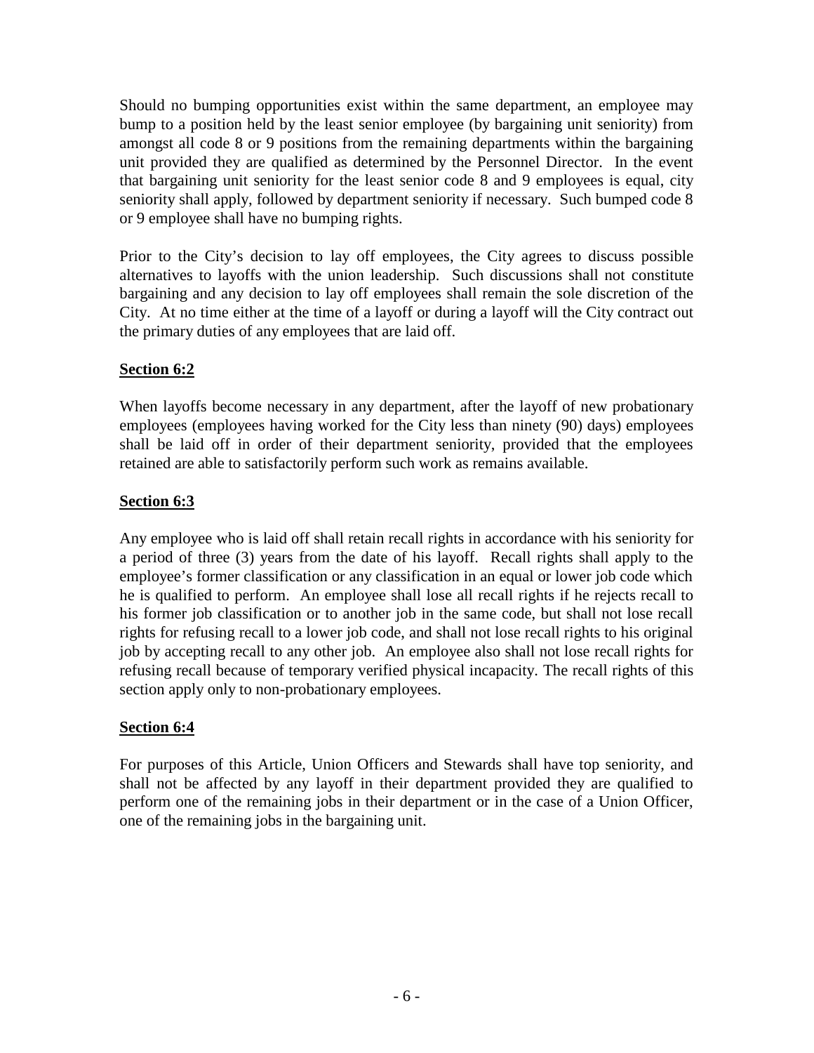Should no bumping opportunities exist within the same department, an employee may bump to a position held by the least senior employee (by bargaining unit seniority) from amongst all code 8 or 9 positions from the remaining departments within the bargaining unit provided they are qualified as determined by the Personnel Director. In the event that bargaining unit seniority for the least senior code 8 and 9 employees is equal, city seniority shall apply, followed by department seniority if necessary. Such bumped code 8 or 9 employee shall have no bumping rights.

Prior to the City's decision to lay off employees, the City agrees to discuss possible alternatives to layoffs with the union leadership. Such discussions shall not constitute bargaining and any decision to lay off employees shall remain the sole discretion of the City. At no time either at the time of a layoff or during a layoff will the City contract out the primary duties of any employees that are laid off.

**Section 6:2**

When layoffs become necessary in any department, after the layoff of new probationary employees (employees having worked for the City less than ninety (90) days) employees shall be laid off in order of their department seniority, provided that the employees retained are able to satisfactorily perform such work as remains available.

**Section 6:3**

Any employee who is laid off shall retain recall rights in accordance with his seniority for a period of three (3) years from the date of his layoff. Recall rights shall apply to the employee's former classification or any classification in an equal or lower job code which he is qualified to perform. An employee shall lose all recall rights if he rejects recall to his former job classification or to another job in the same code, but shall not lose recall rights for refusing recall to a lower job code, and shall not lose recall rights to his original job by accepting recall to any other job. An employee also shall not lose recall rights for refusing recall because of temporary verified physical incapacity. The recall rights of this section apply only to non-probationary employees.

**Section 6:4**

For purposes of this Article, Union Officers and Stewards shall have top seniority, and shall not be affected by any layoff in their department provided they are qualified to perform one of the remaining jobs in their department or in the case of a Union Officer, one of the remaining jobs in the bargaining unit.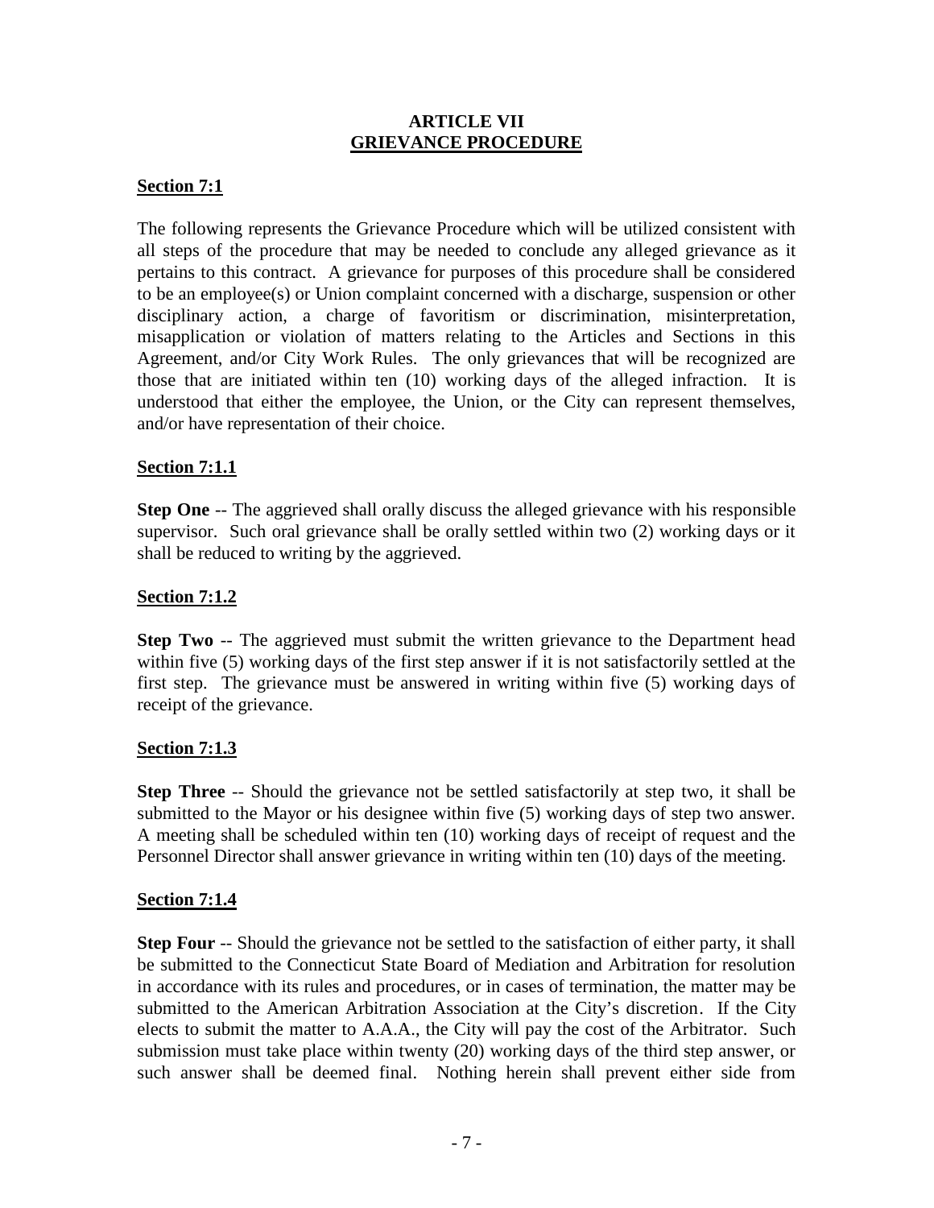# ARTICLE VII
## GRIEVANCE PROCEDURE

### Section 7:1

The following represents the Grievance Procedure which will be utilized consistent with all steps of the procedure that may be needed to conclude any alleged grievance as it pertains to this contract. A grievance for purposes of this procedure shall be considered to be an employee(s) or Union complaint concerned with a discharge, suspension or other disciplinary action, a charge of favoritism or discrimination, misinterpretation, misapplication or violation of matters relating to the Articles and Sections in this Agreement, and/or City Work Rules. The only grievances that will be recognized are those that are initiated within ten (10) working days of the alleged infraction. It is understood that either the employee, the Union, or the City can represent themselves, and/or have representation of their choice.

### Section 7:1.1

**Step One** -- The aggrieved shall orally discuss the alleged grievance with his responsible supervisor. Such oral grievance shall be orally settled within two (2) working days or it shall be reduced to writing by the aggrieved.

### Section 7:1.2

**Step Two** -- The aggrieved must submit the written grievance to the Department head within five (5) working days of the first step answer if it is not satisfactorily settled at the first step. The grievance must be answered in writing within five (5) working days of receipt of the grievance.

### Section 7:1.3

**Step Three** -- Should the grievance not be settled satisfactorily at step two, it shall be submitted to the Mayor or his designee within five (5) working days of step two answer. A meeting shall be scheduled within ten (10) working days of receipt of request and the Personnel Director shall answer grievance in writing within ten (10) days of the meeting.

### Section 7:1.4

**Step Four** -- Should the grievance not be settled to the satisfaction of either party, it shall be submitted to the Connecticut State Board of Mediation and Arbitration for resolution in accordance with its rules and procedures, or in cases of termination, the matter may be submitted to the American Arbitration Association at the City's discretion. If the City elects to submit the matter to A.A.A., the City will pay the cost of the Arbitrator. Such submission must take place within twenty (20) working days of the third step answer, or such answer shall be deemed final. Nothing herein shall prevent either side from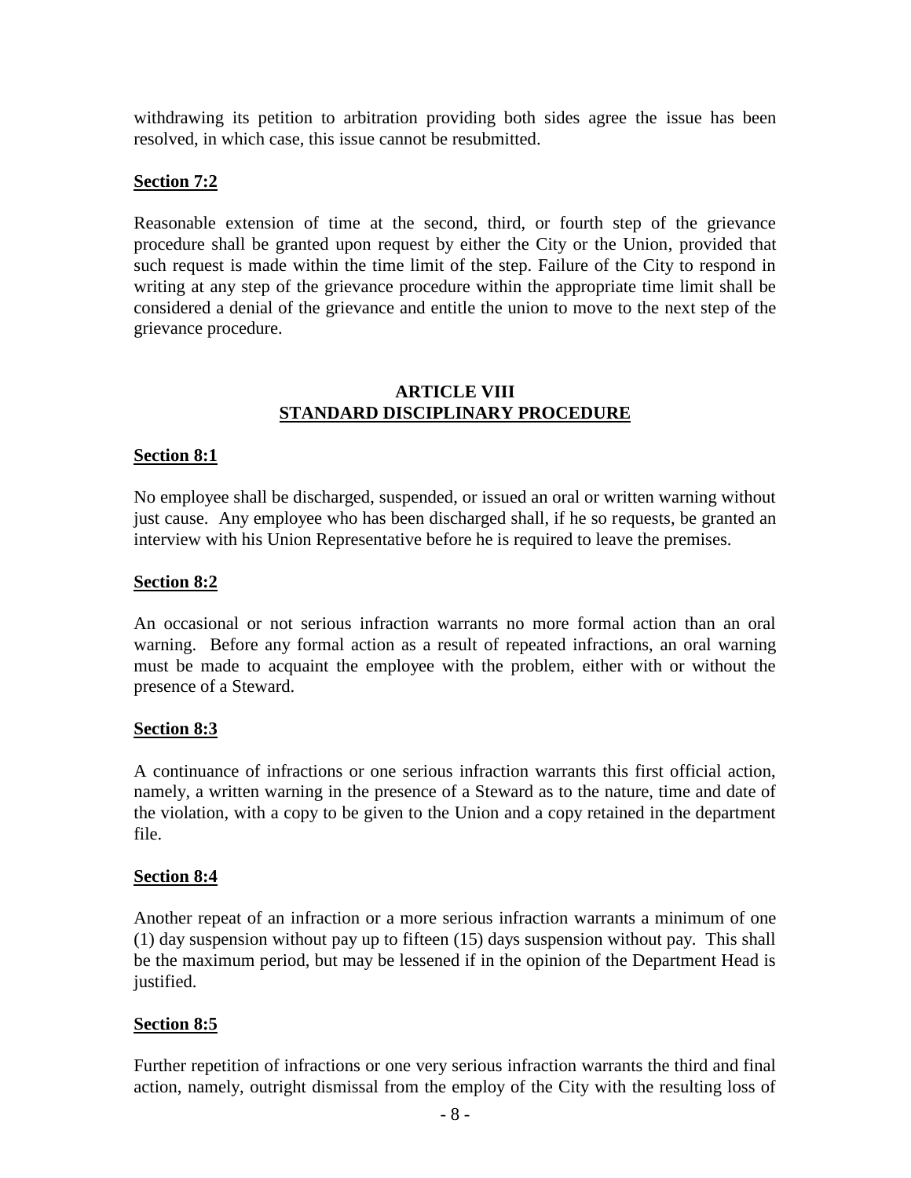withdrawing its petition to arbitration providing both sides agree the issue has been resolved, in which case, this issue cannot be resubmitted.

**Section 7:2**

Reasonable extension of time at the second, third, or fourth step of the grievance procedure shall be granted upon request by either the City or the Union, provided that such request is made within the time limit of the step. Failure of the City to respond in writing at any step of the grievance procedure within the appropriate time limit shall be considered a denial of the grievance and entitle the union to move to the next step of the grievance procedure.

## ARTICLE VIII
## STANDARD DISCIPLINARY PROCEDURE

**Section 8:1**

No employee shall be discharged, suspended, or issued an oral or written warning without just cause. Any employee who has been discharged shall, if he so requests, be granted an interview with his Union Representative before he is required to leave the premises.

**Section 8:2**

An occasional or not serious infraction warrants no more formal action than an oral warning. Before any formal action as a result of repeated infractions, an oral warning must be made to acquaint the employee with the problem, either with or without the presence of a Steward.

**Section 8:3**

A continuance of infractions or one serious infraction warrants this first official action, namely, a written warning in the presence of a Steward as to the nature, time and date of the violation, with a copy to be given to the Union and a copy retained in the department file.

**Section 8:4**

Another repeat of an infraction or a more serious infraction warrants a minimum of one (1) day suspension without pay up to fifteen (15) days suspension without pay. This shall be the maximum period, but may be lessened if in the opinion of the Department Head is justified.

**Section 8:5**

Further repetition of infractions or one very serious infraction warrants the third and final action, namely, outright dismissal from the employ of the City with the resulting loss of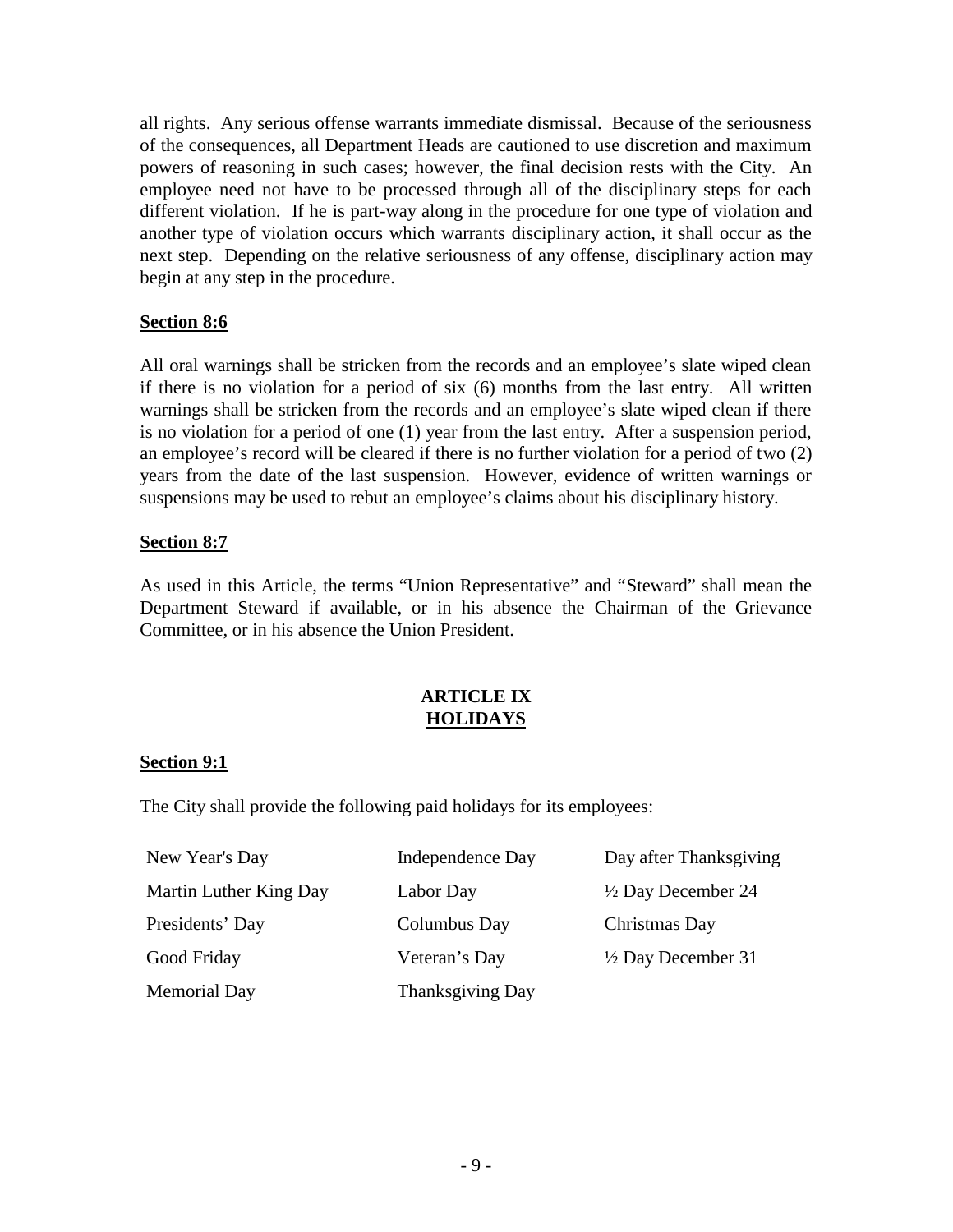all rights. Any serious offense warrants immediate dismissal. Because of the seriousness of the consequences, all Department Heads are cautioned to use discretion and maximum powers of reasoning in such cases; however, the final decision rests with the City. An employee need not have to be processed through all of the disciplinary steps for each different violation. If he is part-way along in the procedure for one type of violation and another type of violation occurs which warrants disciplinary action, it shall occur as the next step. Depending on the relative seriousness of any offense, disciplinary action may begin at any step in the procedure.

**Section 8:6**

All oral warnings shall be stricken from the records and an employee's slate wiped clean if there is no violation for a period of six (6) months from the last entry. All written warnings shall be stricken from the records and an employee's slate wiped clean if there is no violation for a period of one (1) year from the last entry. After a suspension period, an employee's record will be cleared if there is no further violation for a period of two (2) years from the date of the last suspension. However, evidence of written warnings or suspensions may be used to rebut an employee's claims about his disciplinary history.

**Section 8:7**

As used in this Article, the terms "Union Representative" and "Steward" shall mean the Department Steward if available, or in his absence the Chairman of the Grievance Committee, or in his absence the Union President.

## ARTICLE IX
## HOLIDAYS

**Section 9:1**

The City shall provide the following paid holidays for its employees:

| | | |
|---|---|---|
| New Year's Day | Independence Day | Day after Thanksgiving |
| Martin Luther King Day | Labor Day | ½ Day December 24 |
| Presidents' Day | Columbus Day | Christmas Day |
| Good Friday | Veteran's Day | ½ Day December 31 |
| Memorial Day | Thanksgiving Day | |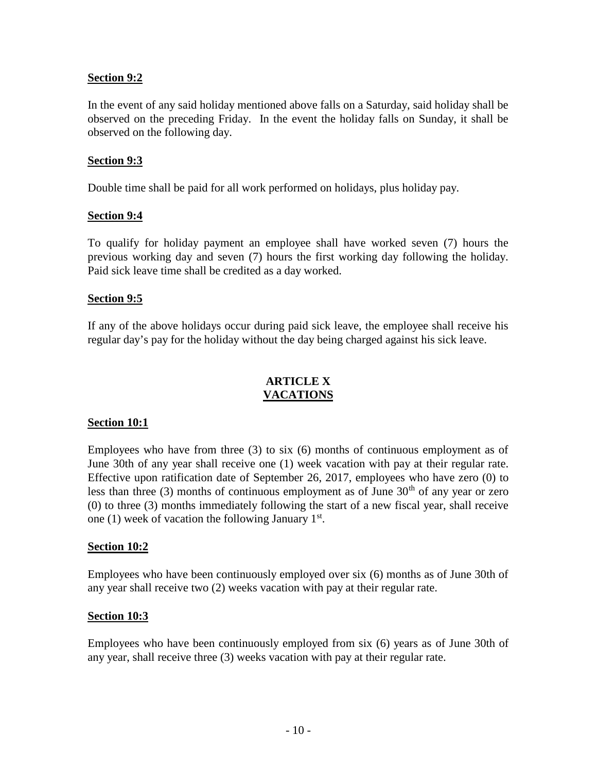**Section 9:2**

In the event of any said holiday mentioned above falls on a Saturday, said holiday shall be observed on the preceding Friday. In the event the holiday falls on Sunday, it shall be observed on the following day.

**Section 9:3**

Double time shall be paid for all work performed on holidays, plus holiday pay.

**Section 9:4**

To qualify for holiday payment an employee shall have worked seven (7) hours the previous working day and seven (7) hours the first working day following the holiday. Paid sick leave time shall be credited as a day worked.

**Section 9:5**

If any of the above holidays occur during paid sick leave, the employee shall receive his regular day's pay for the holiday without the day being charged against his sick leave.

## ARTICLE X
## VACATIONS

**Section 10:1**

Employees who have from three (3) to six (6) months of continuous employment as of June 30th of any year shall receive one (1) week vacation with pay at their regular rate. Effective upon ratification date of September 26, 2017, employees who have zero (0) to less than three (3) months of continuous employment as of June 30th of any year or zero (0) to three (3) months immediately following the start of a new fiscal year, shall receive one (1) week of vacation the following January 1st.

**Section 10:2**

Employees who have been continuously employed over six (6) months as of June 30th of any year shall receive two (2) weeks vacation with pay at their regular rate.

**Section 10:3**

Employees who have been continuously employed from six (6) years as of June 30th of any year, shall receive three (3) weeks vacation with pay at their regular rate.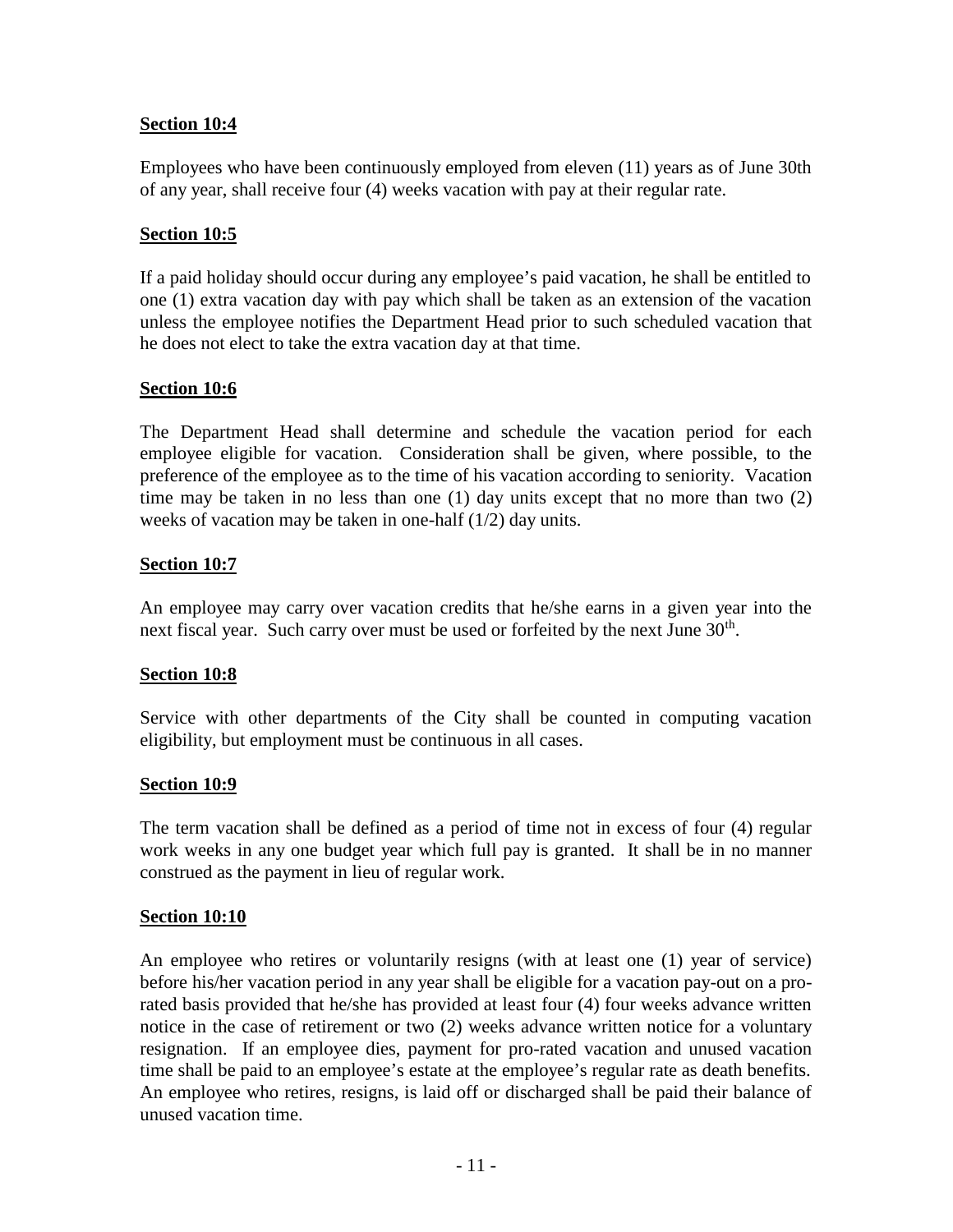**Section 10:4**

Employees who have been continuously employed from eleven (11) years as of June 30th of any year, shall receive four (4) weeks vacation with pay at their regular rate.

**Section 10:5**

If a paid holiday should occur during any employee's paid vacation, he shall be entitled to one (1) extra vacation day with pay which shall be taken as an extension of the vacation unless the employee notifies the Department Head prior to such scheduled vacation that he does not elect to take the extra vacation day at that time.

**Section 10:6**

The Department Head shall determine and schedule the vacation period for each employee eligible for vacation. Consideration shall be given, where possible, to the preference of the employee as to the time of his vacation according to seniority. Vacation time may be taken in no less than one (1) day units except that no more than two (2) weeks of vacation may be taken in one-half (1/2) day units.

**Section 10:7**

An employee may carry over vacation credits that he/she earns in a given year into the next fiscal year. Such carry over must be used or forfeited by the next June 30th.

**Section 10:8**

Service with other departments of the City shall be counted in computing vacation eligibility, but employment must be continuous in all cases.

**Section 10:9**

The term vacation shall be defined as a period of time not in excess of four (4) regular work weeks in any one budget year which full pay is granted. It shall be in no manner construed as the payment in lieu of regular work.

**Section 10:10**

An employee who retires or voluntarily resigns (with at least one (1) year of service) before his/her vacation period in any year shall be eligible for a vacation pay-out on a pro-rated basis provided that he/she has provided at least four (4) four weeks advance written notice in the case of retirement or two (2) weeks advance written notice for a voluntary resignation. If an employee dies, payment for pro-rated vacation and unused vacation time shall be paid to an employee's estate at the employee's regular rate as death benefits. An employee who retires, resigns, is laid off or discharged shall be paid their balance of unused vacation time.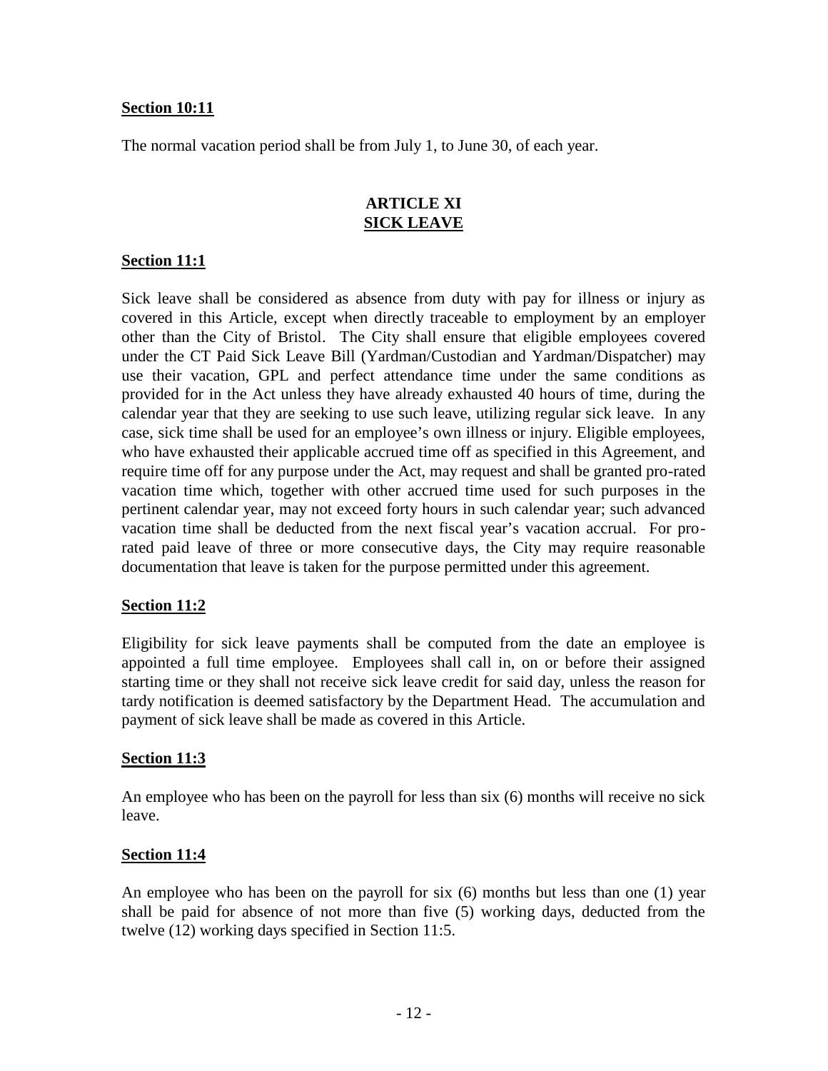**Section 10:11**

The normal vacation period shall be from July 1, to June 30, of each year.

## ARTICLE XI
## SICK LEAVE

**Section 11:1**

Sick leave shall be considered as absence from duty with pay for illness or injury as covered in this Article, except when directly traceable to employment by an employer other than the City of Bristol. The City shall ensure that eligible employees covered under the CT Paid Sick Leave Bill (Yardman/Custodian and Yardman/Dispatcher) may use their vacation, GPL and perfect attendance time under the same conditions as provided for in the Act unless they have already exhausted 40 hours of time, during the calendar year that they are seeking to use such leave, utilizing regular sick leave. In any case, sick time shall be used for an employee's own illness or injury. Eligible employees, who have exhausted their applicable accrued time off as specified in this Agreement, and require time off for any purpose under the Act, may request and shall be granted pro-rated vacation time which, together with other accrued time used for such purposes in the pertinent calendar year, may not exceed forty hours in such calendar year; such advanced vacation time shall be deducted from the next fiscal year's vacation accrual. For pro-rated paid leave of three or more consecutive days, the City may require reasonable documentation that leave is taken for the purpose permitted under this agreement.

**Section 11:2**

Eligibility for sick leave payments shall be computed from the date an employee is appointed a full time employee. Employees shall call in, on or before their assigned starting time or they shall not receive sick leave credit for said day, unless the reason for tardy notification is deemed satisfactory by the Department Head. The accumulation and payment of sick leave shall be made as covered in this Article.

**Section 11:3**

An employee who has been on the payroll for less than six (6) months will receive no sick leave.

**Section 11:4**

An employee who has been on the payroll for six (6) months but less than one (1) year shall be paid for absence of not more than five (5) working days, deducted from the twelve (12) working days specified in Section 11:5.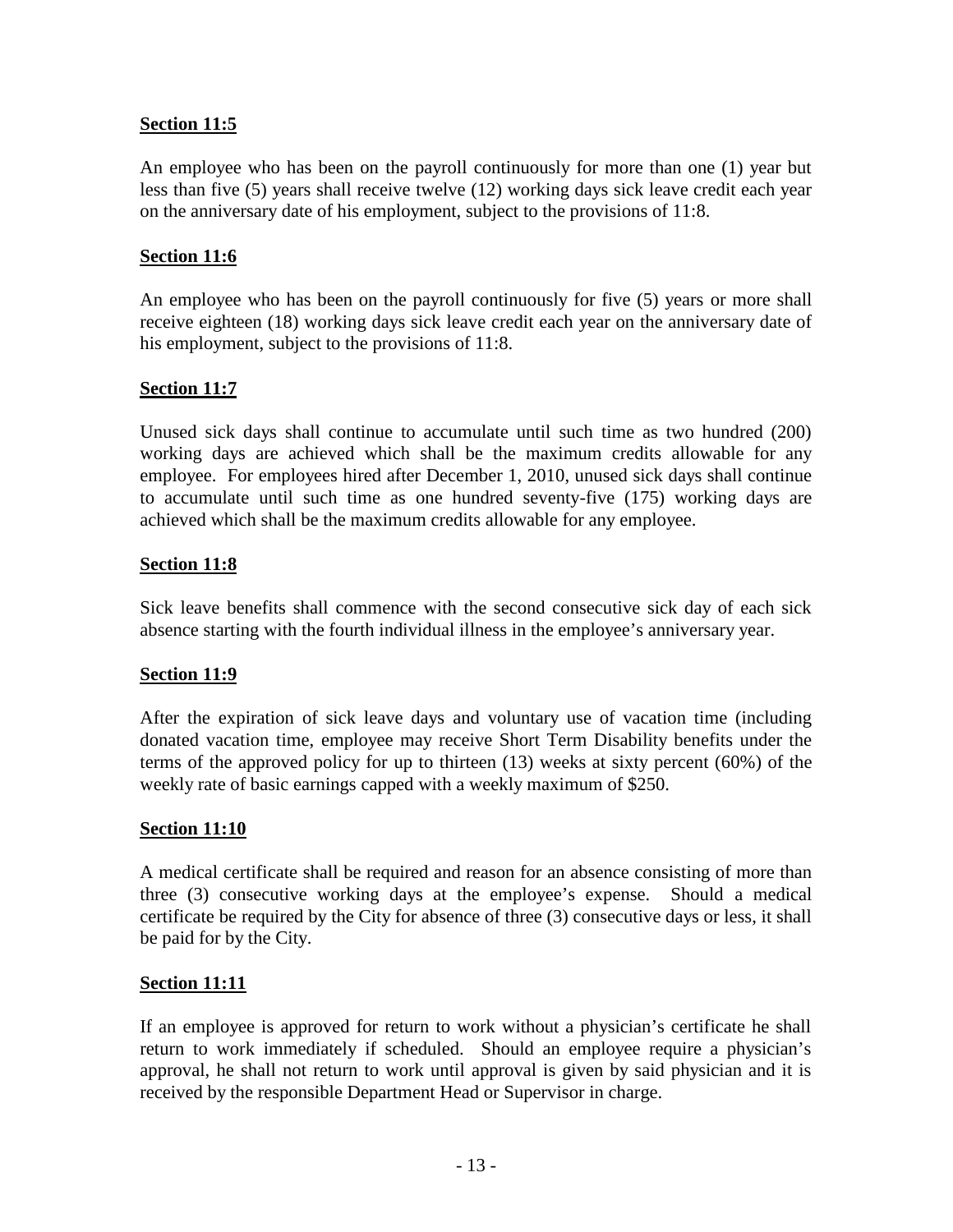**Section 11:5**

An employee who has been on the payroll continuously for more than one (1) year but less than five (5) years shall receive twelve (12) working days sick leave credit each year on the anniversary date of his employment, subject to the provisions of 11:8.

**Section 11:6**

An employee who has been on the payroll continuously for five (5) years or more shall receive eighteen (18) working days sick leave credit each year on the anniversary date of his employment, subject to the provisions of 11:8.

**Section 11:7**

Unused sick days shall continue to accumulate until such time as two hundred (200) working days are achieved which shall be the maximum credits allowable for any employee. For employees hired after December 1, 2010, unused sick days shall continue to accumulate until such time as one hundred seventy-five (175) working days are achieved which shall be the maximum credits allowable for any employee.

**Section 11:8**

Sick leave benefits shall commence with the second consecutive sick day of each sick absence starting with the fourth individual illness in the employee's anniversary year.

**Section 11:9**

After the expiration of sick leave days and voluntary use of vacation time (including donated vacation time, employee may receive Short Term Disability benefits under the terms of the approved policy for up to thirteen (13) weeks at sixty percent (60%) of the weekly rate of basic earnings capped with a weekly maximum of $250.

**Section 11:10**

A medical certificate shall be required and reason for an absence consisting of more than three (3) consecutive working days at the employee's expense. Should a medical certificate be required by the City for absence of three (3) consecutive days or less, it shall be paid for by the City.

**Section 11:11**

If an employee is approved for return to work without a physician's certificate he shall return to work immediately if scheduled. Should an employee require a physician's approval, he shall not return to work until approval is given by said physician and it is received by the responsible Department Head or Supervisor in charge.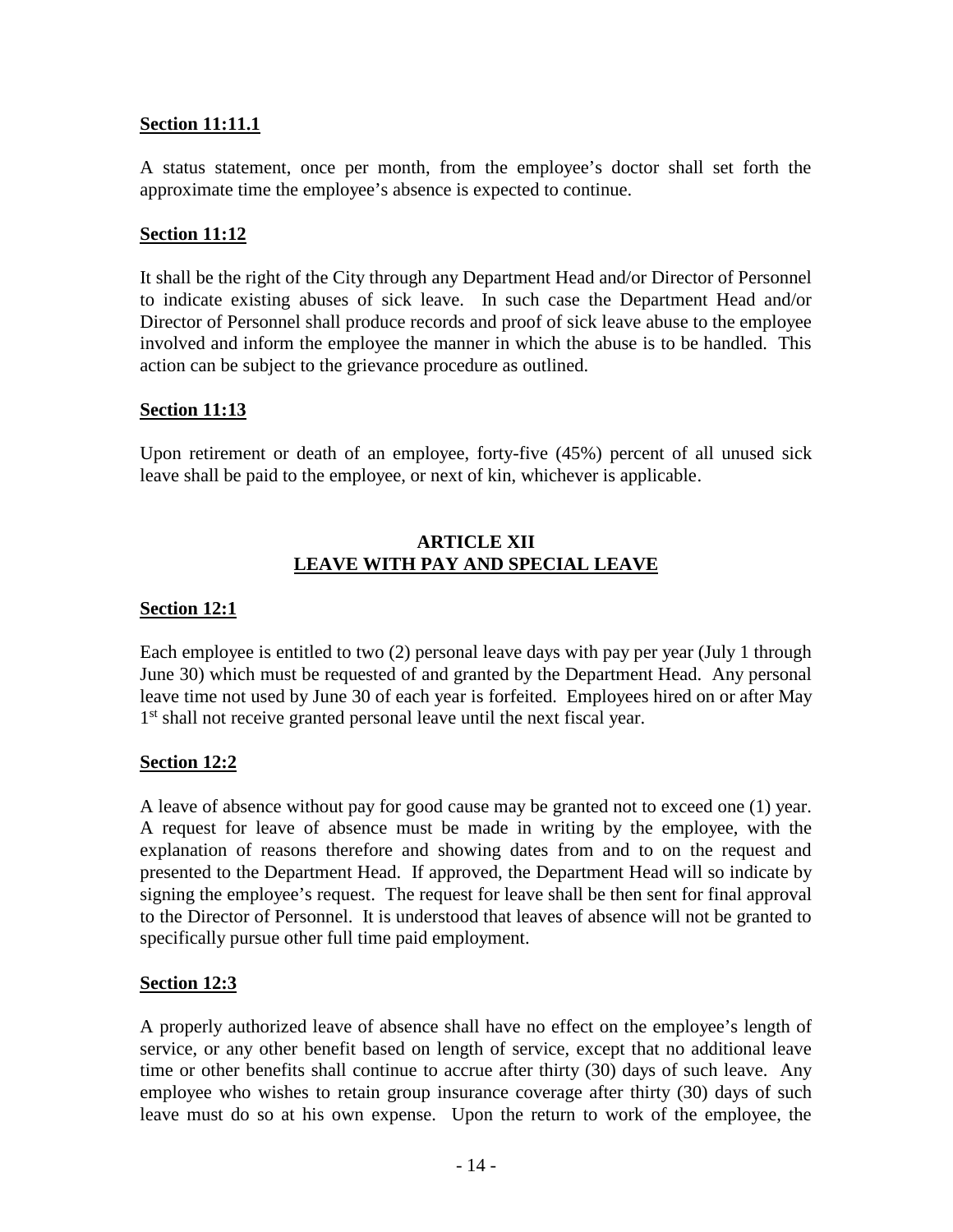**Section 11:11.1**

A status statement, once per month, from the employee's doctor shall set forth the approximate time the employee's absence is expected to continue.

**Section 11:12**

It shall be the right of the City through any Department Head and/or Director of Personnel to indicate existing abuses of sick leave. In such case the Department Head and/or Director of Personnel shall produce records and proof of sick leave abuse to the employee involved and inform the employee the manner in which the abuse is to be handled. This action can be subject to the grievance procedure as outlined.

**Section 11:13**

Upon retirement or death of an employee, forty-five (45%) percent of all unused sick leave shall be paid to the employee, or next of kin, whichever is applicable.

## ARTICLE XII
## LEAVE WITH PAY AND SPECIAL LEAVE

**Section 12:1**

Each employee is entitled to two (2) personal leave days with pay per year (July 1 through June 30) which must be requested of and granted by the Department Head. Any personal leave time not used by June 30 of each year is forfeited. Employees hired on or after May 1st shall not receive granted personal leave until the next fiscal year.

**Section 12:2**

A leave of absence without pay for good cause may be granted not to exceed one (1) year. A request for leave of absence must be made in writing by the employee, with the explanation of reasons therefore and showing dates from and to on the request and presented to the Department Head. If approved, the Department Head will so indicate by signing the employee's request. The request for leave shall be then sent for final approval to the Director of Personnel. It is understood that leaves of absence will not be granted to specifically pursue other full time paid employment.

**Section 12:3**

A properly authorized leave of absence shall have no effect on the employee's length of service, or any other benefit based on length of service, except that no additional leave time or other benefits shall continue to accrue after thirty (30) days of such leave. Any employee who wishes to retain group insurance coverage after thirty (30) days of such leave must do so at his own expense. Upon the return to work of the employee, the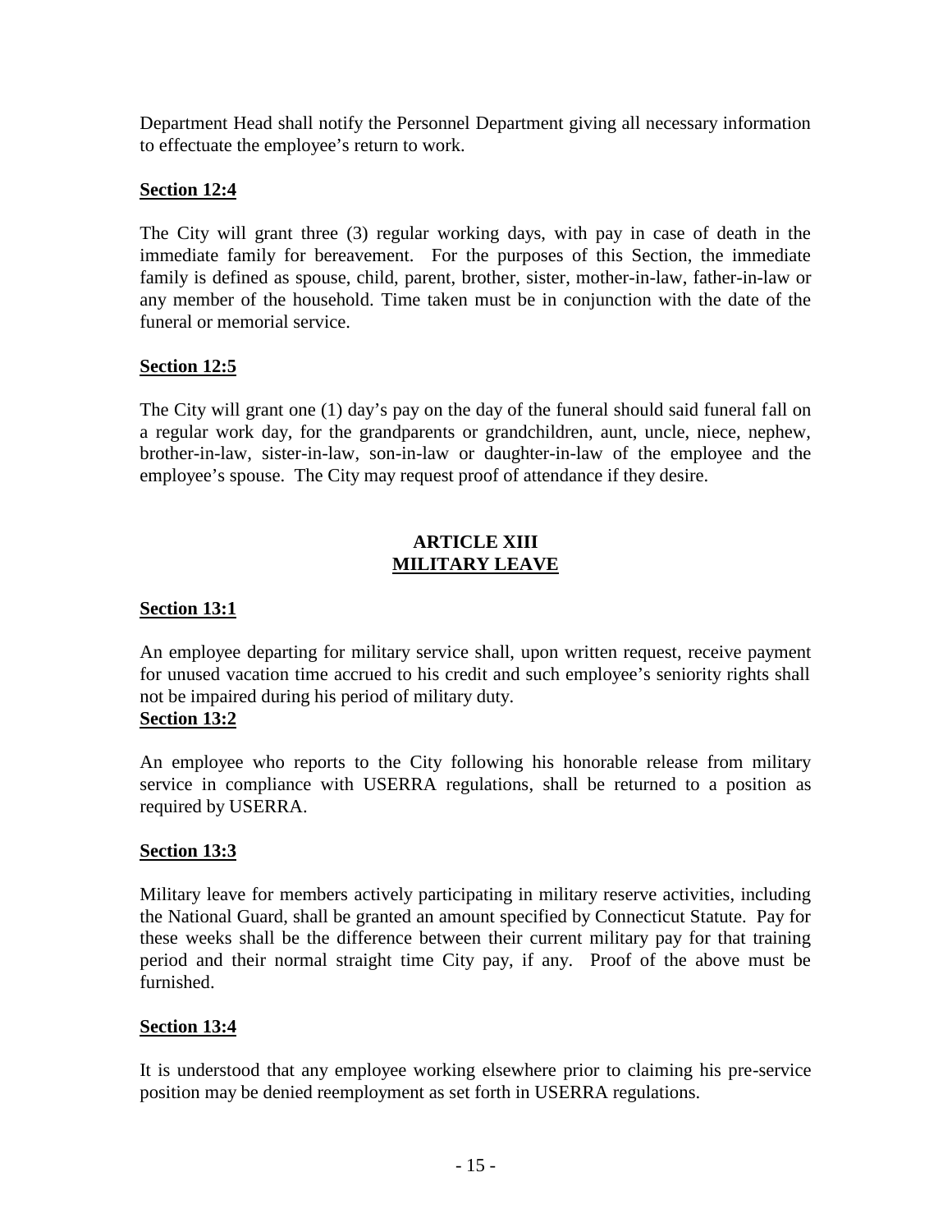Department Head shall notify the Personnel Department giving all necessary information to effectuate the employee's return to work.

**Section 12:4**

The City will grant three (3) regular working days, with pay in case of death in the immediate family for bereavement. For the purposes of this Section, the immediate family is defined as spouse, child, parent, brother, sister, mother-in-law, father-in-law or any member of the household. Time taken must be in conjunction with the date of the funeral or memorial service.

**Section 12:5**

The City will grant one (1) day's pay on the day of the funeral should said funeral fall on a regular work day, for the grandparents or grandchildren, aunt, uncle, niece, nephew, brother-in-law, sister-in-law, son-in-law or daughter-in-law of the employee and the employee's spouse. The City may request proof of attendance if they desire.

## ARTICLE XIII
## MILITARY LEAVE

**Section 13:1**

An employee departing for military service shall, upon written request, receive payment for unused vacation time accrued to his credit and such employee's seniority rights shall not be impaired during his period of military duty.

**Section 13:2**

An employee who reports to the City following his honorable release from military service in compliance with USERRA regulations, shall be returned to a position as required by USERRA.

**Section 13:3**

Military leave for members actively participating in military reserve activities, including the National Guard, shall be granted an amount specified by Connecticut Statute. Pay for these weeks shall be the difference between their current military pay for that training period and their normal straight time City pay, if any. Proof of the above must be furnished.

**Section 13:4**

It is understood that any employee working elsewhere prior to claiming his pre-service position may be denied reemployment as set forth in USERRA regulations.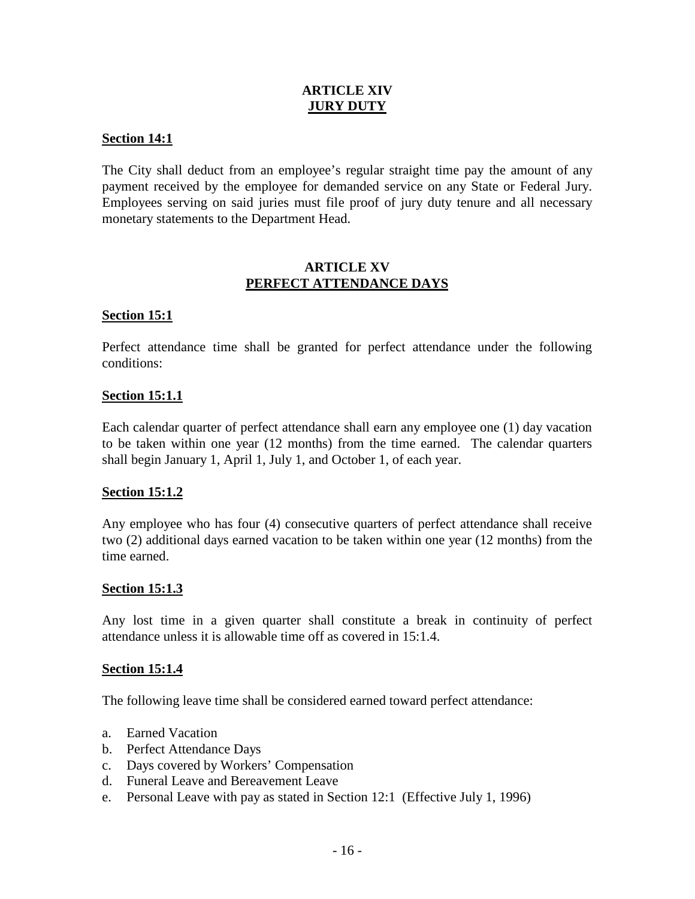## ARTICLE XIV
## JURY DUTY

**Section 14:1**

The City shall deduct from an employee's regular straight time pay the amount of any payment received by the employee for demanded service on any State or Federal Jury. Employees serving on said juries must file proof of jury duty tenure and all necessary monetary statements to the Department Head.

## ARTICLE XV
## PERFECT ATTENDANCE DAYS

**Section 15:1**

Perfect attendance time shall be granted for perfect attendance under the following conditions:

**Section 15:1.1**

Each calendar quarter of perfect attendance shall earn any employee one (1) day vacation to be taken within one year (12 months) from the time earned. The calendar quarters shall begin January 1, April 1, July 1, and October 1, of each year.

**Section 15:1.2**

Any employee who has four (4) consecutive quarters of perfect attendance shall receive two (2) additional days earned vacation to be taken within one year (12 months) from the time earned.

**Section 15:1.3**

Any lost time in a given quarter shall constitute a break in continuity of perfect attendance unless it is allowable time off as covered in 15:1.4.

**Section 15:1.4**

The following leave time shall be considered earned toward perfect attendance:

a. Earned Vacation
b. Perfect Attendance Days
c. Days covered by Workers' Compensation
d. Funeral Leave and Bereavement Leave
e. Personal Leave with pay as stated in Section 12:1 (Effective July 1, 1996)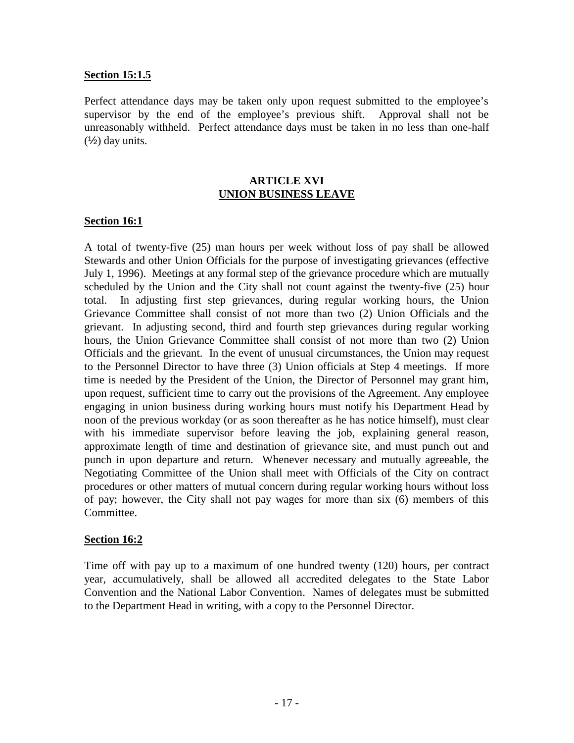**Section 15:1.5**

Perfect attendance days may be taken only upon request submitted to the employee's supervisor by the end of the employee's previous shift. Approval shall not be unreasonably withheld. Perfect attendance days must be taken in no less than one-half (½) day units.

## ARTICLE XVI
## UNION BUSINESS LEAVE

**Section 16:1**

A total of twenty-five (25) man hours per week without loss of pay shall be allowed Stewards and other Union Officials for the purpose of investigating grievances (effective July 1, 1996). Meetings at any formal step of the grievance procedure which are mutually scheduled by the Union and the City shall not count against the twenty-five (25) hour total. In adjusting first step grievances, during regular working hours, the Union Grievance Committee shall consist of not more than two (2) Union Officials and the grievant. In adjusting second, third and fourth step grievances during regular working hours, the Union Grievance Committee shall consist of not more than two (2) Union Officials and the grievant. In the event of unusual circumstances, the Union may request to the Personnel Director to have three (3) Union officials at Step 4 meetings. If more time is needed by the President of the Union, the Director of Personnel may grant him, upon request, sufficient time to carry out the provisions of the Agreement. Any employee engaging in union business during working hours must notify his Department Head by noon of the previous workday (or as soon thereafter as he has notice himself), must clear with his immediate supervisor before leaving the job, explaining general reason, approximate length of time and destination of grievance site, and must punch out and punch in upon departure and return. Whenever necessary and mutually agreeable, the Negotiating Committee of the Union shall meet with Officials of the City on contract procedures or other matters of mutual concern during regular working hours without loss of pay; however, the City shall not pay wages for more than six (6) members of this Committee.

**Section 16:2**

Time off with pay up to a maximum of one hundred twenty (120) hours, per contract year, accumulatively, shall be allowed all accredited delegates to the State Labor Convention and the National Labor Convention. Names of delegates must be submitted to the Department Head in writing, with a copy to the Personnel Director.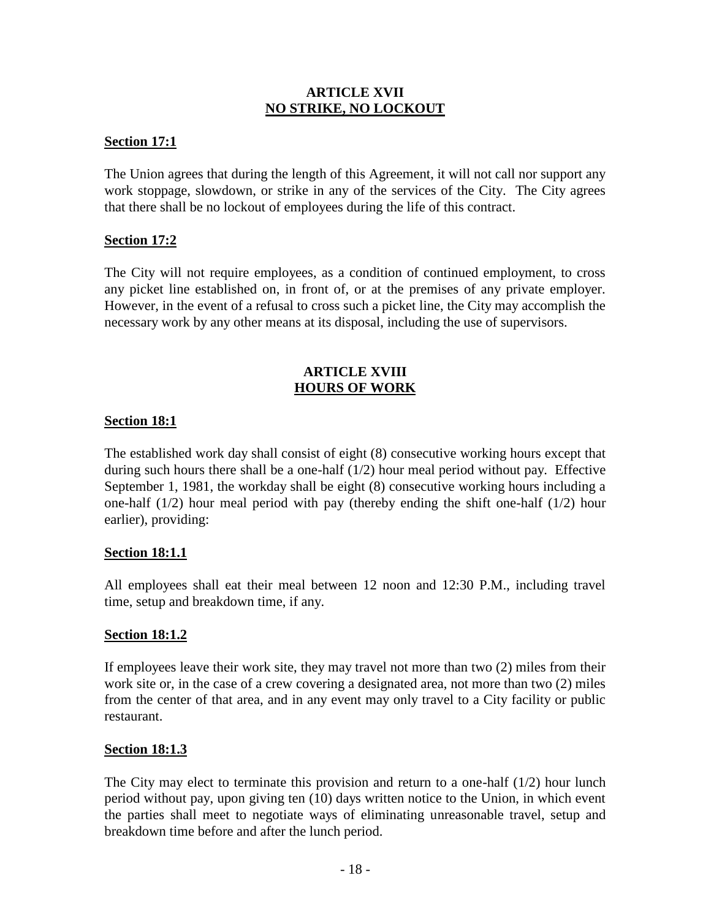## ARTICLE XVII
## NO STRIKE, NO LOCKOUT

**Section 17:1**

The Union agrees that during the length of this Agreement, it will not call nor support any work stoppage, slowdown, or strike in any of the services of the City. The City agrees that there shall be no lockout of employees during the life of this contract.

**Section 17:2**

The City will not require employees, as a condition of continued employment, to cross any picket line established on, in front of, or at the premises of any private employer. However, in the event of a refusal to cross such a picket line, the City may accomplish the necessary work by any other means at its disposal, including the use of supervisors.

## ARTICLE XVIII
## HOURS OF WORK

**Section 18:1**

The established work day shall consist of eight (8) consecutive working hours except that during such hours there shall be a one-half (1/2) hour meal period without pay. Effective September 1, 1981, the workday shall be eight (8) consecutive working hours including a one-half (1/2) hour meal period with pay (thereby ending the shift one-half (1/2) hour earlier), providing:

**Section 18:1.1**

All employees shall eat their meal between 12 noon and 12:30 P.M., including travel time, setup and breakdown time, if any.

**Section 18:1.2**

If employees leave their work site, they may travel not more than two (2) miles from their work site or, in the case of a crew covering a designated area, not more than two (2) miles from the center of that area, and in any event may only travel to a City facility or public restaurant.

**Section 18:1.3**

The City may elect to terminate this provision and return to a one-half (1/2) hour lunch period without pay, upon giving ten (10) days written notice to the Union, in which event the parties shall meet to negotiate ways of eliminating unreasonable travel, setup and breakdown time before and after the lunch period.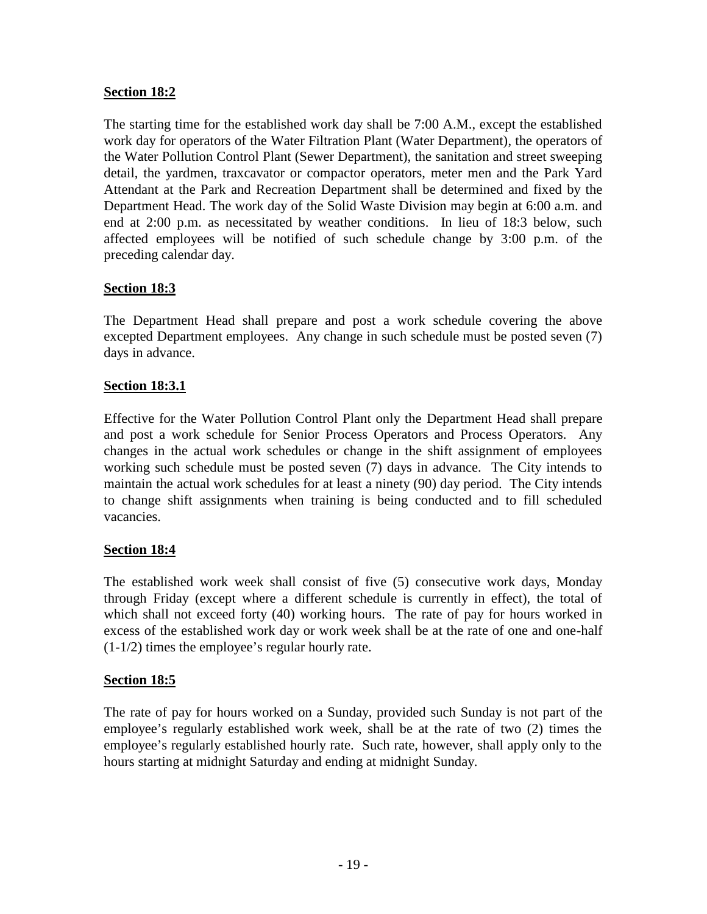**Section 18:2**

The starting time for the established work day shall be 7:00 A.M., except the established work day for operators of the Water Filtration Plant (Water Department), the operators of the Water Pollution Control Plant (Sewer Department), the sanitation and street sweeping detail, the yardmen, traxcavator or compactor operators, meter men and the Park Yard Attendant at the Park and Recreation Department shall be determined and fixed by the Department Head. The work day of the Solid Waste Division may begin at 6:00 a.m. and end at 2:00 p.m. as necessitated by weather conditions. In lieu of 18:3 below, such affected employees will be notified of such schedule change by 3:00 p.m. of the preceding calendar day.

**Section 18:3**

The Department Head shall prepare and post a work schedule covering the above excepted Department employees. Any change in such schedule must be posted seven (7) days in advance.

**Section 18:3.1**

Effective for the Water Pollution Control Plant only the Department Head shall prepare and post a work schedule for Senior Process Operators and Process Operators. Any changes in the actual work schedules or change in the shift assignment of employees working such schedule must be posted seven (7) days in advance. The City intends to maintain the actual work schedules for at least a ninety (90) day period. The City intends to change shift assignments when training is being conducted and to fill scheduled vacancies.

**Section 18:4**

The established work week shall consist of five (5) consecutive work days, Monday through Friday (except where a different schedule is currently in effect), the total of which shall not exceed forty (40) working hours. The rate of pay for hours worked in excess of the established work day or work week shall be at the rate of one and one-half (1-1/2) times the employee's regular hourly rate.

**Section 18:5**

The rate of pay for hours worked on a Sunday, provided such Sunday is not part of the employee's regularly established work week, shall be at the rate of two (2) times the employee's regularly established hourly rate. Such rate, however, shall apply only to the hours starting at midnight Saturday and ending at midnight Sunday.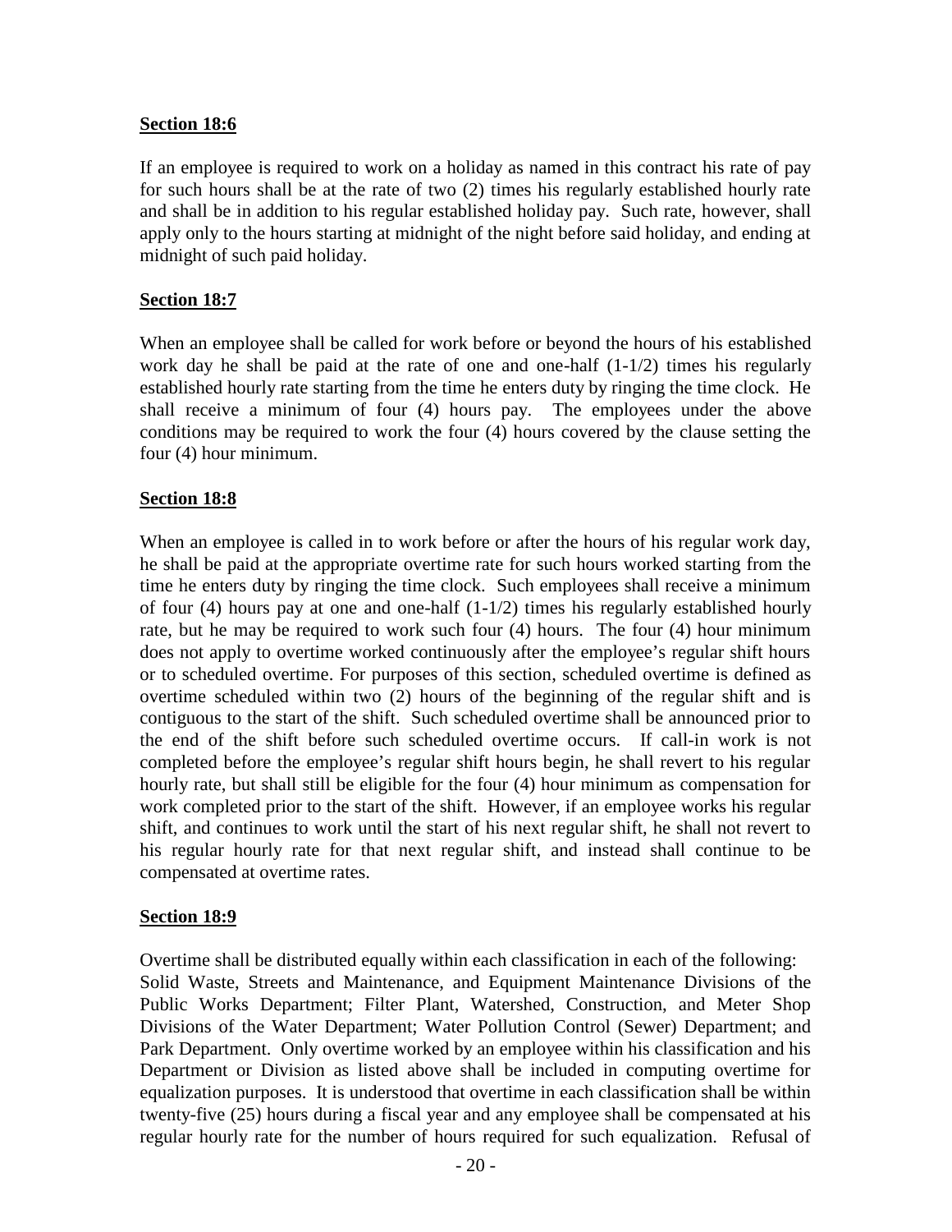**Section 18:6**

If an employee is required to work on a holiday as named in this contract his rate of pay for such hours shall be at the rate of two (2) times his regularly established hourly rate and shall be in addition to his regular established holiday pay. Such rate, however, shall apply only to the hours starting at midnight of the night before said holiday, and ending at midnight of such paid holiday.

**Section 18:7**

When an employee shall be called for work before or beyond the hours of his established work day he shall be paid at the rate of one and one-half (1-1/2) times his regularly established hourly rate starting from the time he enters duty by ringing the time clock. He shall receive a minimum of four (4) hours pay. The employees under the above conditions may be required to work the four (4) hours covered by the clause setting the four (4) hour minimum.

**Section 18:8**

When an employee is called in to work before or after the hours of his regular work day, he shall be paid at the appropriate overtime rate for such hours worked starting from the time he enters duty by ringing the time clock. Such employees shall receive a minimum of four (4) hours pay at one and one-half (1-1/2) times his regularly established hourly rate, but he may be required to work such four (4) hours. The four (4) hour minimum does not apply to overtime worked continuously after the employee's regular shift hours or to scheduled overtime. For purposes of this section, scheduled overtime is defined as overtime scheduled within two (2) hours of the beginning of the regular shift and is contiguous to the start of the shift. Such scheduled overtime shall be announced prior to the end of the shift before such scheduled overtime occurs. If call-in work is not completed before the employee's regular shift hours begin, he shall revert to his regular hourly rate, but shall still be eligible for the four (4) hour minimum as compensation for work completed prior to the start of the shift. However, if an employee works his regular shift, and continues to work until the start of his next regular shift, he shall not revert to his regular hourly rate for that next regular shift, and instead shall continue to be compensated at overtime rates.

**Section 18:9**

Overtime shall be distributed equally within each classification in each of the following: Solid Waste, Streets and Maintenance, and Equipment Maintenance Divisions of the Public Works Department; Filter Plant, Watershed, Construction, and Meter Shop Divisions of the Water Department; Water Pollution Control (Sewer) Department; and Park Department. Only overtime worked by an employee within his classification and his Department or Division as listed above shall be included in computing overtime for equalization purposes. It is understood that overtime in each classification shall be within twenty-five (25) hours during a fiscal year and any employee shall be compensated at his regular hourly rate for the number of hours required for such equalization. Refusal of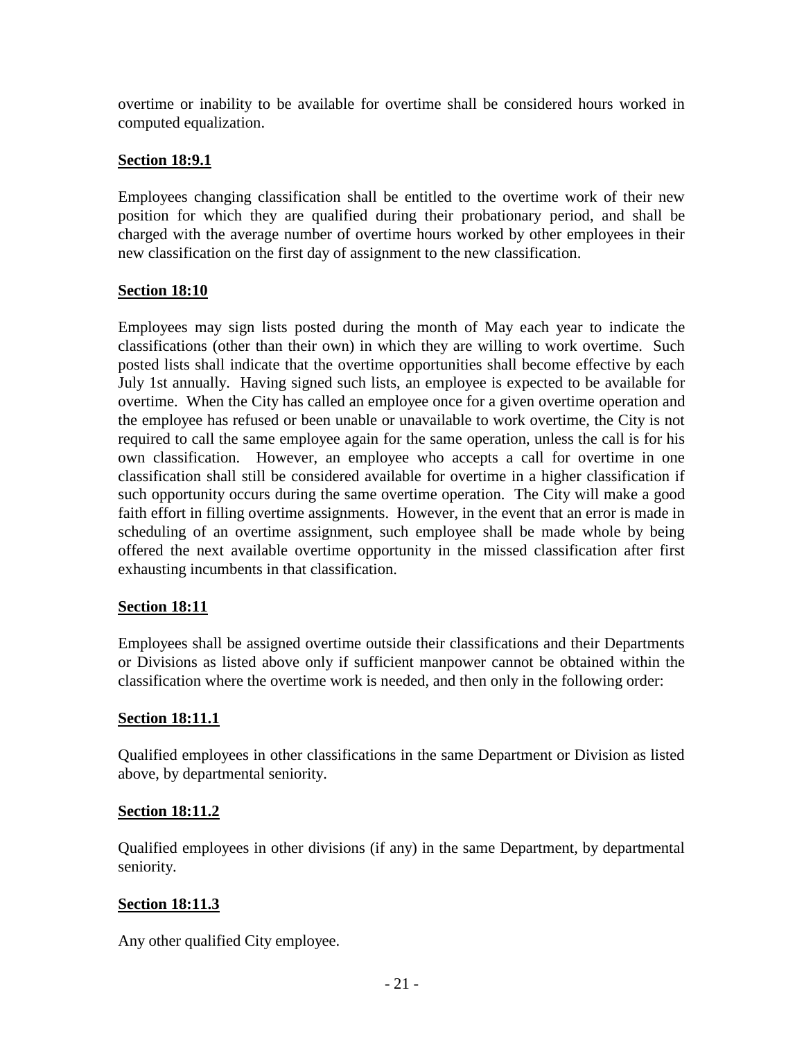overtime or inability to be available for overtime shall be considered hours worked in computed equalization.

**Section 18:9.1**

Employees changing classification shall be entitled to the overtime work of their new position for which they are qualified during their probationary period, and shall be charged with the average number of overtime hours worked by other employees in their new classification on the first day of assignment to the new classification.

**Section 18:10**

Employees may sign lists posted during the month of May each year to indicate the classifications (other than their own) in which they are willing to work overtime. Such posted lists shall indicate that the overtime opportunities shall become effective by each July 1st annually. Having signed such lists, an employee is expected to be available for overtime. When the City has called an employee once for a given overtime operation and the employee has refused or been unable or unavailable to work overtime, the City is not required to call the same employee again for the same operation, unless the call is for his own classification. However, an employee who accepts a call for overtime in one classification shall still be considered available for overtime in a higher classification if such opportunity occurs during the same overtime operation. The City will make a good faith effort in filling overtime assignments. However, in the event that an error is made in scheduling of an overtime assignment, such employee shall be made whole by being offered the next available overtime opportunity in the missed classification after first exhausting incumbents in that classification.

**Section 18:11**

Employees shall be assigned overtime outside their classifications and their Departments or Divisions as listed above only if sufficient manpower cannot be obtained within the classification where the overtime work is needed, and then only in the following order:

**Section 18:11.1**

Qualified employees in other classifications in the same Department or Division as listed above, by departmental seniority.

**Section 18:11.2**

Qualified employees in other divisions (if any) in the same Department, by departmental seniority.

**Section 18:11.3**

Any other qualified City employee.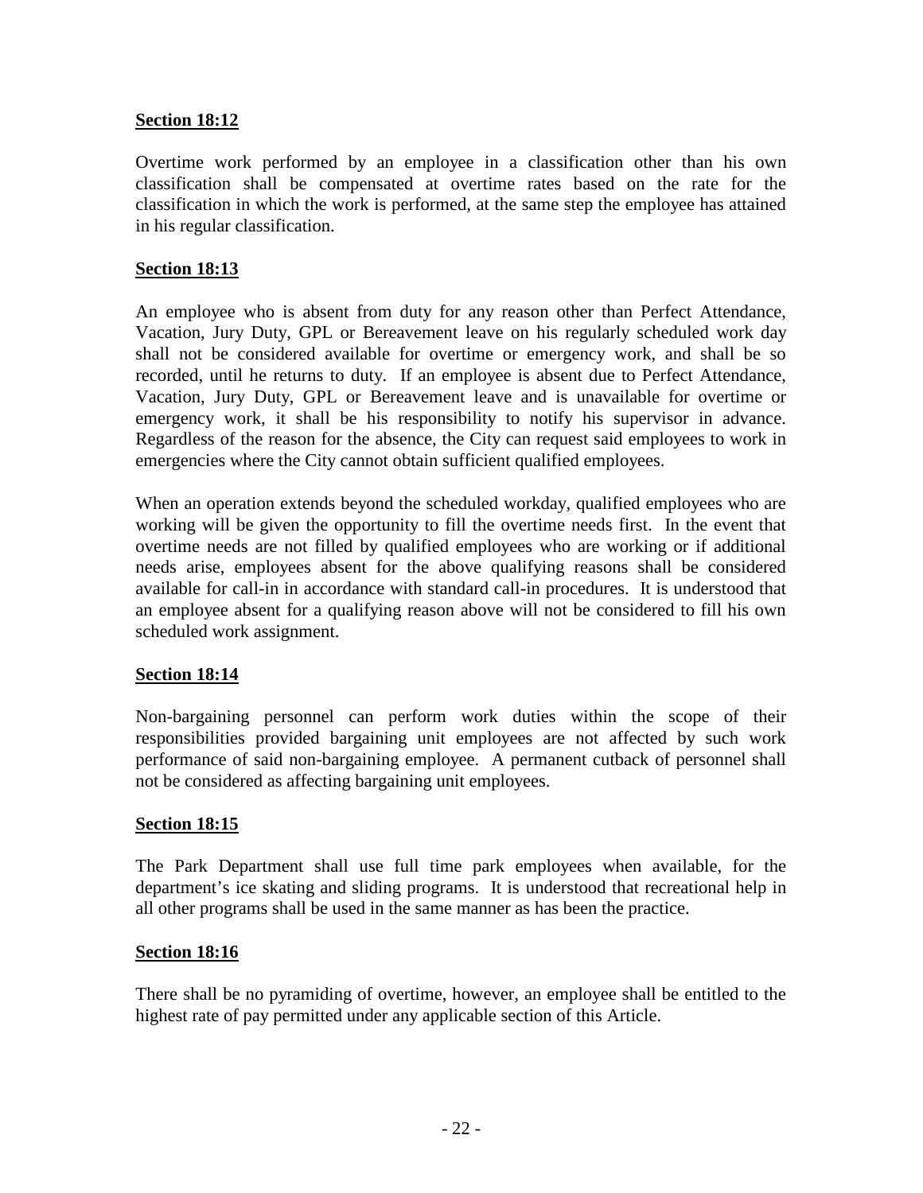**Section 18:12**

Overtime work performed by an employee in a classification other than his own classification shall be compensated at overtime rates based on the rate for the classification in which the work is performed, at the same step the employee has attained in his regular classification.

**Section 18:13**

An employee who is absent from duty for any reason other than Perfect Attendance, Vacation, Jury Duty, GPL or Bereavement leave on his regularly scheduled work day shall not be considered available for overtime or emergency work, and shall be so recorded, until he returns to duty. If an employee is absent due to Perfect Attendance, Vacation, Jury Duty, GPL or Bereavement leave and is unavailable for overtime or emergency work, it shall be his responsibility to notify his supervisor in advance. Regardless of the reason for the absence, the City can request said employees to work in emergencies where the City cannot obtain sufficient qualified employees.

When an operation extends beyond the scheduled workday, qualified employees who are working will be given the opportunity to fill the overtime needs first. In the event that overtime needs are not filled by qualified employees who are working or if additional needs arise, employees absent for the above qualifying reasons shall be considered available for call-in in accordance with standard call-in procedures. It is understood that an employee absent for a qualifying reason above will not be considered to fill his own scheduled work assignment.

**Section 18:14**

Non-bargaining personnel can perform work duties within the scope of their responsibilities provided bargaining unit employees are not affected by such work performance of said non-bargaining employee. A permanent cutback of personnel shall not be considered as affecting bargaining unit employees.

**Section 18:15**

The Park Department shall use full time park employees when available, for the department's ice skating and sliding programs. It is understood that recreational help in all other programs shall be used in the same manner as has been the practice.

**Section 18:16**

There shall be no pyramiding of overtime, however, an employee shall be entitled to the highest rate of pay permitted under any applicable section of this Article.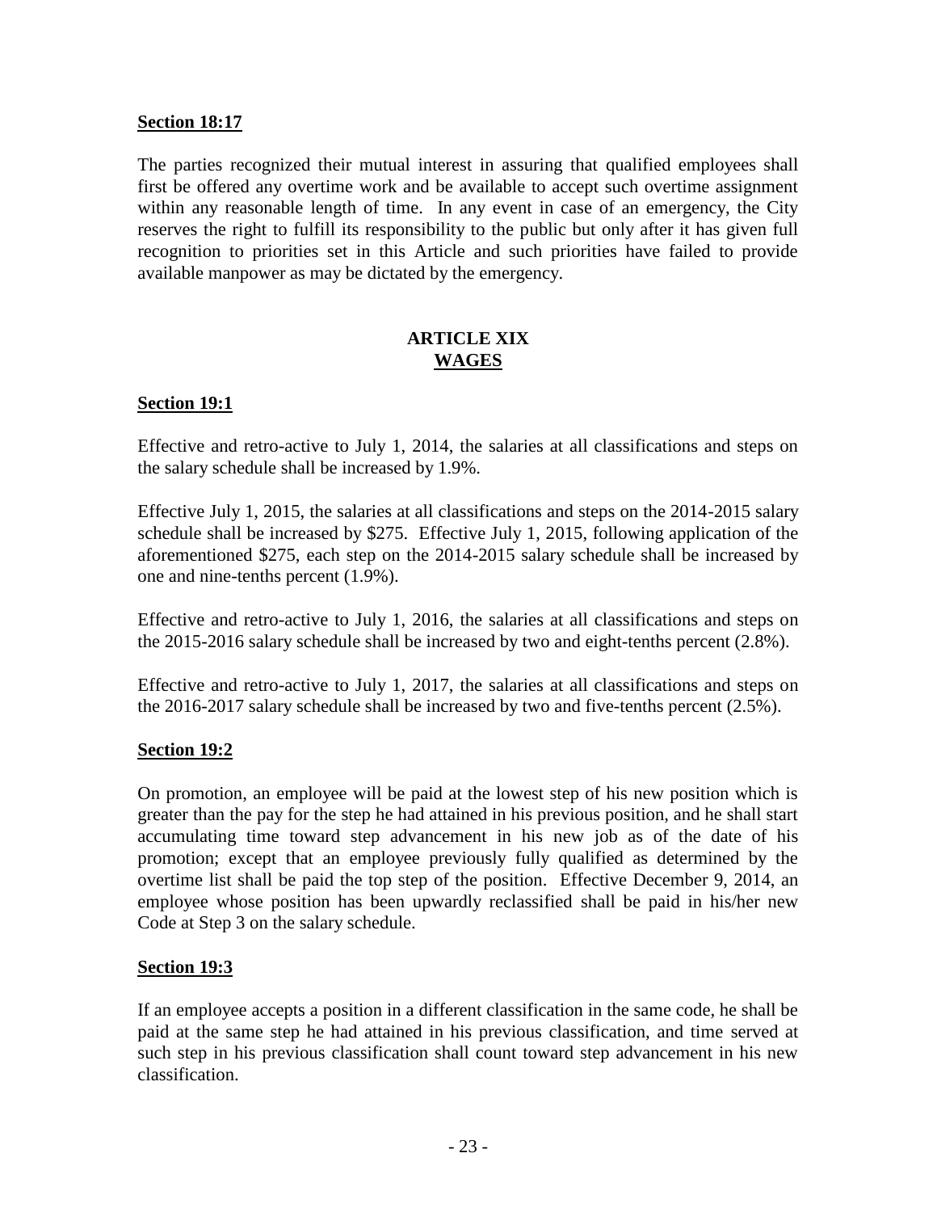**Section 18:17**

The parties recognized their mutual interest in assuring that qualified employees shall first be offered any overtime work and be available to accept such overtime assignment within any reasonable length of time. In any event in case of an emergency, the City reserves the right to fulfill its responsibility to the public but only after it has given full recognition to priorities set in this Article and such priorities have failed to provide available manpower as may be dictated by the emergency.

## ARTICLE XIX
## WAGES

**Section 19:1**

Effective and retro-active to July 1, 2014, the salaries at all classifications and steps on the salary schedule shall be increased by 1.9%.

Effective July 1, 2015, the salaries at all classifications and steps on the 2014-2015 salary schedule shall be increased by $275. Effective July 1, 2015, following application of the aforementioned $275, each step on the 2014-2015 salary schedule shall be increased by one and nine-tenths percent (1.9%).

Effective and retro-active to July 1, 2016, the salaries at all classifications and steps on the 2015-2016 salary schedule shall be increased by two and eight-tenths percent (2.8%).

Effective and retro-active to July 1, 2017, the salaries at all classifications and steps on the 2016-2017 salary schedule shall be increased by two and five-tenths percent (2.5%).

**Section 19:2**

On promotion, an employee will be paid at the lowest step of his new position which is greater than the pay for the step he had attained in his previous position, and he shall start accumulating time toward step advancement in his new job as of the date of his promotion; except that an employee previously fully qualified as determined by the overtime list shall be paid the top step of the position. Effective December 9, 2014, an employee whose position has been upwardly reclassified shall be paid in his/her new Code at Step 3 on the salary schedule.

**Section 19:3**

If an employee accepts a position in a different classification in the same code, he shall be paid at the same step he had attained in his previous classification, and time served at such step in his previous classification shall count toward step advancement in his new classification.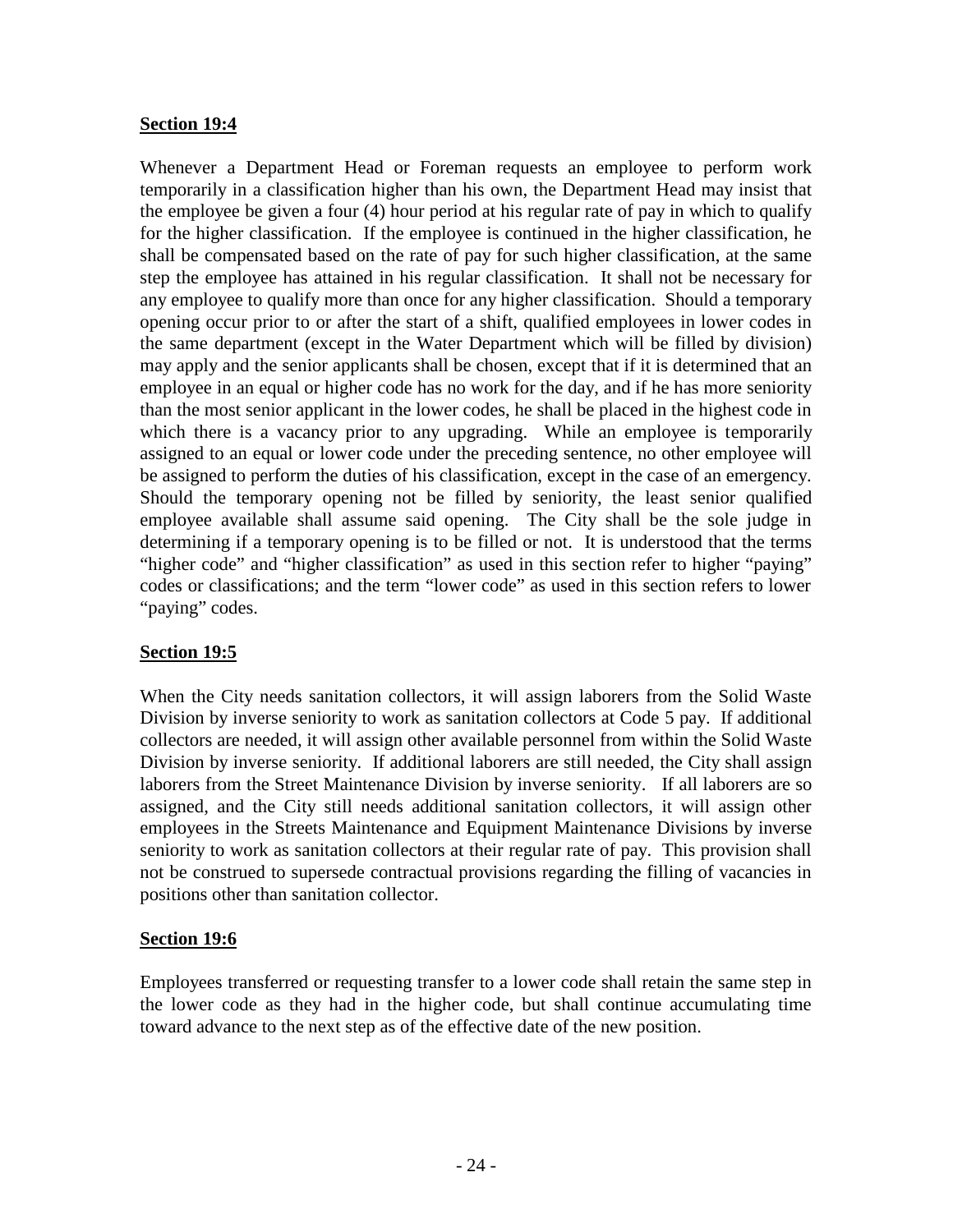**Section 19:4**

Whenever a Department Head or Foreman requests an employee to perform work temporarily in a classification higher than his own, the Department Head may insist that the employee be given a four (4) hour period at his regular rate of pay in which to qualify for the higher classification. If the employee is continued in the higher classification, he shall be compensated based on the rate of pay for such higher classification, at the same step the employee has attained in his regular classification. It shall not be necessary for any employee to qualify more than once for any higher classification. Should a temporary opening occur prior to or after the start of a shift, qualified employees in lower codes in the same department (except in the Water Department which will be filled by division) may apply and the senior applicants shall be chosen, except that if it is determined that an employee in an equal or higher code has no work for the day, and if he has more seniority than the most senior applicant in the lower codes, he shall be placed in the highest code in which there is a vacancy prior to any upgrading. While an employee is temporarily assigned to an equal or lower code under the preceding sentence, no other employee will be assigned to perform the duties of his classification, except in the case of an emergency. Should the temporary opening not be filled by seniority, the least senior qualified employee available shall assume said opening. The City shall be the sole judge in determining if a temporary opening is to be filled or not. It is understood that the terms "higher code" and "higher classification" as used in this section refer to higher "paying" codes or classifications; and the term "lower code" as used in this section refers to lower "paying" codes.

**Section 19:5**

When the City needs sanitation collectors, it will assign laborers from the Solid Waste Division by inverse seniority to work as sanitation collectors at Code 5 pay. If additional collectors are needed, it will assign other available personnel from within the Solid Waste Division by inverse seniority. If additional laborers are still needed, the City shall assign laborers from the Street Maintenance Division by inverse seniority. If all laborers are so assigned, and the City still needs additional sanitation collectors, it will assign other employees in the Streets Maintenance and Equipment Maintenance Divisions by inverse seniority to work as sanitation collectors at their regular rate of pay. This provision shall not be construed to supersede contractual provisions regarding the filling of vacancies in positions other than sanitation collector.

**Section 19:6**

Employees transferred or requesting transfer to a lower code shall retain the same step in the lower code as they had in the higher code, but shall continue accumulating time toward advance to the next step as of the effective date of the new position.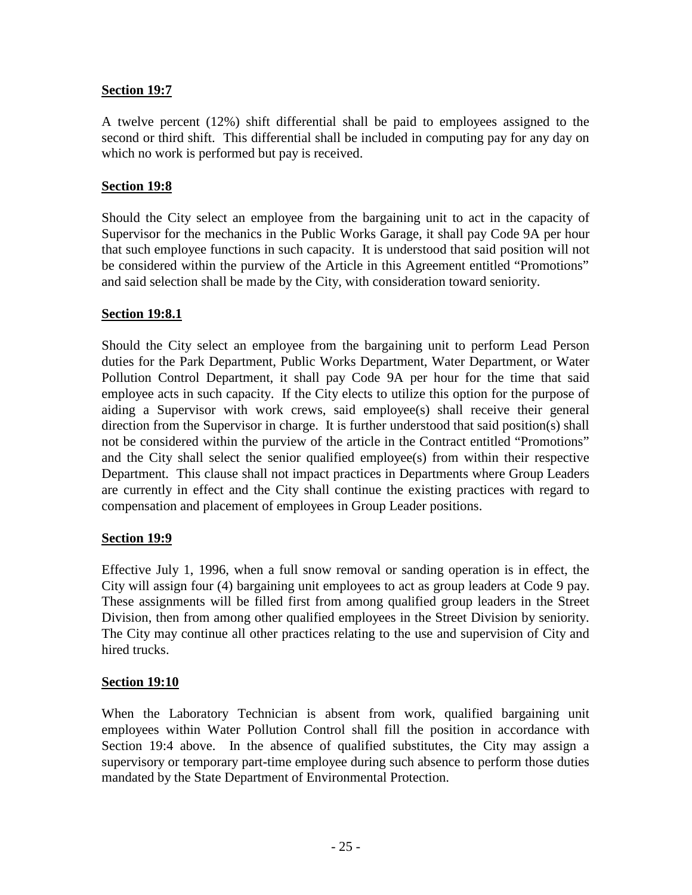**Section 19:7**

A twelve percent (12%) shift differential shall be paid to employees assigned to the second or third shift. This differential shall be included in computing pay for any day on which no work is performed but pay is received.

**Section 19:8**

Should the City select an employee from the bargaining unit to act in the capacity of Supervisor for the mechanics in the Public Works Garage, it shall pay Code 9A per hour that such employee functions in such capacity. It is understood that said position will not be considered within the purview of the Article in this Agreement entitled "Promotions" and said selection shall be made by the City, with consideration toward seniority.

**Section 19:8.1**

Should the City select an employee from the bargaining unit to perform Lead Person duties for the Park Department, Public Works Department, Water Department, or Water Pollution Control Department, it shall pay Code 9A per hour for the time that said employee acts in such capacity. If the City elects to utilize this option for the purpose of aiding a Supervisor with work crews, said employee(s) shall receive their general direction from the Supervisor in charge. It is further understood that said position(s) shall not be considered within the purview of the article in the Contract entitled "Promotions" and the City shall select the senior qualified employee(s) from within their respective Department. This clause shall not impact practices in Departments where Group Leaders are currently in effect and the City shall continue the existing practices with regard to compensation and placement of employees in Group Leader positions.

**Section 19:9**

Effective July 1, 1996, when a full snow removal or sanding operation is in effect, the City will assign four (4) bargaining unit employees to act as group leaders at Code 9 pay. These assignments will be filled first from among qualified group leaders in the Street Division, then from among other qualified employees in the Street Division by seniority. The City may continue all other practices relating to the use and supervision of City and hired trucks.

**Section 19:10**

When the Laboratory Technician is absent from work, qualified bargaining unit employees within Water Pollution Control shall fill the position in accordance with Section 19:4 above. In the absence of qualified substitutes, the City may assign a supervisory or temporary part-time employee during such absence to perform those duties mandated by the State Department of Environmental Protection.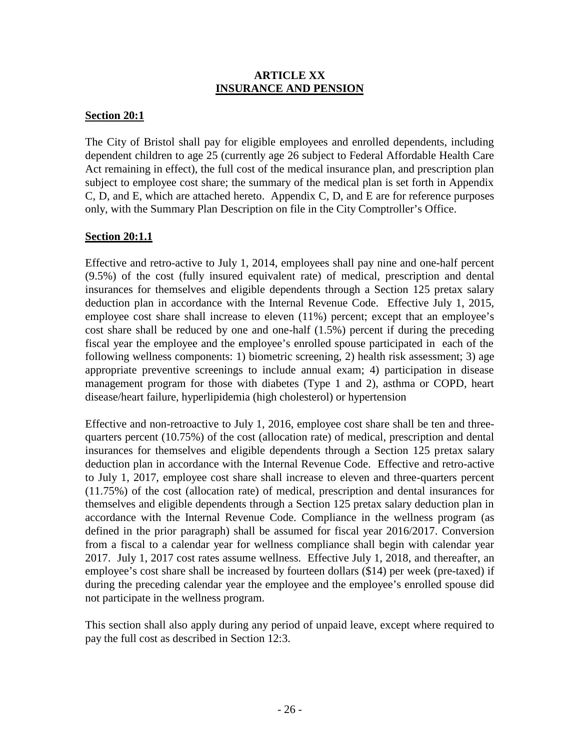# ARTICLE XX
## INSURANCE AND PENSION

**Section 20:1**

The City of Bristol shall pay for eligible employees and enrolled dependents, including dependent children to age 25 (currently age 26 subject to Federal Affordable Health Care Act remaining in effect), the full cost of the medical insurance plan, and prescription plan subject to employee cost share; the summary of the medical plan is set forth in Appendix C, D, and E, which are attached hereto. Appendix C, D, and E are for reference purposes only, with the Summary Plan Description on file in the City Comptroller's Office.

**Section 20:1.1**

Effective and retro-active to July 1, 2014, employees shall pay nine and one-half percent (9.5%) of the cost (fully insured equivalent rate) of medical, prescription and dental insurances for themselves and eligible dependents through a Section 125 pretax salary deduction plan in accordance with the Internal Revenue Code. Effective July 1, 2015, employee cost share shall increase to eleven (11%) percent; except that an employee's cost share shall be reduced by one and one-half (1.5%) percent if during the preceding fiscal year the employee and the employee's enrolled spouse participated in each of the following wellness components: 1) biometric screening, 2) health risk assessment; 3) age appropriate preventive screenings to include annual exam; 4) participation in disease management program for those with diabetes (Type 1 and 2), asthma or COPD, heart disease/heart failure, hyperlipidemia (high cholesterol) or hypertension

Effective and non-retroactive to July 1, 2016, employee cost share shall be ten and three-quarters percent (10.75%) of the cost (allocation rate) of medical, prescription and dental insurances for themselves and eligible dependents through a Section 125 pretax salary deduction plan in accordance with the Internal Revenue Code. Effective and retro-active to July 1, 2017, employee cost share shall increase to eleven and three-quarters percent (11.75%) of the cost (allocation rate) of medical, prescription and dental insurances for themselves and eligible dependents through a Section 125 pretax salary deduction plan in accordance with the Internal Revenue Code. Compliance in the wellness program (as defined in the prior paragraph) shall be assumed for fiscal year 2016/2017. Conversion from a fiscal to a calendar year for wellness compliance shall begin with calendar year 2017. July 1, 2017 cost rates assume wellness. Effective July 1, 2018, and thereafter, an employee's cost share shall be increased by fourteen dollars ($14) per week (pre-taxed) if during the preceding calendar year the employee and the employee's enrolled spouse did not participate in the wellness program.

This section shall also apply during any period of unpaid leave, except where required to pay the full cost as described in Section 12:3.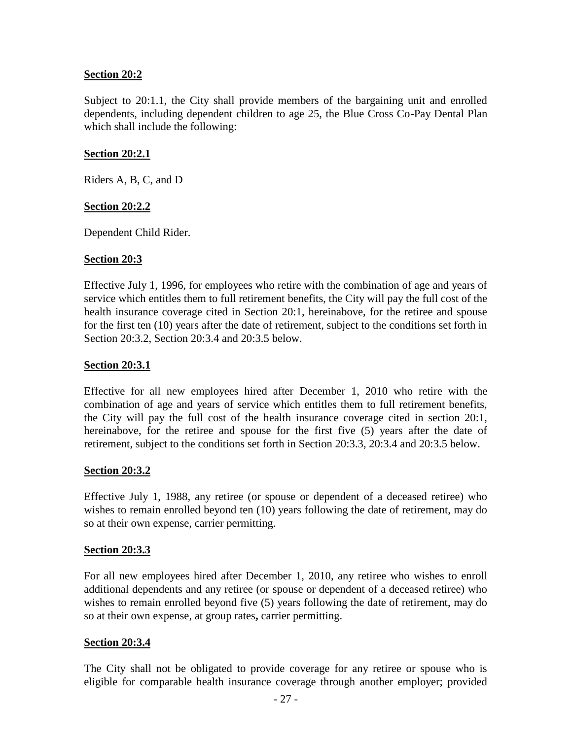**Section 20:2**

Subject to 20:1.1, the City shall provide members of the bargaining unit and enrolled dependents, including dependent children to age 25, the Blue Cross Co-Pay Dental Plan which shall include the following:

**Section 20:2.1**

Riders A, B, C, and D

**Section 20:2.2**

Dependent Child Rider.

**Section 20:3**

Effective July 1, 1996, for employees who retire with the combination of age and years of service which entitles them to full retirement benefits, the City will pay the full cost of the health insurance coverage cited in Section 20:1, hereinabove, for the retiree and spouse for the first ten (10) years after the date of retirement, subject to the conditions set forth in Section 20:3.2, Section 20:3.4 and 20:3.5 below.

**Section 20:3.1**

Effective for all new employees hired after December 1, 2010 who retire with the combination of age and years of service which entitles them to full retirement benefits, the City will pay the full cost of the health insurance coverage cited in section 20:1, hereinabove, for the retiree and spouse for the first five (5) years after the date of retirement, subject to the conditions set forth in Section 20:3.3, 20:3.4 and 20:3.5 below.

**Section 20:3.2**

Effective July 1, 1988, any retiree (or spouse or dependent of a deceased retiree) who wishes to remain enrolled beyond ten (10) years following the date of retirement, may do so at their own expense, carrier permitting.

**Section 20:3.3**

For all new employees hired after December 1, 2010, any retiree who wishes to enroll additional dependents and any retiree (or spouse or dependent of a deceased retiree) who wishes to remain enrolled beyond five (5) years following the date of retirement, may do so at their own expense, at group rates**,** carrier permitting.

**Section 20:3.4**

The City shall not be obligated to provide coverage for any retiree or spouse who is eligible for comparable health insurance coverage through another employer; provided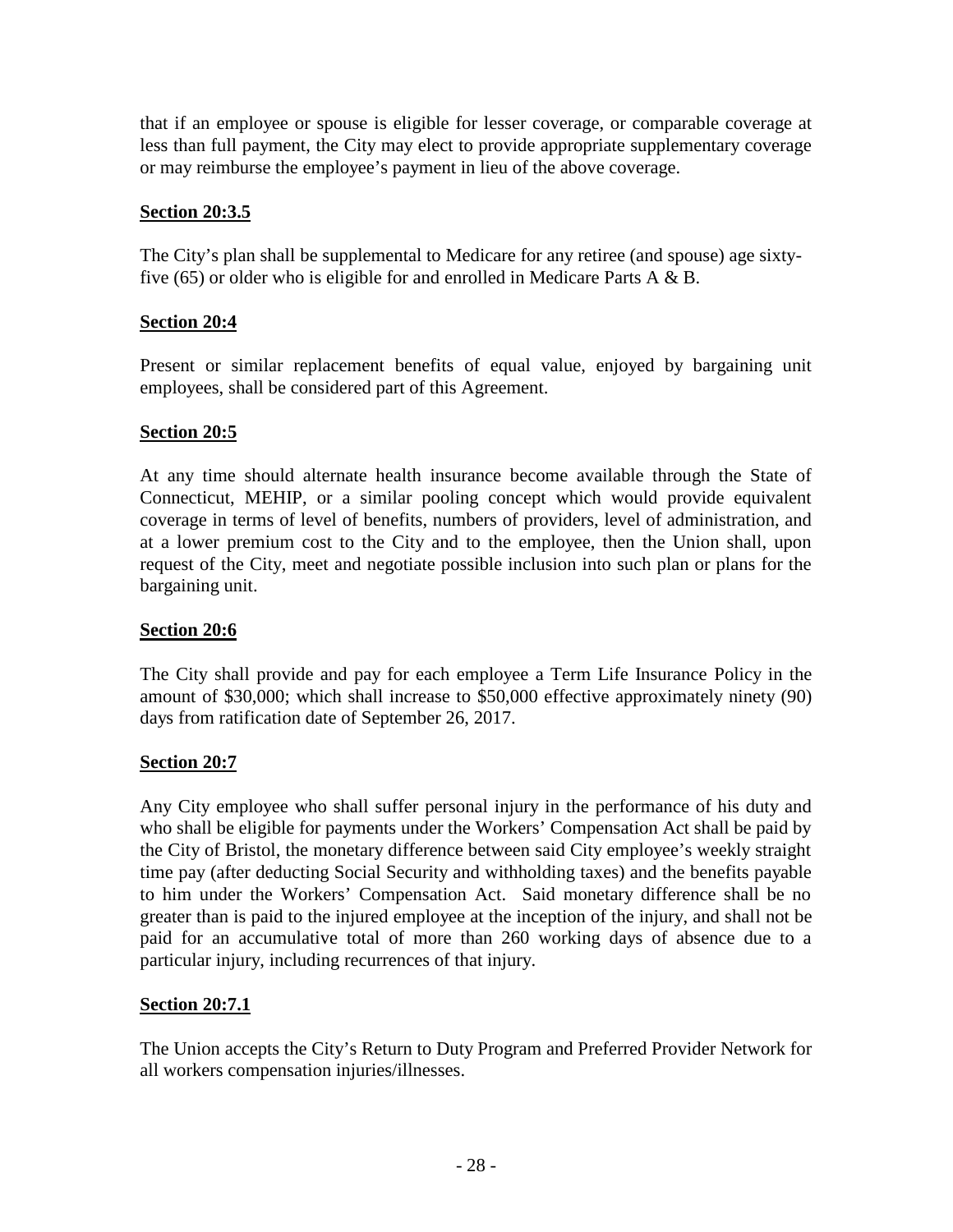that if an employee or spouse is eligible for lesser coverage, or comparable coverage at less than full payment, the City may elect to provide appropriate supplementary coverage or may reimburse the employee's payment in lieu of the above coverage.

**Section 20:3.5**

The City's plan shall be supplemental to Medicare for any retiree (and spouse) age sixty-five (65) or older who is eligible for and enrolled in Medicare Parts A & B.

**Section 20:4**

Present or similar replacement benefits of equal value, enjoyed by bargaining unit employees, shall be considered part of this Agreement.

**Section 20:5**

At any time should alternate health insurance become available through the State of Connecticut, MEHIP, or a similar pooling concept which would provide equivalent coverage in terms of level of benefits, numbers of providers, level of administration, and at a lower premium cost to the City and to the employee, then the Union shall, upon request of the City, meet and negotiate possible inclusion into such plan or plans for the bargaining unit.

**Section 20:6**

The City shall provide and pay for each employee a Term Life Insurance Policy in the amount of $30,000; which shall increase to $50,000 effective approximately ninety (90) days from ratification date of September 26, 2017.

**Section 20:7**

Any City employee who shall suffer personal injury in the performance of his duty and who shall be eligible for payments under the Workers' Compensation Act shall be paid by the City of Bristol, the monetary difference between said City employee's weekly straight time pay (after deducting Social Security and withholding taxes) and the benefits payable to him under the Workers' Compensation Act. Said monetary difference shall be no greater than is paid to the injured employee at the inception of the injury, and shall not be paid for an accumulative total of more than 260 working days of absence due to a particular injury, including recurrences of that injury.

**Section 20:7.1**

The Union accepts the City's Return to Duty Program and Preferred Provider Network for all workers compensation injuries/illnesses.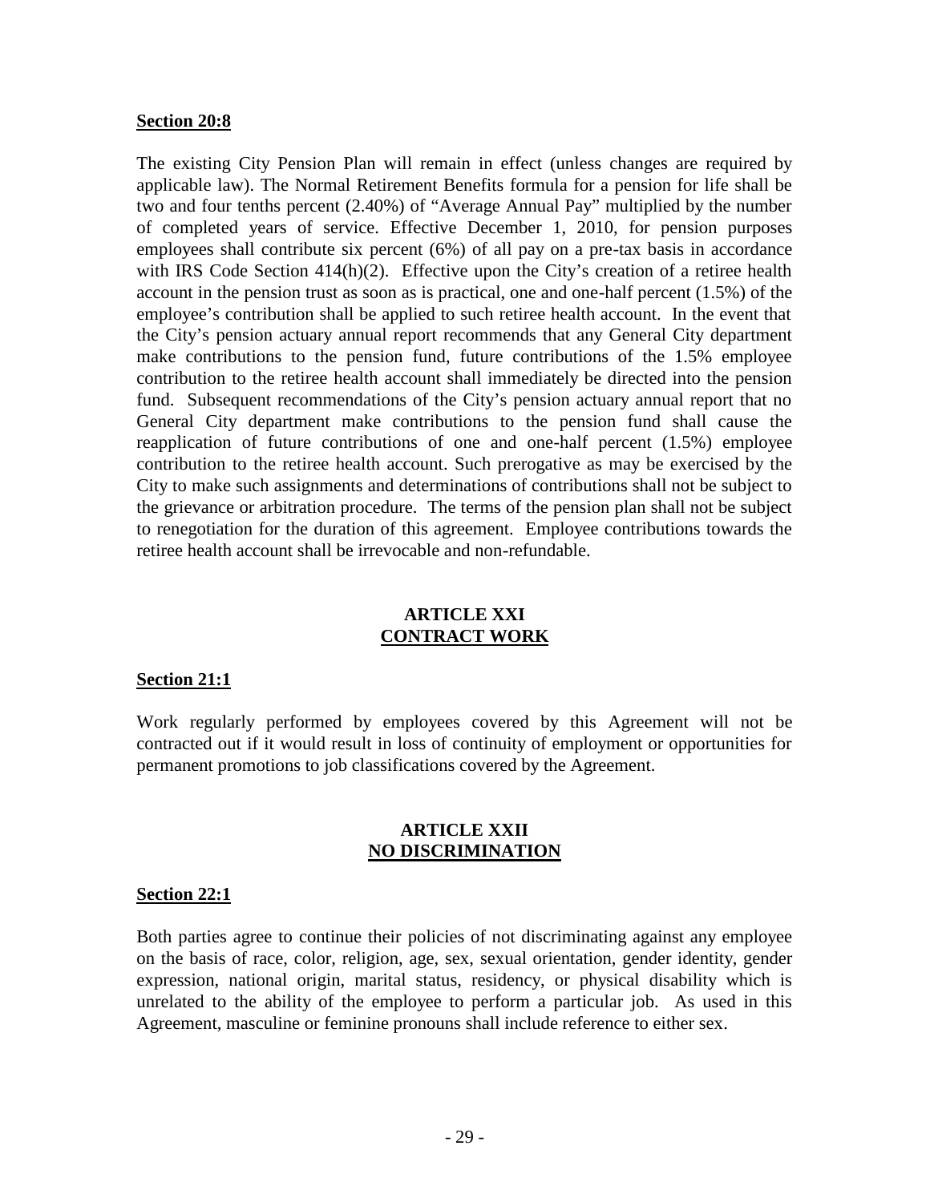**Section 20:8**

The existing City Pension Plan will remain in effect (unless changes are required by applicable law). The Normal Retirement Benefits formula for a pension for life shall be two and four tenths percent (2.40%) of "Average Annual Pay" multiplied by the number of completed years of service. Effective December 1, 2010, for pension purposes employees shall contribute six percent (6%) of all pay on a pre-tax basis in accordance with IRS Code Section 414(h)(2). Effective upon the City's creation of a retiree health account in the pension trust as soon as is practical, one and one-half percent (1.5%) of the employee's contribution shall be applied to such retiree health account. In the event that the City's pension actuary annual report recommends that any General City department make contributions to the pension fund, future contributions of the 1.5% employee contribution to the retiree health account shall immediately be directed into the pension fund. Subsequent recommendations of the City's pension actuary annual report that no General City department make contributions to the pension fund shall cause the reapplication of future contributions of one and one-half percent (1.5%) employee contribution to the retiree health account. Such prerogative as may be exercised by the City to make such assignments and determinations of contributions shall not be subject to the grievance or arbitration procedure. The terms of the pension plan shall not be subject to renegotiation for the duration of this agreement. Employee contributions towards the retiree health account shall be irrevocable and non-refundable.

## ARTICLE XXI
## CONTRACT WORK

**Section 21:1**

Work regularly performed by employees covered by this Agreement will not be contracted out if it would result in loss of continuity of employment or opportunities for permanent promotions to job classifications covered by the Agreement.

## ARTICLE XXII
## NO DISCRIMINATION

**Section 22:1**

Both parties agree to continue their policies of not discriminating against any employee on the basis of race, color, religion, age, sex, sexual orientation, gender identity, gender expression, national origin, marital status, residency, or physical disability which is unrelated to the ability of the employee to perform a particular job. As used in this Agreement, masculine or feminine pronouns shall include reference to either sex.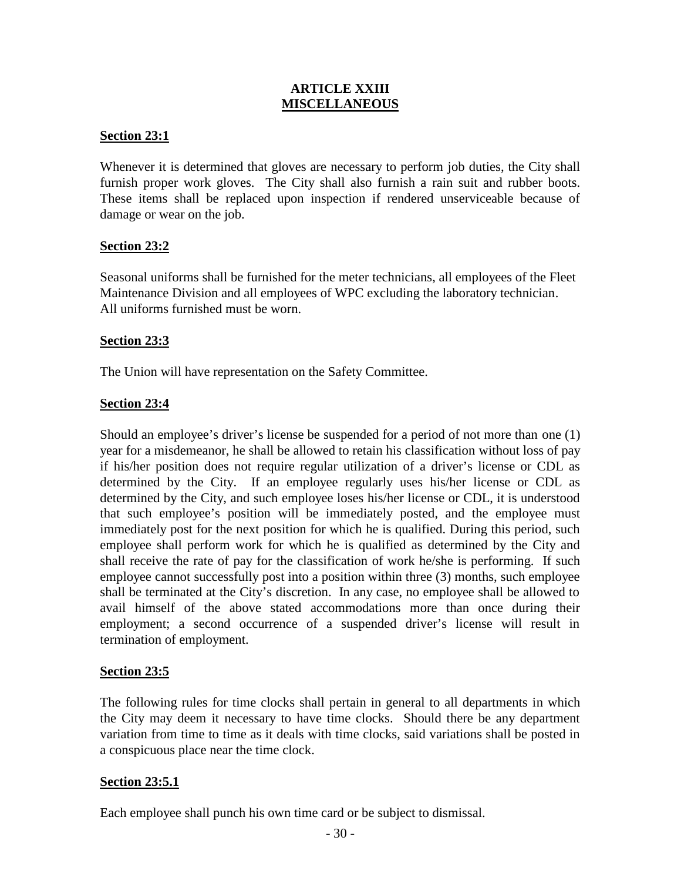# ARTICLE XXIII
## MISCELLANEOUS

**Section 23:1**

Whenever it is determined that gloves are necessary to perform job duties, the City shall furnish proper work gloves. The City shall also furnish a rain suit and rubber boots. These items shall be replaced upon inspection if rendered unserviceable because of damage or wear on the job.

**Section 23:2**

Seasonal uniforms shall be furnished for the meter technicians, all employees of the Fleet Maintenance Division and all employees of WPC excluding the laboratory technician. All uniforms furnished must be worn.

**Section 23:3**

The Union will have representation on the Safety Committee.

**Section 23:4**

Should an employee's driver's license be suspended for a period of not more than one (1) year for a misdemeanor, he shall be allowed to retain his classification without loss of pay if his/her position does not require regular utilization of a driver's license or CDL as determined by the City. If an employee regularly uses his/her license or CDL as determined by the City, and such employee loses his/her license or CDL, it is understood that such employee's position will be immediately posted, and the employee must immediately post for the next position for which he is qualified. During this period, such employee shall perform work for which he is qualified as determined by the City and shall receive the rate of pay for the classification of work he/she is performing. If such employee cannot successfully post into a position within three (3) months, such employee shall be terminated at the City's discretion. In any case, no employee shall be allowed to avail himself of the above stated accommodations more than once during their employment; a second occurrence of a suspended driver's license will result in termination of employment.

**Section 23:5**

The following rules for time clocks shall pertain in general to all departments in which the City may deem it necessary to have time clocks. Should there be any department variation from time to time as it deals with time clocks, said variations shall be posted in a conspicuous place near the time clock.

**Section 23:5.1**

Each employee shall punch his own time card or be subject to dismissal.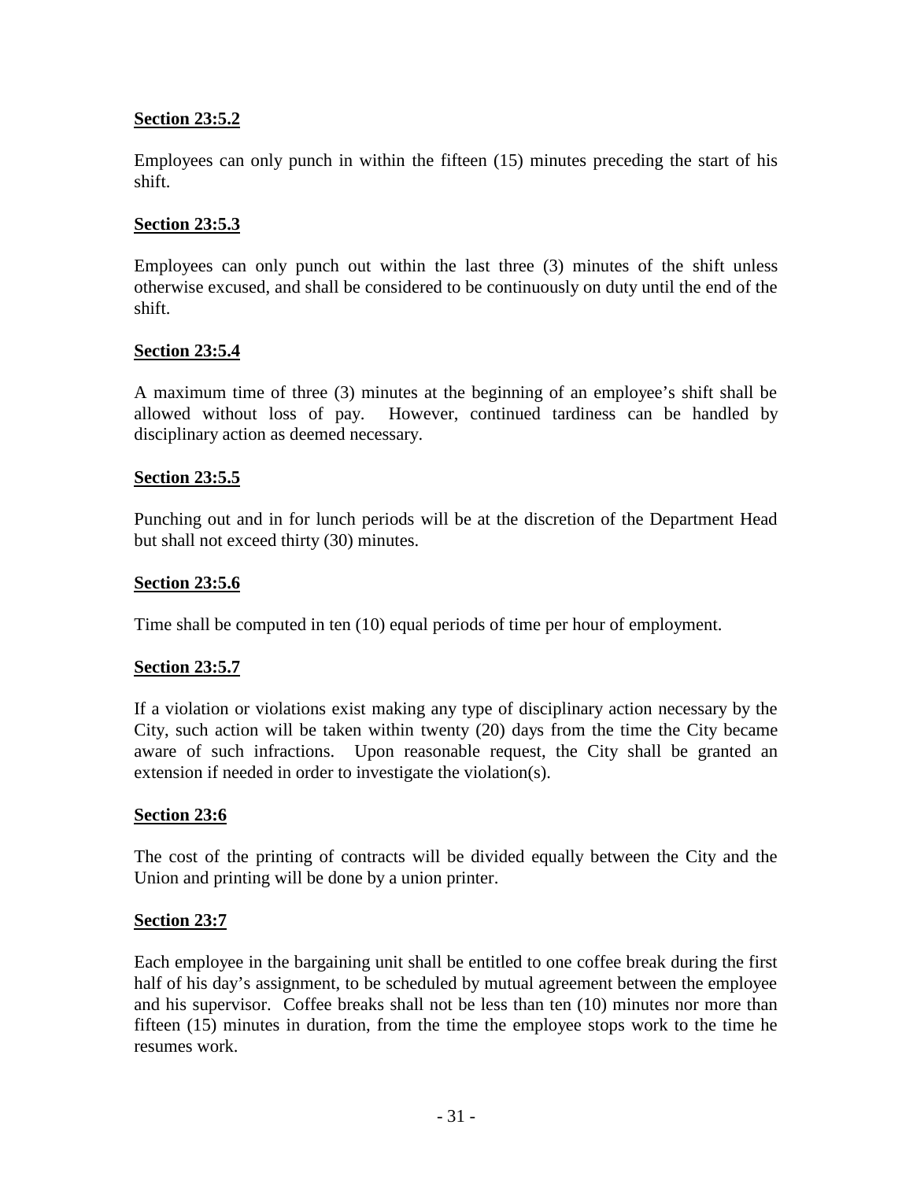**Section 23:5.2**

Employees can only punch in within the fifteen (15) minutes preceding the start of his shift.

**Section 23:5.3**

Employees can only punch out within the last three (3) minutes of the shift unless otherwise excused, and shall be considered to be continuously on duty until the end of the shift.

**Section 23:5.4**

A maximum time of three (3) minutes at the beginning of an employee's shift shall be allowed without loss of pay. However, continued tardiness can be handled by disciplinary action as deemed necessary.

**Section 23:5.5**

Punching out and in for lunch periods will be at the discretion of the Department Head but shall not exceed thirty (30) minutes.

**Section 23:5.6**

Time shall be computed in ten (10) equal periods of time per hour of employment.

**Section 23:5.7**

If a violation or violations exist making any type of disciplinary action necessary by the City, such action will be taken within twenty (20) days from the time the City became aware of such infractions. Upon reasonable request, the City shall be granted an extension if needed in order to investigate the violation(s).

**Section 23:6**

The cost of the printing of contracts will be divided equally between the City and the Union and printing will be done by a union printer.

**Section 23:7**

Each employee in the bargaining unit shall be entitled to one coffee break during the first half of his day's assignment, to be scheduled by mutual agreement between the employee and his supervisor. Coffee breaks shall not be less than ten (10) minutes nor more than fifteen (15) minutes in duration, from the time the employee stops work to the time he resumes work.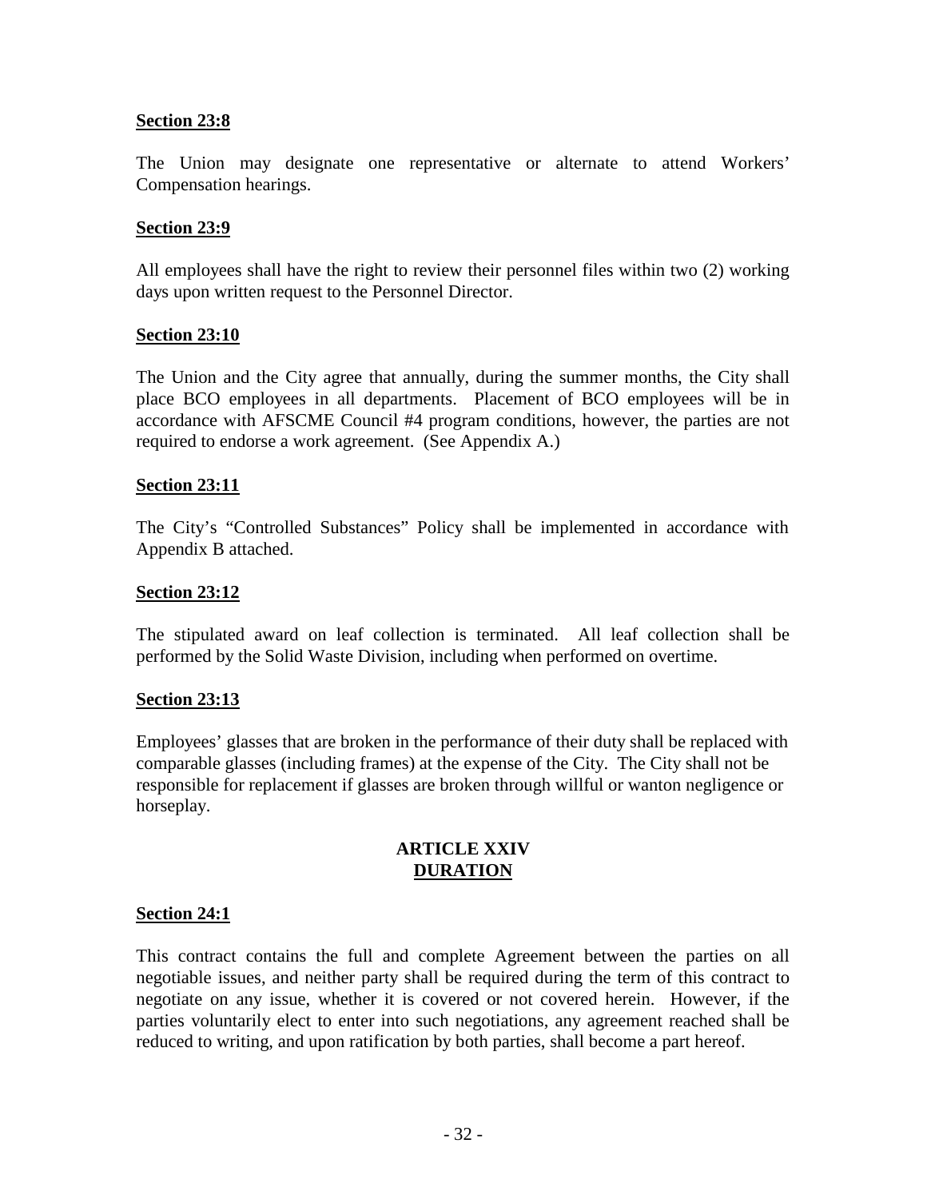**Section 23:8**

The Union may designate one representative or alternate to attend Workers' Compensation hearings.

**Section 23:9**

All employees shall have the right to review their personnel files within two (2) working days upon written request to the Personnel Director.

**Section 23:10**

The Union and the City agree that annually, during the summer months, the City shall place BCO employees in all departments. Placement of BCO employees will be in accordance with AFSCME Council #4 program conditions, however, the parties are not required to endorse a work agreement. (See Appendix A.)

**Section 23:11**

The City's "Controlled Substances" Policy shall be implemented in accordance with Appendix B attached.

**Section 23:12**

The stipulated award on leaf collection is terminated. All leaf collection shall be performed by the Solid Waste Division, including when performed on overtime.

**Section 23:13**

Employees' glasses that are broken in the performance of their duty shall be replaced with comparable glasses (including frames) at the expense of the City. The City shall not be responsible for replacement if glasses are broken through willful or wanton negligence or horseplay.

## ARTICLE XXIV
## DURATION

**Section 24:1**

This contract contains the full and complete Agreement between the parties on all negotiable issues, and neither party shall be required during the term of this contract to negotiate on any issue, whether it is covered or not covered herein. However, if the parties voluntarily elect to enter into such negotiations, any agreement reached shall be reduced to writing, and upon ratification by both parties, shall become a part hereof.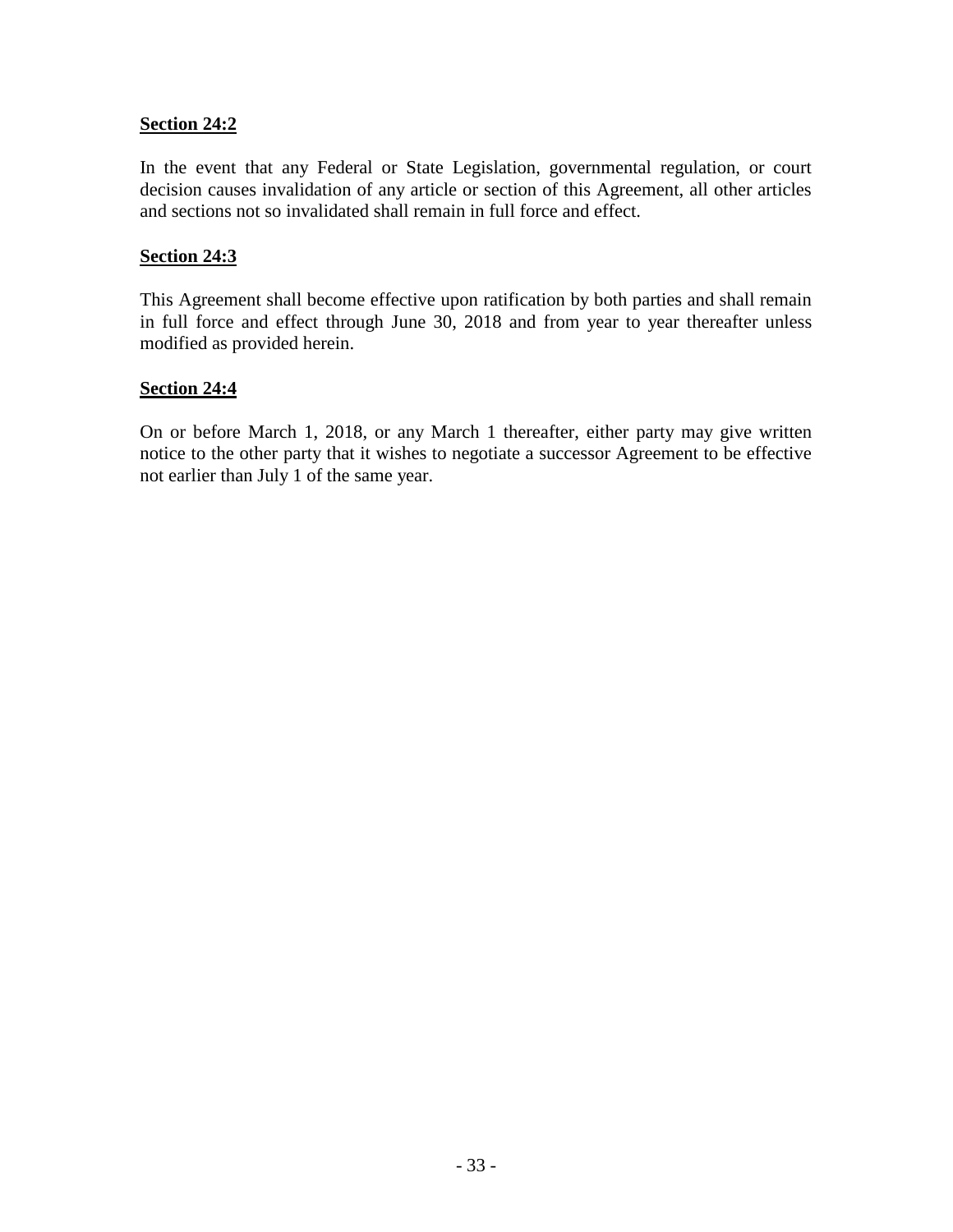**Section 24:2**

In the event that any Federal or State Legislation, governmental regulation, or court decision causes invalidation of any article or section of this Agreement, all other articles and sections not so invalidated shall remain in full force and effect.

**Section 24:3**

This Agreement shall become effective upon ratification by both parties and shall remain in full force and effect through June 30, 2018 and from year to year thereafter unless modified as provided herein.

**Section 24:4**

On or before March 1, 2018, or any March 1 thereafter, either party may give written notice to the other party that it wishes to negotiate a successor Agreement to be effective not earlier than July 1 of the same year.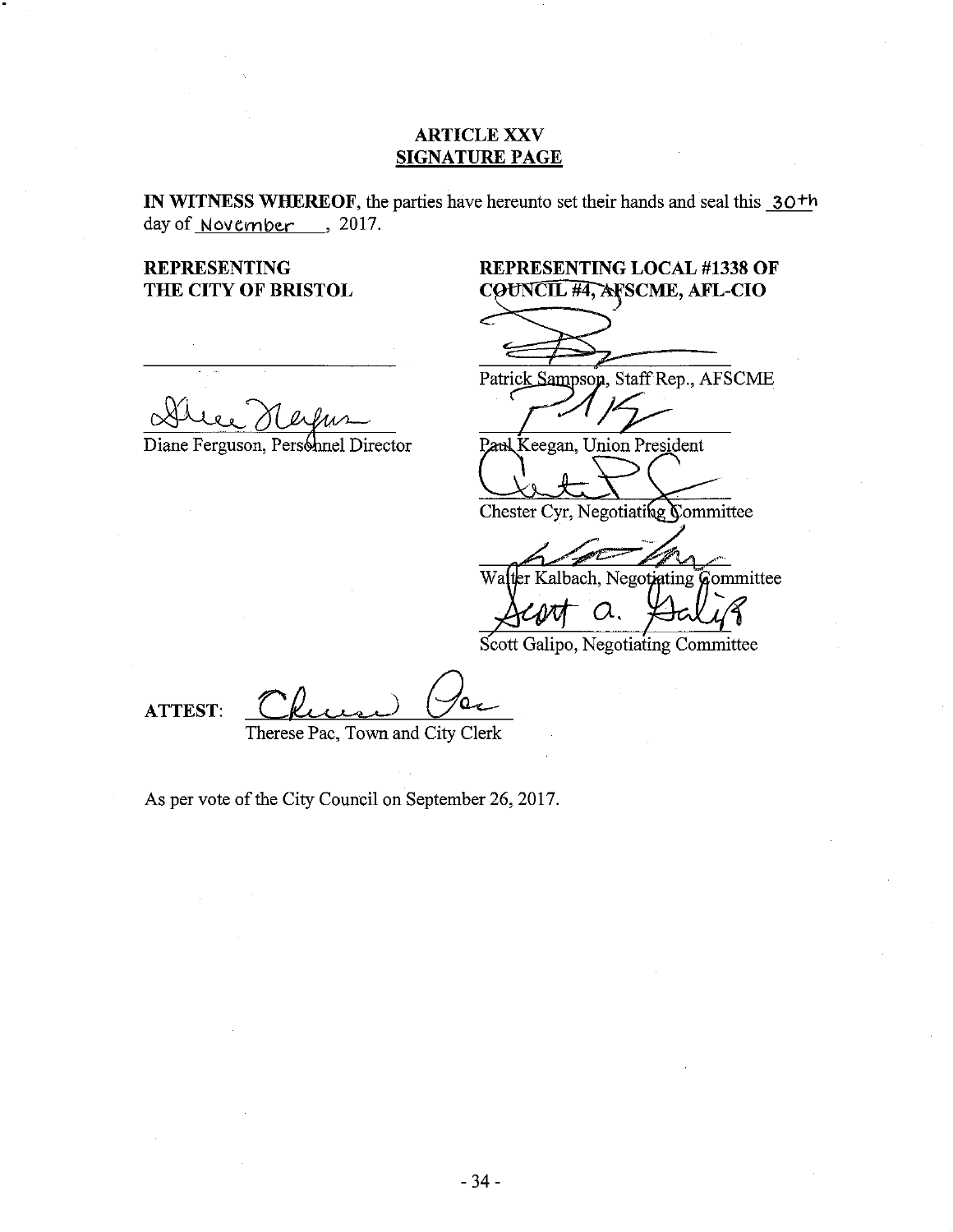# ARTICLE XXV
## SIGNATURE PAGE

**IN WITNESS WHEREOF**, the parties have hereunto set their hands and seal this 30th day of November, 2017.

**REPRESENTING THE CITY OF BRISTOL**

_____________________________

_____________________________
Diane Ferguson, Personnel Director

**REPRESENTING LOCAL #1338 OF COUNCIL #4, AFSCME, AFL-CIO**

_____________________________
Patrick Sampson, Staff Rep., AFSCME

_____________________________
Paul Keegan, Union President

_____________________________
Chester Cyr, Negotiating Committee

_____________________________
Walter Kalbach, Negotiating Committee

_____________________________
Scott Galipo, Negotiating Committee

**ATTEST:** _____________________________
Therese Pac, Town and City Clerk

As per vote of the City Council on September 26, 2017.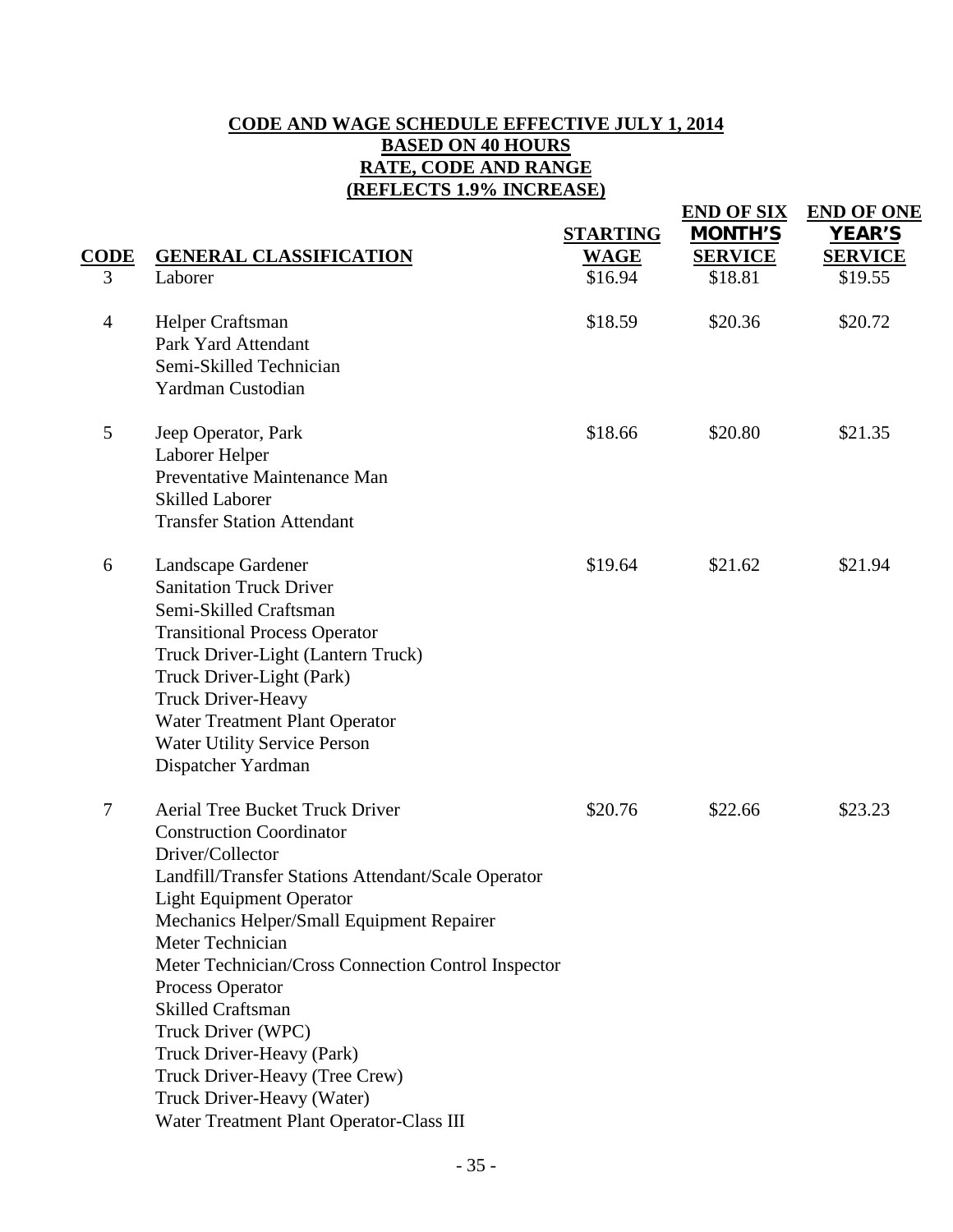**CODE AND WAGE SCHEDULE EFFECTIVE JULY 1, 2014**
**BASED ON 40 HOURS**
**RATE, CODE AND RANGE**
**(REFLECTS 1.9% INCREASE)**

| CODE | GENERAL CLASSIFICATION | STARTING WAGE | END OF SIX MONTH'S SERVICE | END OF ONE YEAR'S SERVICE |
|---|---|---|---|---|
| 3 | Laborer | $16.94 | $18.81 | $19.55 |
| 4 | Helper Craftsman<br>Park Yard Attendant<br>Semi-Skilled Technician<br>Yardman Custodian | $18.59 | $20.36 | $20.72 |
| 5 | Jeep Operator, Park<br>Laborer Helper<br>Preventative Maintenance Man<br>Skilled Laborer<br>Transfer Station Attendant | $18.66 | $20.80 | $21.35 |
| 6 | Landscape Gardener<br>Sanitation Truck Driver<br>Semi-Skilled Craftsman<br>Transitional Process Operator<br>Truck Driver-Light (Lantern Truck)<br>Truck Driver-Light (Park)<br>Truck Driver-Heavy<br>Water Treatment Plant Operator<br>Water Utility Service Person<br>Dispatcher Yardman | $19.64 | $21.62 | $21.94 |
| 7 | Aerial Tree Bucket Truck Driver<br>Construction Coordinator<br>Driver/Collector<br>Landfill/Transfer Stations Attendant/Scale Operator<br>Light Equipment Operator<br>Mechanics Helper/Small Equipment Repairer<br>Meter Technician<br>Meter Technician/Cross Connection Control Inspector<br>Process Operator<br>Skilled Craftsman<br>Truck Driver (WPC)<br>Truck Driver-Heavy (Park)<br>Truck Driver-Heavy (Tree Crew)<br>Truck Driver-Heavy (Water)<br>Water Treatment Plant Operator-Class III | $20.76 | $22.66 | $23.23 |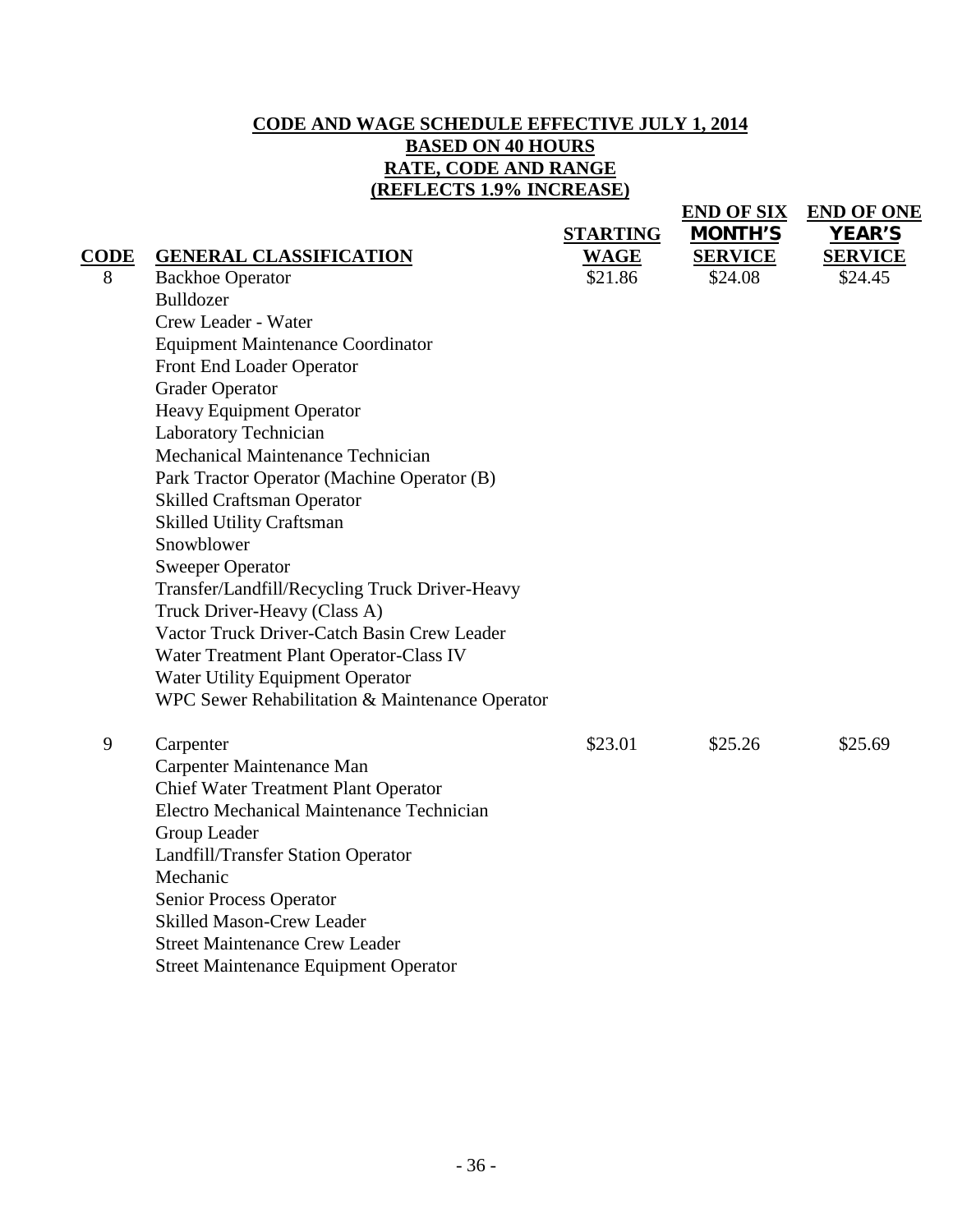**CODE AND WAGE SCHEDULE EFFECTIVE JULY 1, 2014**
**BASED ON 40 HOURS**
**RATE, CODE AND RANGE**
**(REFLECTS 1.9% INCREASE)**

| CODE | GENERAL CLASSIFICATION | STARTING WAGE | END OF SIX MONTH'S SERVICE | END OF ONE YEAR'S SERVICE |
|---|---|---|---|---|
| 8 | Backhoe Operator | $21.86 | $24.08 | $24.45 |
| | Bulldozer | | | |
| | Crew Leader - Water | | | |
| | Equipment Maintenance Coordinator | | | |
| | Front End Loader Operator | | | |
| | Grader Operator | | | |
| | Heavy Equipment Operator | | | |
| | Laboratory Technician | | | |
| | Mechanical Maintenance Technician | | | |
| | Park Tractor Operator (Machine Operator (B) | | | |
| | Skilled Craftsman Operator | | | |
| | Skilled Utility Craftsman | | | |
| | Snowblower | | | |
| | Sweeper Operator | | | |
| | Transfer/Landfill/Recycling Truck Driver-Heavy | | | |
| | Truck Driver-Heavy (Class A) | | | |
| | Vactor Truck Driver-Catch Basin Crew Leader | | | |
| | Water Treatment Plant Operator-Class IV | | | |
| | Water Utility Equipment Operator | | | |
| | WPC Sewer Rehabilitation & Maintenance Operator | | | |
| 9 | Carpenter | $23.01 | $25.26 | $25.69 |
| | Carpenter Maintenance Man | | | |
| | Chief Water Treatment Plant Operator | | | |
| | Electro Mechanical Maintenance Technician | | | |
| | Group Leader | | | |
| | Landfill/Transfer Station Operator | | | |
| | Mechanic | | | |
| | Senior Process Operator | | | |
| | Skilled Mason-Crew Leader | | | |
| | Street Maintenance Crew Leader | | | |
| | Street Maintenance Equipment Operator | | | |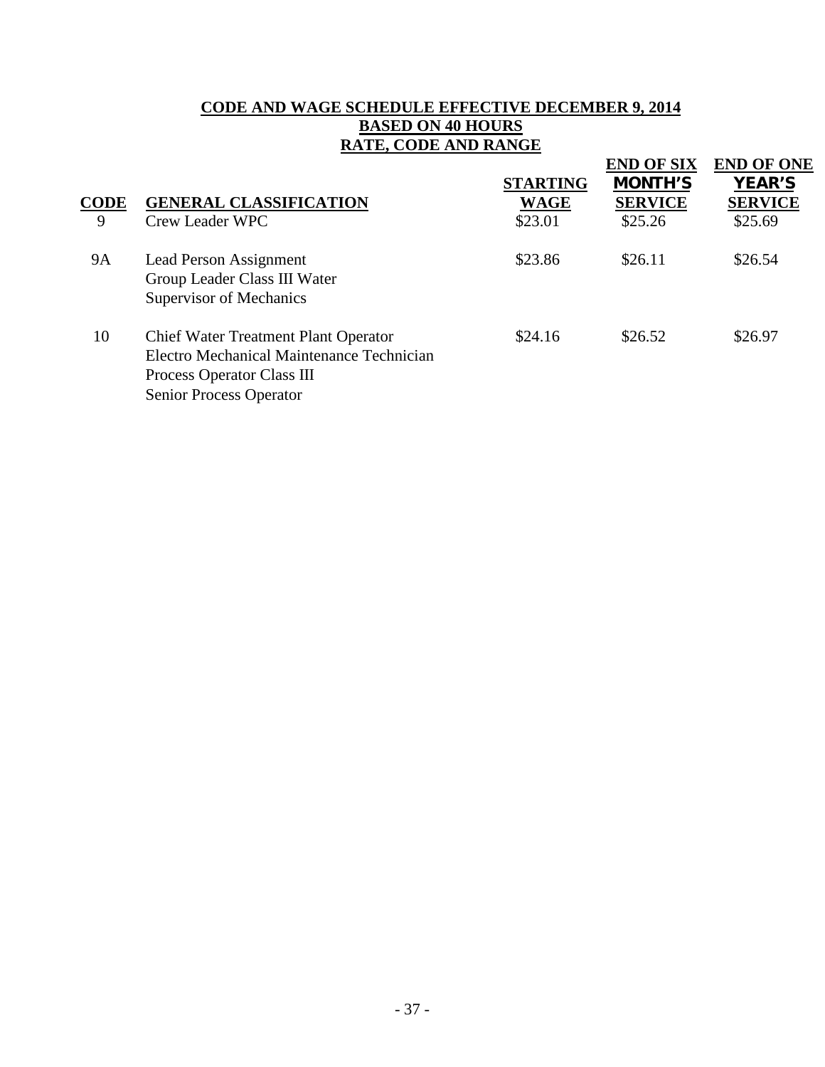**CODE AND WAGE SCHEDULE EFFECTIVE DECEMBER 9, 2014**
**BASED ON 40 HOURS**
**RATE, CODE AND RANGE**

| CODE | GENERAL CLASSIFICATION | STARTING WAGE | END OF SIX MONTH'S SERVICE | END OF ONE YEAR'S SERVICE |
|---|---|---|---|---|
| 9 | Crew Leader WPC | $23.01 | $25.26 | $25.69 |
| 9A | Lead Person Assignment<br>Group Leader Class III Water<br>Supervisor of Mechanics | $23.86 | $26.11 | $26.54 |
| 10 | Chief Water Treatment Plant Operator<br>Electro Mechanical Maintenance Technician<br>Process Operator Class III<br>Senior Process Operator | $24.16 | $26.52 | $26.97 |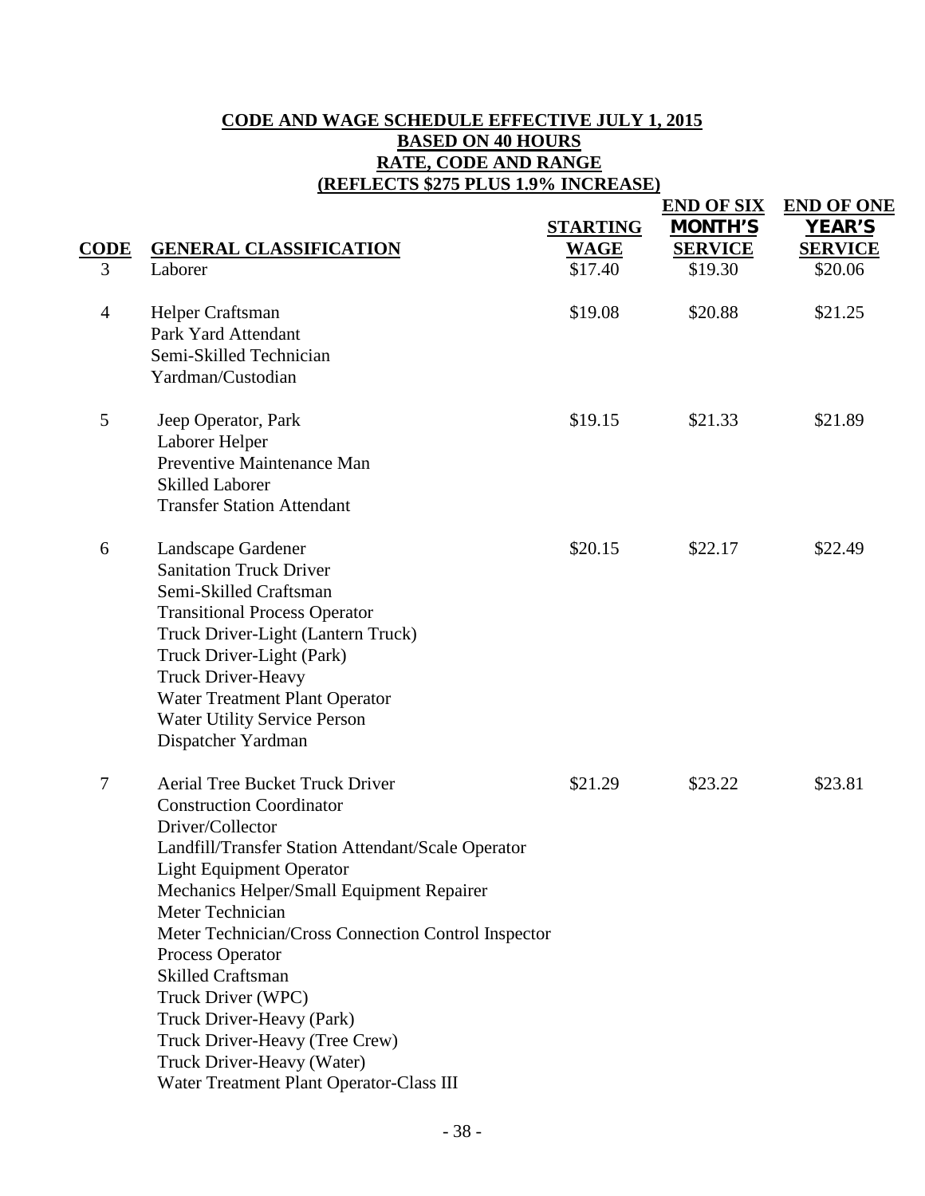**CODE AND WAGE SCHEDULE EFFECTIVE JULY 1, 2015**
**BASED ON 40 HOURS**
**RATE, CODE AND RANGE**
**(REFLECTS $275 PLUS 1.9% INCREASE)**

| CODE | GENERAL CLASSIFICATION | STARTING WAGE | END OF SIX MONTH'S SERVICE | END OF ONE YEAR'S SERVICE |
|---|---|---|---|---|
| 3 | Laborer | $17.40 | $19.30 | $20.06 |
| 4 | Helper Craftsman<br>Park Yard Attendant<br>Semi-Skilled Technician<br>Yardman/Custodian | $19.08 | $20.88 | $21.25 |
| 5 | Jeep Operator, Park<br>Laborer Helper<br>Preventive Maintenance Man<br>Skilled Laborer<br>Transfer Station Attendant | $19.15 | $21.33 | $21.89 |
| 6 | Landscape Gardener<br>Sanitation Truck Driver<br>Semi-Skilled Craftsman<br>Transitional Process Operator<br>Truck Driver-Light (Lantern Truck)<br>Truck Driver-Light (Park)<br>Truck Driver-Heavy<br>Water Treatment Plant Operator<br>Water Utility Service Person<br>Dispatcher Yardman | $20.15 | $22.17 | $22.49 |
| 7 | Aerial Tree Bucket Truck Driver<br>Construction Coordinator<br>Driver/Collector<br>Landfill/Transfer Station Attendant/Scale Operator<br>Light Equipment Operator<br>Mechanics Helper/Small Equipment Repairer<br>Meter Technician<br>Meter Technician/Cross Connection Control Inspector<br>Process Operator<br>Skilled Craftsman<br>Truck Driver (WPC)<br>Truck Driver-Heavy (Park)<br>Truck Driver-Heavy (Tree Crew)<br>Truck Driver-Heavy (Water)<br>Water Treatment Plant Operator-Class III | $21.29 | $23.22 | $23.81 |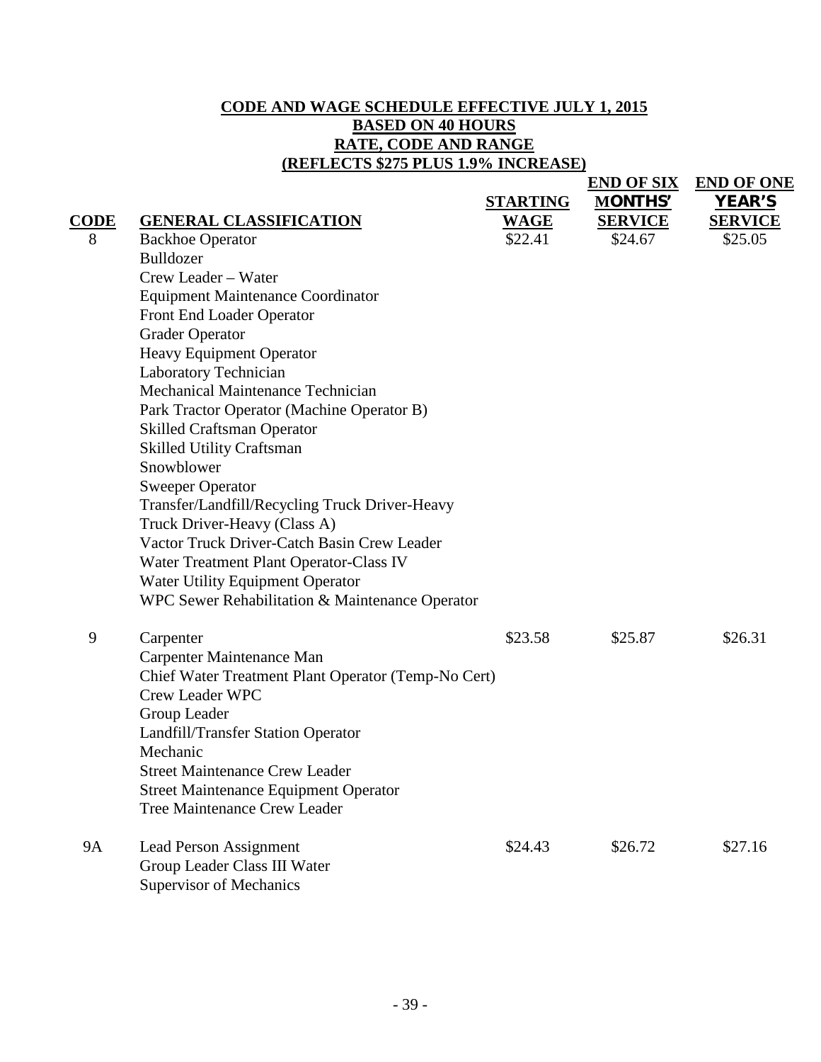**CODE AND WAGE SCHEDULE EFFECTIVE JULY 1, 2015**
**BASED ON 40 HOURS**
**RATE, CODE AND RANGE**
**(REFLECTS $275 PLUS 1.9% INCREASE)**

| CODE | GENERAL CLASSIFICATION | STARTING WAGE | END OF SIX MONTHS' SERVICE | END OF ONE YEAR'S SERVICE |
|---|---|---|---|---|
| 8 | Backhoe Operator | $22.41 | $24.67 | $25.05 |
| | Bulldozer | | | |
| | Crew Leader – Water | | | |
| | Equipment Maintenance Coordinator | | | |
| | Front End Loader Operator | | | |
| | Grader Operator | | | |
| | Heavy Equipment Operator | | | |
| | Laboratory Technician | | | |
| | Mechanical Maintenance Technician | | | |
| | Park Tractor Operator (Machine Operator B) | | | |
| | Skilled Craftsman Operator | | | |
| | Skilled Utility Craftsman | | | |
| | Snowblower | | | |
| | Sweeper Operator | | | |
| | Transfer/Landfill/Recycling Truck Driver-Heavy | | | |
| | Truck Driver-Heavy (Class A) | | | |
| | Vactor Truck Driver-Catch Basin Crew Leader | | | |
| | Water Treatment Plant Operator-Class IV | | | |
| | Water Utility Equipment Operator | | | |
| | WPC Sewer Rehabilitation & Maintenance Operator | | | |
| 9 | Carpenter | $23.58 | $25.87 | $26.31 |
| | Carpenter Maintenance Man | | | |
| | Chief Water Treatment Plant Operator (Temp-No Cert) | | | |
| | Crew Leader WPC | | | |
| | Group Leader | | | |
| | Landfill/Transfer Station Operator | | | |
| | Mechanic | | | |
| | Street Maintenance Crew Leader | | | |
| | Street Maintenance Equipment Operator | | | |
| | Tree Maintenance Crew Leader | | | |
| 9A | Lead Person Assignment | $24.43 | $26.72 | $27.16 |
| | Group Leader Class III Water | | | |
| | Supervisor of Mechanics | | | |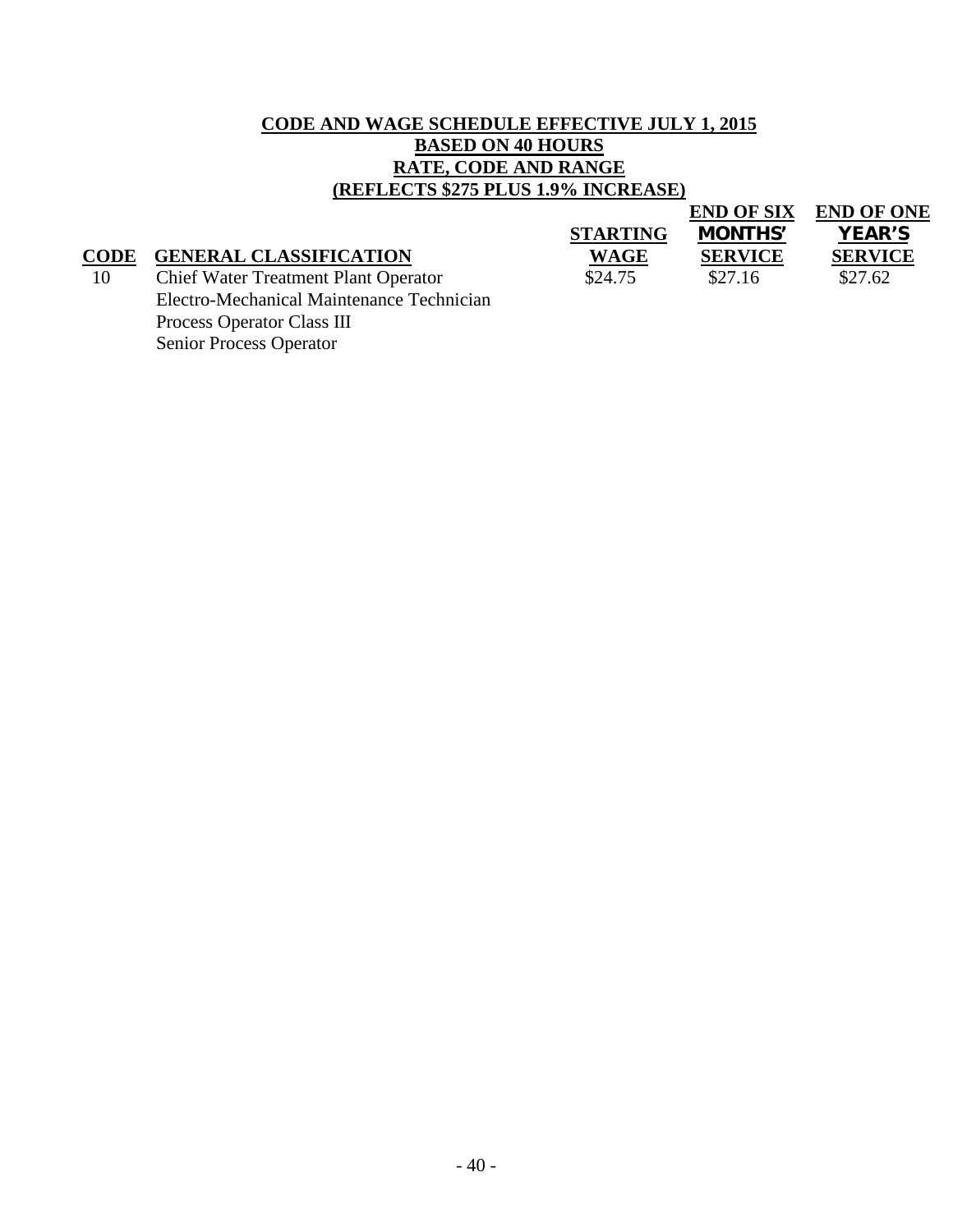**CODE AND WAGE SCHEDULE EFFECTIVE JULY 1, 2015**
**BASED ON 40 HOURS**
**RATE, CODE AND RANGE**
**(REFLECTS $275 PLUS 1.9% INCREASE)**

| CODE | GENERAL CLASSIFICATION | STARTING WAGE | END OF SIX MONTHS' SERVICE | END OF ONE YEAR'S SERVICE |
|---|---|---|---|---|
| 10 | Chief Water Treatment Plant Operator<br>Electro-Mechanical Maintenance Technician<br>Process Operator Class III<br>Senior Process Operator | $24.75 | $27.16 | $27.62 |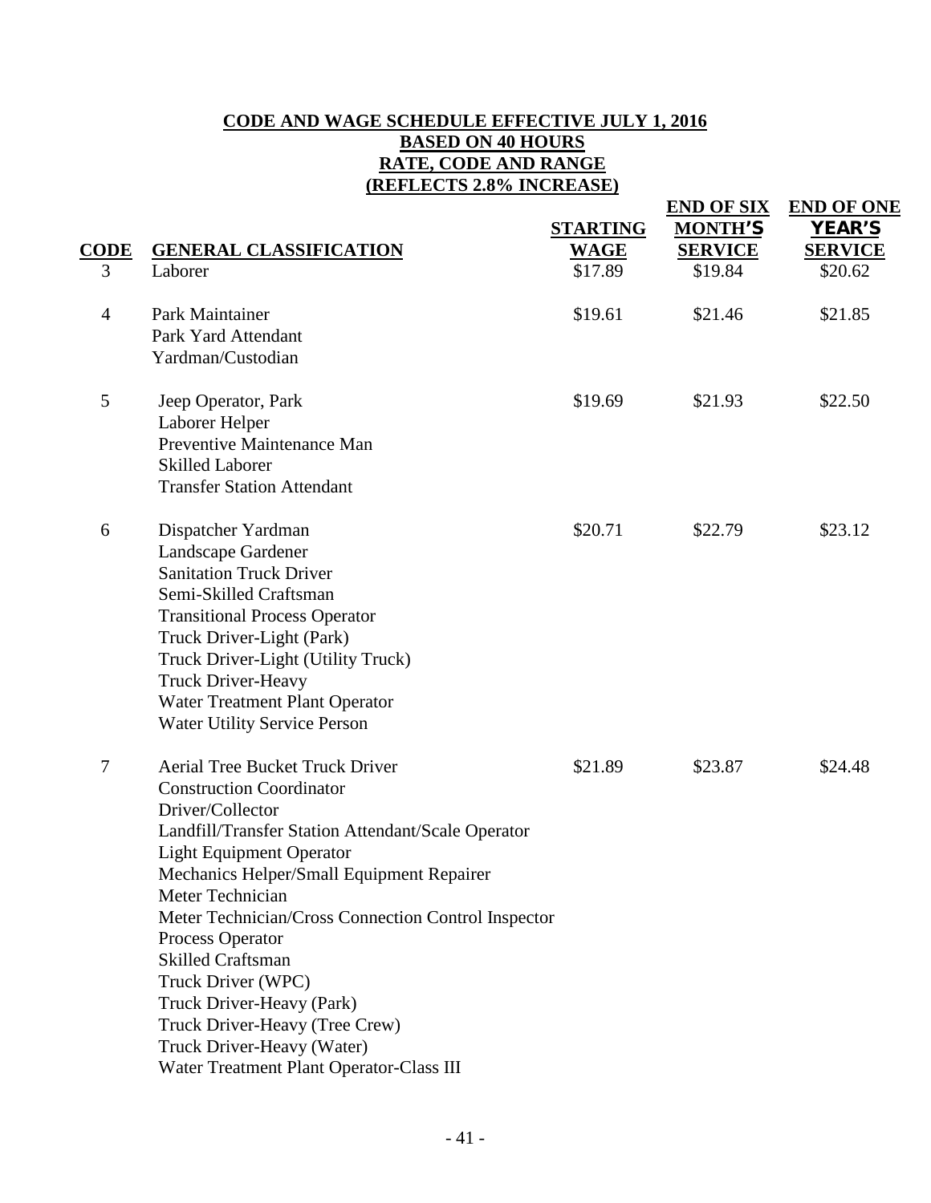**CODE AND WAGE SCHEDULE EFFECTIVE JULY 1, 2016**
**BASED ON 40 HOURS**
**RATE, CODE AND RANGE**
**(REFLECTS 2.8% INCREASE)**

| CODE | GENERAL CLASSIFICATION | STARTING WAGE | END OF SIX MONTH'S SERVICE | END OF ONE YEAR'S SERVICE |
|---|---|---|---|---|
| 3 | Laborer | $17.89 | $19.84 | $20.62 |
| 4 | Park Maintainer<br>Park Yard Attendant<br>Yardman/Custodian | $19.61 | $21.46 | $21.85 |
| 5 | Jeep Operator, Park<br>Laborer Helper<br>Preventive Maintenance Man<br>Skilled Laborer<br>Transfer Station Attendant | $19.69 | $21.93 | $22.50 |
| 6 | Dispatcher Yardman<br>Landscape Gardener<br>Sanitation Truck Driver<br>Semi-Skilled Craftsman<br>Transitional Process Operator<br>Truck Driver-Light (Park)<br>Truck Driver-Light (Utility Truck)<br>Truck Driver-Heavy<br>Water Treatment Plant Operator<br>Water Utility Service Person | $20.71 | $22.79 | $23.12 |
| 7 | Aerial Tree Bucket Truck Driver<br>Construction Coordinator<br>Driver/Collector<br>Landfill/Transfer Station Attendant/Scale Operator<br>Light Equipment Operator<br>Mechanics Helper/Small Equipment Repairer<br>Meter Technician<br>Meter Technician/Cross Connection Control Inspector<br>Process Operator<br>Skilled Craftsman<br>Truck Driver (WPC)<br>Truck Driver-Heavy (Park)<br>Truck Driver-Heavy (Tree Crew)<br>Truck Driver-Heavy (Water)<br>Water Treatment Plant Operator-Class III | $21.89 | $23.87 | $24.48 |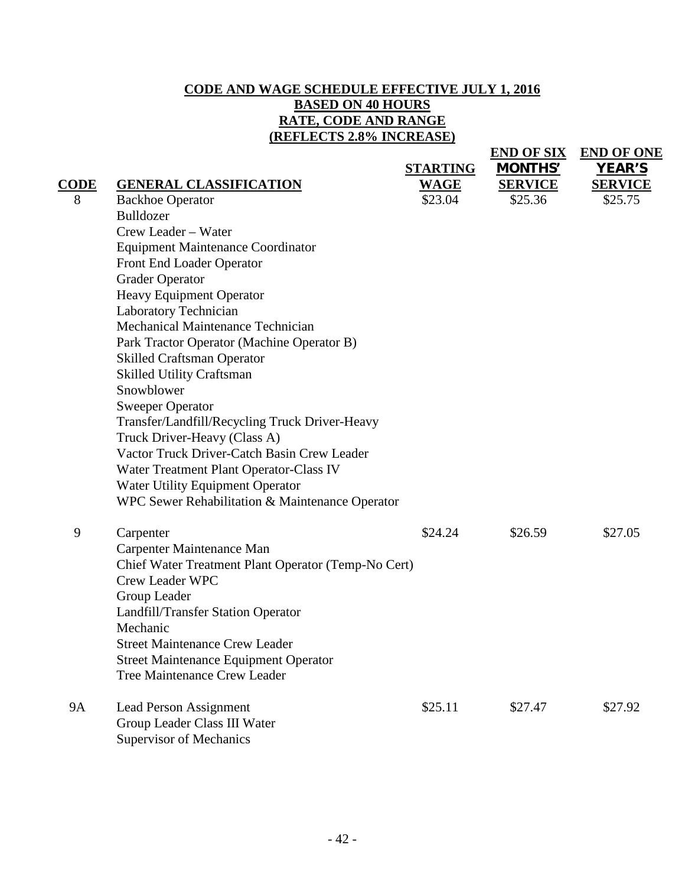**CODE AND WAGE SCHEDULE EFFECTIVE JULY 1, 2016**
**BASED ON 40 HOURS**
**RATE, CODE AND RANGE**
**(REFLECTS 2.8% INCREASE)**

| CODE | GENERAL CLASSIFICATION | STARTING WAGE | END OF SIX MONTHS' SERVICE | END OF ONE YEAR'S SERVICE |
|---|---|---|---|---|
| 8 | Backhoe Operator | $23.04 | $25.36 | $25.75 |
| | Bulldozer | | | |
| | Crew Leader – Water | | | |
| | Equipment Maintenance Coordinator | | | |
| | Front End Loader Operator | | | |
| | Grader Operator | | | |
| | Heavy Equipment Operator | | | |
| | Laboratory Technician | | | |
| | Mechanical Maintenance Technician | | | |
| | Park Tractor Operator (Machine Operator B) | | | |
| | Skilled Craftsman Operator | | | |
| | Skilled Utility Craftsman | | | |
| | Snowblower | | | |
| | Sweeper Operator | | | |
| | Transfer/Landfill/Recycling Truck Driver-Heavy | | | |
| | Truck Driver-Heavy (Class A) | | | |
| | Vactor Truck Driver-Catch Basin Crew Leader | | | |
| | Water Treatment Plant Operator-Class IV | | | |
| | Water Utility Equipment Operator | | | |
| | WPC Sewer Rehabilitation & Maintenance Operator | | | |
| 9 | Carpenter | $24.24 | $26.59 | $27.05 |
| | Carpenter Maintenance Man | | | |
| | Chief Water Treatment Plant Operator (Temp-No Cert) | | | |
| | Crew Leader WPC | | | |
| | Group Leader | | | |
| | Landfill/Transfer Station Operator | | | |
| | Mechanic | | | |
| | Street Maintenance Crew Leader | | | |
| | Street Maintenance Equipment Operator | | | |
| | Tree Maintenance Crew Leader | | | |
| 9A | Lead Person Assignment | $25.11 | $27.47 | $27.92 |
| | Group Leader Class III Water | | | |
| | Supervisor of Mechanics | | | |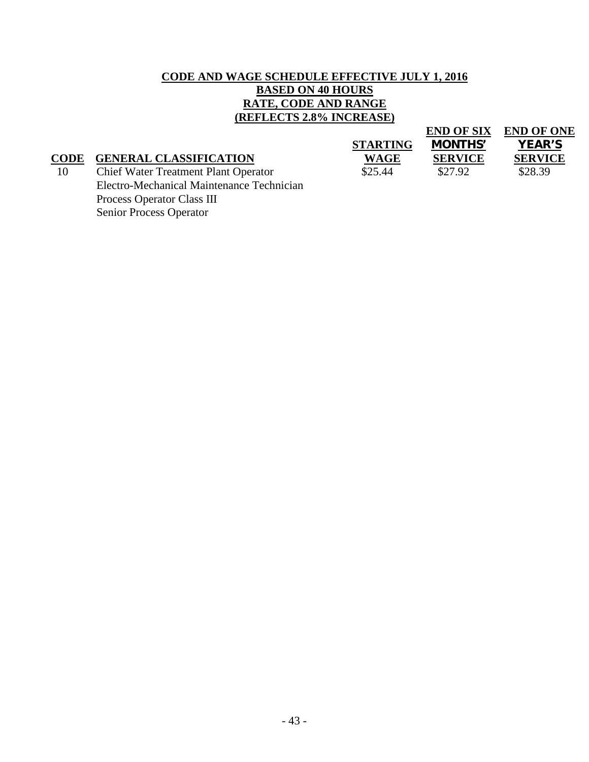**CODE AND WAGE SCHEDULE EFFECTIVE JULY 1, 2016**
**BASED ON 40 HOURS**
**RATE, CODE AND RANGE**
**(REFLECTS 2.8% INCREASE)**

| CODE | GENERAL CLASSIFICATION | STARTING WAGE | END OF SIX MONTHS' SERVICE | END OF ONE YEAR'S SERVICE |
|---|---|---|---|---|
| 10 | Chief Water Treatment Plant Operator<br>Electro-Mechanical Maintenance Technician<br>Process Operator Class III<br>Senior Process Operator | $25.44 | $27.92 | $28.39 |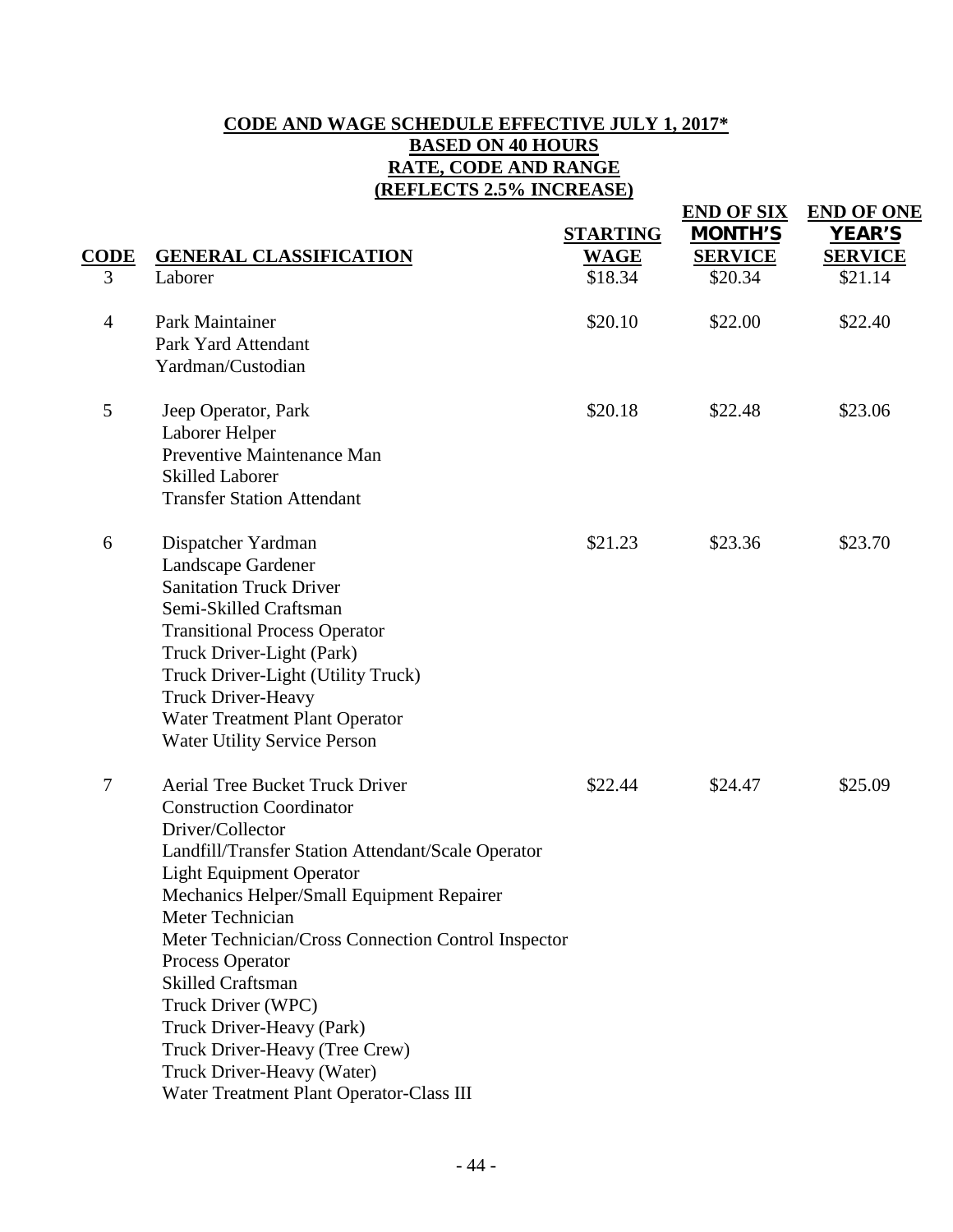**CODE AND WAGE SCHEDULE EFFECTIVE JULY 1, 2017***
**BASED ON 40 HOURS**
**RATE, CODE AND RANGE**
**(REFLECTS 2.5% INCREASE)**

| CODE | GENERAL CLASSIFICATION | STARTING WAGE | END OF SIX MONTH'S SERVICE | END OF ONE YEAR'S SERVICE |
|---|---|---|---|---|
| 3 | Laborer | $18.34 | $20.34 | $21.14 |
| 4 | Park Maintainer<br>Park Yard Attendant<br>Yardman/Custodian | $20.10 | $22.00 | $22.40 |
| 5 | Jeep Operator, Park<br>Laborer Helper<br>Preventive Maintenance Man<br>Skilled Laborer<br>Transfer Station Attendant | $20.18 | $22.48 | $23.06 |
| 6 | Dispatcher Yardman<br>Landscape Gardener<br>Sanitation Truck Driver<br>Semi-Skilled Craftsman<br>Transitional Process Operator<br>Truck Driver-Light (Park)<br>Truck Driver-Light (Utility Truck)<br>Truck Driver-Heavy<br>Water Treatment Plant Operator<br>Water Utility Service Person | $21.23 | $23.36 | $23.70 |
| 7 | Aerial Tree Bucket Truck Driver<br>Construction Coordinator<br>Driver/Collector<br>Landfill/Transfer Station Attendant/Scale Operator<br>Light Equipment Operator<br>Mechanics Helper/Small Equipment Repairer<br>Meter Technician<br>Meter Technician/Cross Connection Control Inspector<br>Process Operator<br>Skilled Craftsman<br>Truck Driver (WPC)<br>Truck Driver-Heavy (Park)<br>Truck Driver-Heavy (Tree Crew)<br>Truck Driver-Heavy (Water)<br>Water Treatment Plant Operator-Class III | $22.44 | $24.47 | $25.09 |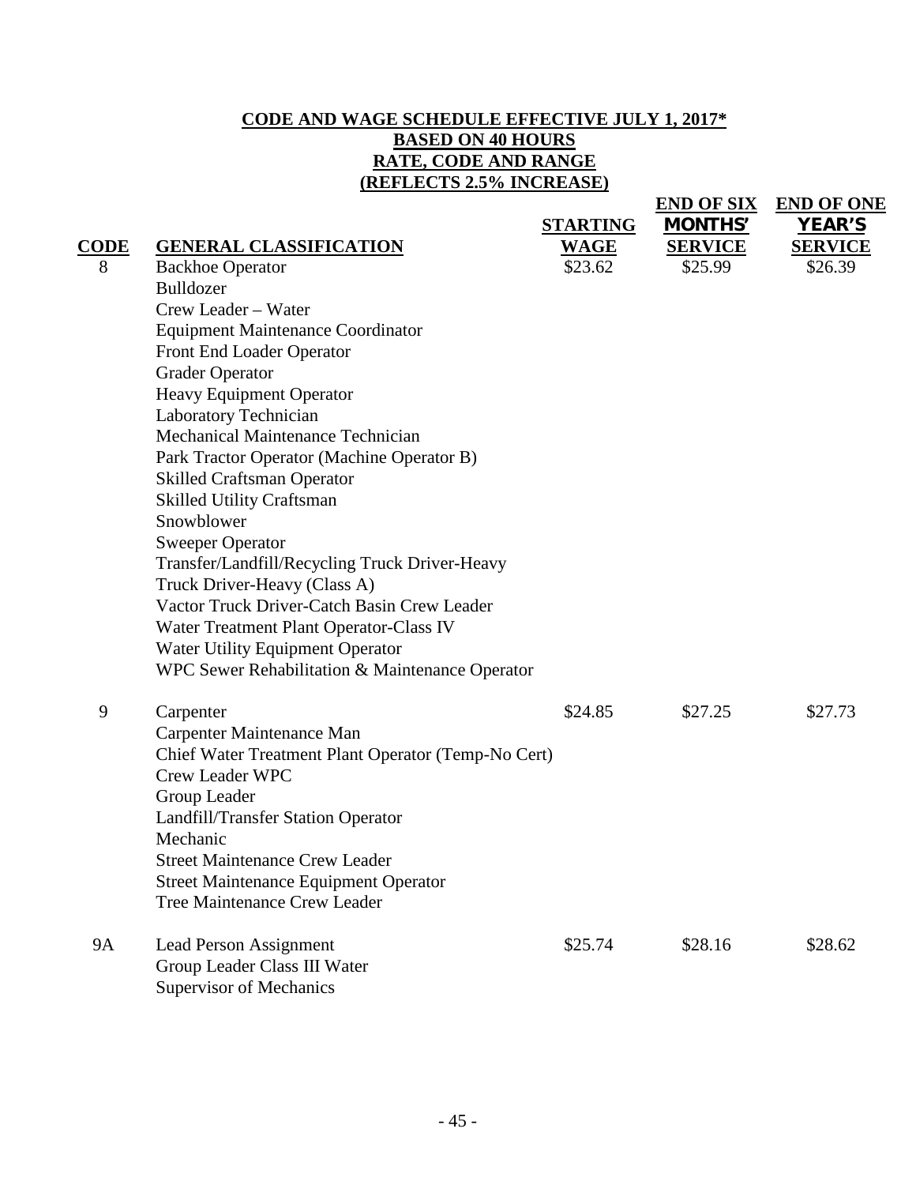**CODE AND WAGE SCHEDULE EFFECTIVE JULY 1, 2017***
**BASED ON 40 HOURS**
**RATE, CODE AND RANGE**
**(REFLECTS 2.5% INCREASE)**

| CODE | GENERAL CLASSIFICATION | STARTING WAGE | END OF SIX MONTHS' SERVICE | END OF ONE YEAR'S SERVICE |
|---|---|---|---|---|
| 8 | Backhoe Operator | $23.62 | $25.99 | $26.39 |
| | Bulldozer | | | |
| | Crew Leader – Water | | | |
| | Equipment Maintenance Coordinator | | | |
| | Front End Loader Operator | | | |
| | Grader Operator | | | |
| | Heavy Equipment Operator | | | |
| | Laboratory Technician | | | |
| | Mechanical Maintenance Technician | | | |
| | Park Tractor Operator (Machine Operator B) | | | |
| | Skilled Craftsman Operator | | | |
| | Skilled Utility Craftsman | | | |
| | Snowblower | | | |
| | Sweeper Operator | | | |
| | Transfer/Landfill/Recycling Truck Driver-Heavy | | | |
| | Truck Driver-Heavy (Class A) | | | |
| | Vactor Truck Driver-Catch Basin Crew Leader | | | |
| | Water Treatment Plant Operator-Class IV | | | |
| | Water Utility Equipment Operator | | | |
| | WPC Sewer Rehabilitation & Maintenance Operator | | | |
| 9 | Carpenter | $24.85 | $27.25 | $27.73 |
| | Carpenter Maintenance Man | | | |
| | Chief Water Treatment Plant Operator (Temp-No Cert) | | | |
| | Crew Leader WPC | | | |
| | Group Leader | | | |
| | Landfill/Transfer Station Operator | | | |
| | Mechanic | | | |
| | Street Maintenance Crew Leader | | | |
| | Street Maintenance Equipment Operator | | | |
| | Tree Maintenance Crew Leader | | | |
| 9A | Lead Person Assignment | $25.74 | $28.16 | $28.62 |
| | Group Leader Class III Water | | | |
| | Supervisor of Mechanics | | | |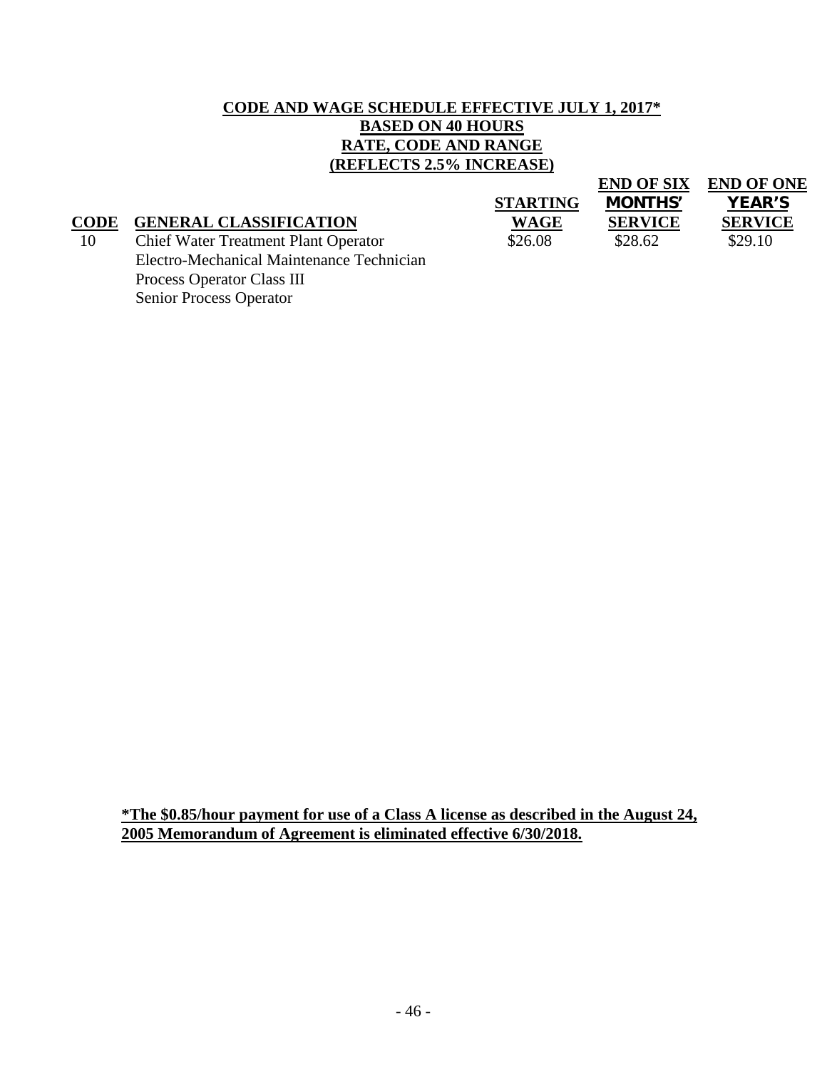**CODE AND WAGE SCHEDULE EFFECTIVE JULY 1, 2017***
**BASED ON 40 HOURS**
**RATE, CODE AND RANGE**
**(REFLECTS 2.5% INCREASE)**

| CODE | GENERAL CLASSIFICATION | STARTING WAGE | END OF SIX MONTHS' SERVICE | END OF ONE YEAR'S SERVICE |
|---|---|---|---|---|
| 10 | Chief Water Treatment Plant Operator<br>Electro-Mechanical Maintenance Technician<br>Process Operator Class III<br>Senior Process Operator | $26.08 | $28.62 | $29.10 |

***The $0.85/hour payment for use of a Class A license as described in the August 24, 2005 Memorandum of Agreement is eliminated effective 6/30/2018.**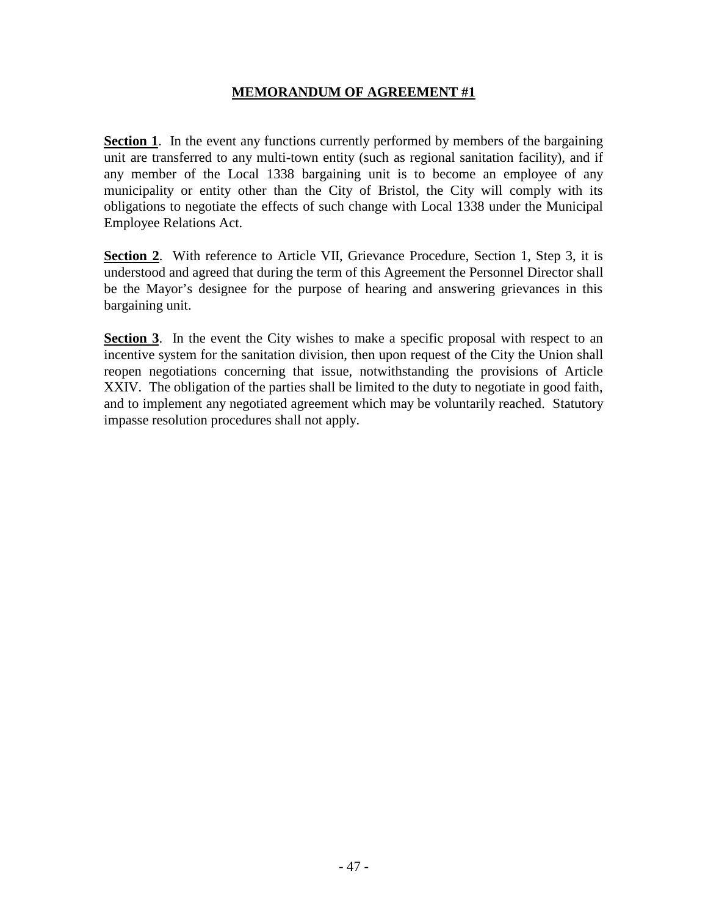# MEMORANDUM OF AGREEMENT #1

**Section 1**. In the event any functions currently performed by members of the bargaining unit are transferred to any multi-town entity (such as regional sanitation facility), and if any member of the Local 1338 bargaining unit is to become an employee of any municipality or entity other than the City of Bristol, the City will comply with its obligations to negotiate the effects of such change with Local 1338 under the Municipal Employee Relations Act.

**Section 2**. With reference to Article VII, Grievance Procedure, Section 1, Step 3, it is understood and agreed that during the term of this Agreement the Personnel Director shall be the Mayor's designee for the purpose of hearing and answering grievances in this bargaining unit.

**Section 3**. In the event the City wishes to make a specific proposal with respect to an incentive system for the sanitation division, then upon request of the City the Union shall reopen negotiations concerning that issue, notwithstanding the provisions of Article XXIV. The obligation of the parties shall be limited to the duty to negotiate in good faith, and to implement any negotiated agreement which may be voluntarily reached. Statutory impasse resolution procedures shall not apply.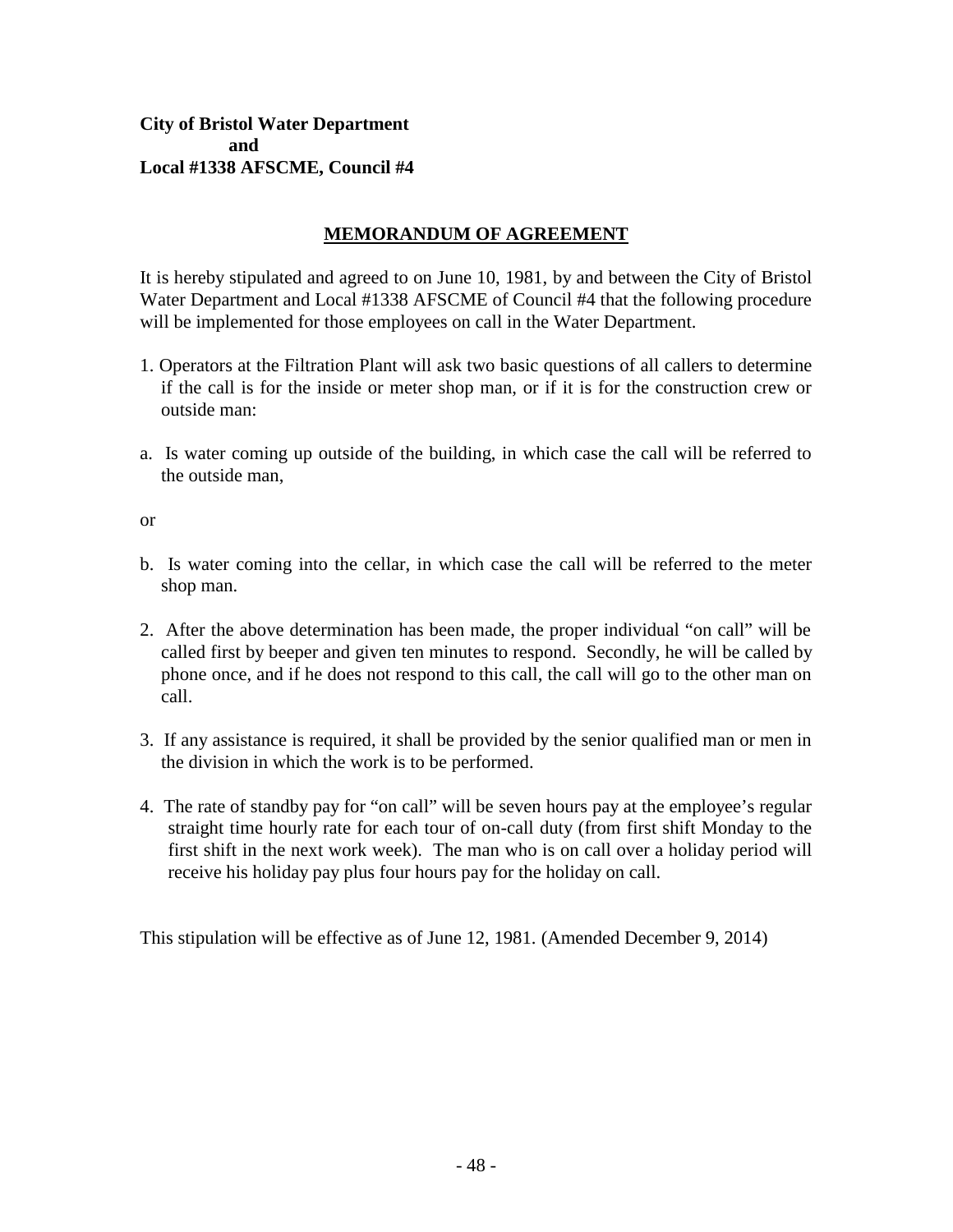**City of Bristol Water Department**
**and**
**Local #1338 AFSCME, Council #4**

## MEMORANDUM OF AGREEMENT

It is hereby stipulated and agreed to on June 10, 1981, by and between the City of Bristol Water Department and Local #1338 AFSCME of Council #4 that the following procedure will be implemented for those employees on call in the Water Department.

1. Operators at the Filtration Plant will ask two basic questions of all callers to determine if the call is for the inside or meter shop man, or if it is for the construction crew or outside man:

a. Is water coming up outside of the building, in which case the call will be referred to the outside man,

or

b. Is water coming into the cellar, in which case the call will be referred to the meter shop man.

2. After the above determination has been made, the proper individual "on call" will be called first by beeper and given ten minutes to respond. Secondly, he will be called by phone once, and if he does not respond to this call, the call will go to the other man on call.

3. If any assistance is required, it shall be provided by the senior qualified man or men in the division in which the work is to be performed.

4. The rate of standby pay for "on call" will be seven hours pay at the employee's regular straight time hourly rate for each tour of on-call duty (from first shift Monday to the first shift in the next work week). The man who is on call over a holiday period will receive his holiday pay plus four hours pay for the holiday on call.

This stipulation will be effective as of June 12, 1981. (Amended December 9, 2014)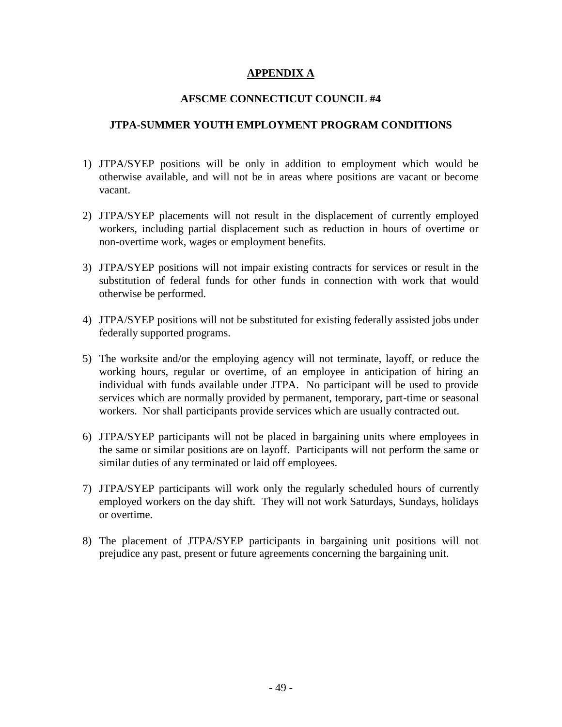# APPENDIX A

## AFSCME CONNECTICUT COUNCIL #4

## JTPA-SUMMER YOUTH EMPLOYMENT PROGRAM CONDITIONS

1) JTPA/SYEP positions will be only in addition to employment which would be otherwise available, and will not be in areas where positions are vacant or become vacant.

2) JTPA/SYEP placements will not result in the displacement of currently employed workers, including partial displacement such as reduction in hours of overtime or non-overtime work, wages or employment benefits.

3) JTPA/SYEP positions will not impair existing contracts for services or result in the substitution of federal funds for other funds in connection with work that would otherwise be performed.

4) JTPA/SYEP positions will not be substituted for existing federally assisted jobs under federally supported programs.

5) The worksite and/or the employing agency will not terminate, layoff, or reduce the working hours, regular or overtime, of an employee in anticipation of hiring an individual with funds available under JTPA. No participant will be used to provide services which are normally provided by permanent, temporary, part-time or seasonal workers. Nor shall participants provide services which are usually contracted out.

6) JTPA/SYEP participants will not be placed in bargaining units where employees in the same or similar positions are on layoff. Participants will not perform the same or similar duties of any terminated or laid off employees.

7) JTPA/SYEP participants will work only the regularly scheduled hours of currently employed workers on the day shift. They will not work Saturdays, Sundays, holidays or overtime.

8) The placement of JTPA/SYEP participants in bargaining unit positions will not prejudice any past, present or future agreements concerning the bargaining unit.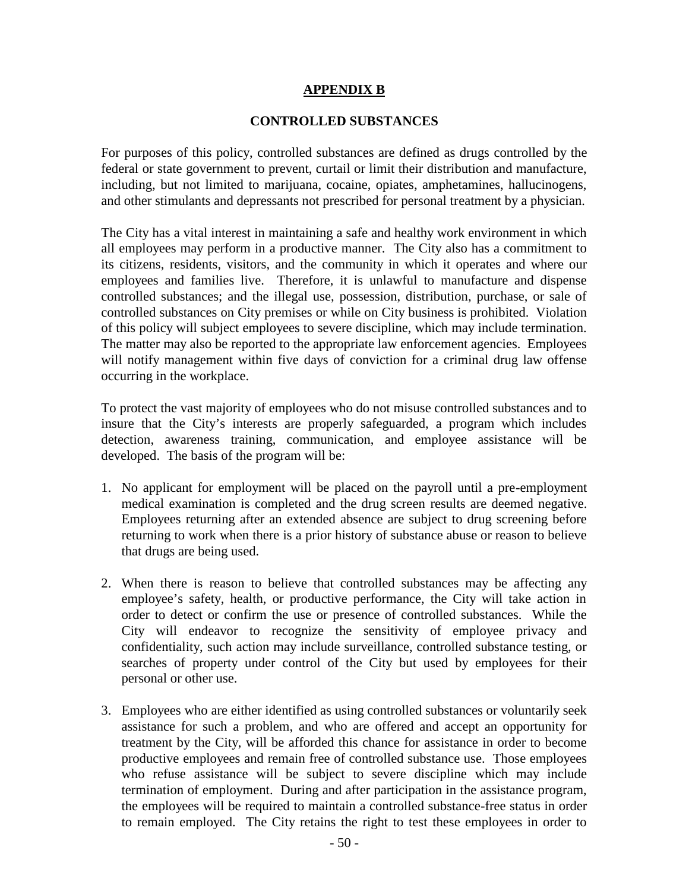## APPENDIX B

### CONTROLLED SUBSTANCES

For purposes of this policy, controlled substances are defined as drugs controlled by the federal or state government to prevent, curtail or limit their distribution and manufacture, including, but not limited to marijuana, cocaine, opiates, amphetamines, hallucinogens, and other stimulants and depressants not prescribed for personal treatment by a physician.

The City has a vital interest in maintaining a safe and healthy work environment in which all employees may perform in a productive manner. The City also has a commitment to its citizens, residents, visitors, and the community in which it operates and where our employees and families live. Therefore, it is unlawful to manufacture and dispense controlled substances; and the illegal use, possession, distribution, purchase, or sale of controlled substances on City premises or while on City business is prohibited. Violation of this policy will subject employees to severe discipline, which may include termination. The matter may also be reported to the appropriate law enforcement agencies. Employees will notify management within five days of conviction for a criminal drug law offense occurring in the workplace.

To protect the vast majority of employees who do not misuse controlled substances and to insure that the City's interests are properly safeguarded, a program which includes detection, awareness training, communication, and employee assistance will be developed. The basis of the program will be:

1. No applicant for employment will be placed on the payroll until a pre-employment medical examination is completed and the drug screen results are deemed negative. Employees returning after an extended absence are subject to drug screening before returning to work when there is a prior history of substance abuse or reason to believe that drugs are being used.

2. When there is reason to believe that controlled substances may be affecting any employee's safety, health, or productive performance, the City will take action in order to detect or confirm the use or presence of controlled substances. While the City will endeavor to recognize the sensitivity of employee privacy and confidentiality, such action may include surveillance, controlled substance testing, or searches of property under control of the City but used by employees for their personal or other use.

3. Employees who are either identified as using controlled substances or voluntarily seek assistance for such a problem, and who are offered and accept an opportunity for treatment by the City, will be afforded this chance for assistance in order to become productive employees and remain free of controlled substance use. Those employees who refuse assistance will be subject to severe discipline which may include termination of employment. During and after participation in the assistance program, the employees will be required to maintain a controlled substance-free status in order to remain employed. The City retains the right to test these employees in order to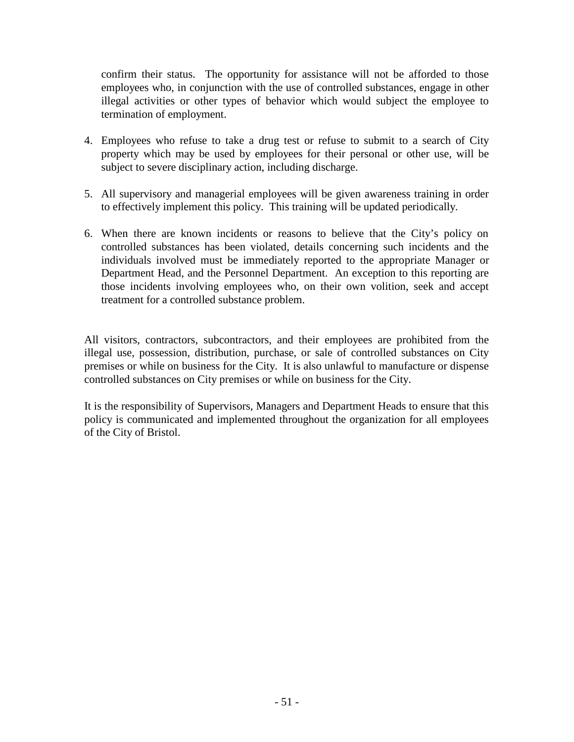confirm their status. The opportunity for assistance will not be afforded to those employees who, in conjunction with the use of controlled substances, engage in other illegal activities or other types of behavior which would subject the employee to termination of employment.

4. Employees who refuse to take a drug test or refuse to submit to a search of City property which may be used by employees for their personal or other use, will be subject to severe disciplinary action, including discharge.

5. All supervisory and managerial employees will be given awareness training in order to effectively implement this policy. This training will be updated periodically.

6. When there are known incidents or reasons to believe that the City's policy on controlled substances has been violated, details concerning such incidents and the individuals involved must be immediately reported to the appropriate Manager or Department Head, and the Personnel Department. An exception to this reporting are those incidents involving employees who, on their own volition, seek and accept treatment for a controlled substance problem.

All visitors, contractors, subcontractors, and their employees are prohibited from the illegal use, possession, distribution, purchase, or sale of controlled substances on City premises or while on business for the City. It is also unlawful to manufacture or dispense controlled substances on City premises or while on business for the City.

It is the responsibility of Supervisors, Managers and Department Heads to ensure that this policy is communicated and implemented throughout the organization for all employees of the City of Bristol.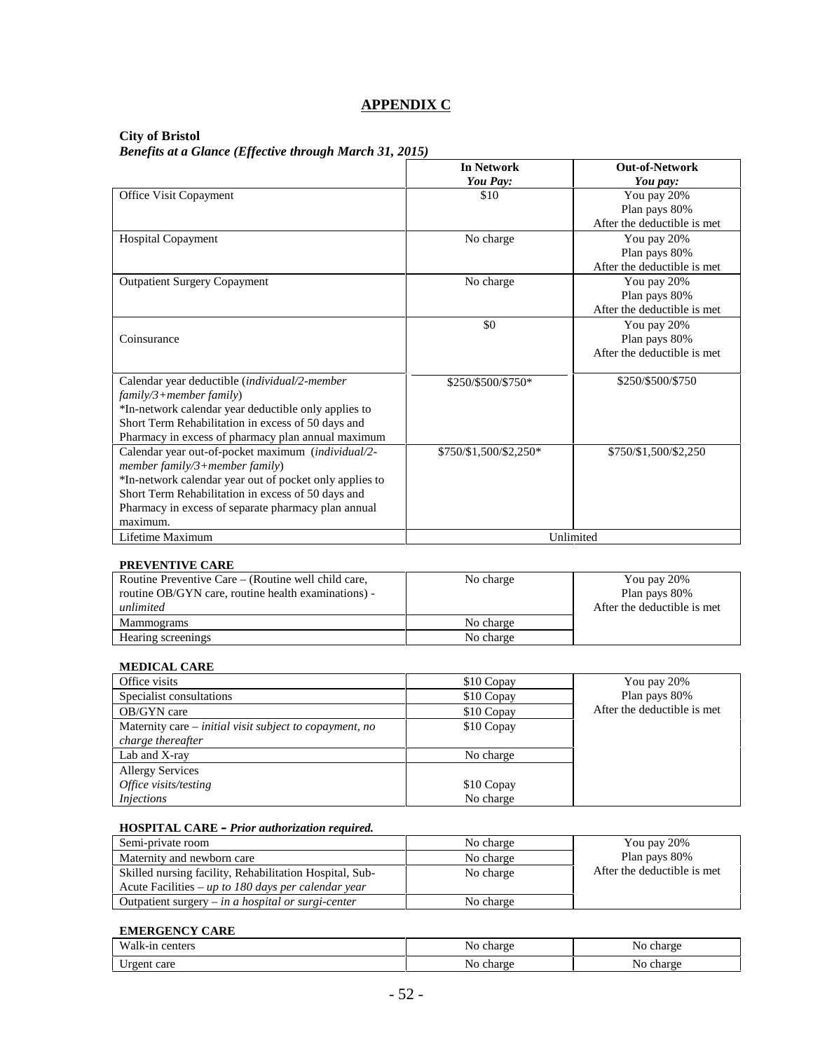# APPENDIX C

**City of Bristol**
***Benefits at a Glance (Effective through March 31, 2015)***

| | **In Network** *You Pay:* | **Out-of-Network** *You pay:* |
|---|---|---|
| Office Visit Copayment | $10 | You pay 20% Plan pays 80% After the deductible is met |
| Hospital Copayment | No charge | You pay 20% Plan pays 80% After the deductible is met |
| Outpatient Surgery Copayment | No charge | You pay 20% Plan pays 80% After the deductible is met |
| Coinsurance | $0 | You pay 20% Plan pays 80% After the deductible is met |
| Calendar year deductible (*individual/2-member family/3+member family*) *In-network calendar year deductible only applies to Short Term Rehabilitation in excess of 50 days and Pharmacy in excess of pharmacy plan annual maximum | $250/$500/$750* | $250/$500/$750 |
| Calendar year out-of-pocket maximum (*individual/2-member family/3+member family*) *In-network calendar year out of pocket only applies to Short Term Rehabilitation in excess of 50 days and Pharmacy in excess of separate pharmacy plan annual maximum. | $750/$1,500/$2,250* | $750/$1,500/$2,250 |
| Lifetime Maximum | Unlimited | |

**PREVENTIVE CARE**

| | | |
|---|---|---|
| Routine Preventive Care – (Routine well child care, routine OB/GYN care, routine health examinations) - *unlimited* | No charge | You pay 20% Plan pays 80% After the deductible is met |
| Mammograms | No charge | |
| Hearing screenings | No charge | |

**MEDICAL CARE**

| | | |
|---|---|---|
| Office visits | $10 Copay | You pay 20% Plan pays 80% After the deductible is met |
| Specialist consultations | $10 Copay | |
| OB/GYN care | $10 Copay | |
| Maternity care – *initial visit subject to copayment, no charge thereafter* | $10 Copay | |
| Lab and X-ray | No charge | |
| Allergy Services *Office visits/testing* *Injections* | $10 Copay No charge | |

**HOSPITAL CARE** – ***Prior authorization required.***

| | | |
|---|---|---|
| Semi-private room | No charge | You pay 20% Plan pays 80% After the deductible is met |
| Maternity and newborn care | No charge | |
| Skilled nursing facility, Rehabilitation Hospital, Sub-Acute Facilities – *up to 180 days per calendar year* | No charge | |
| Outpatient surgery – *in a hospital or surgi-center* | No charge | |

**EMERGENCY CARE**

| | | |
|---|---|---|
| Walk-in centers | No charge | No charge |
| Urgent care | No charge | No charge |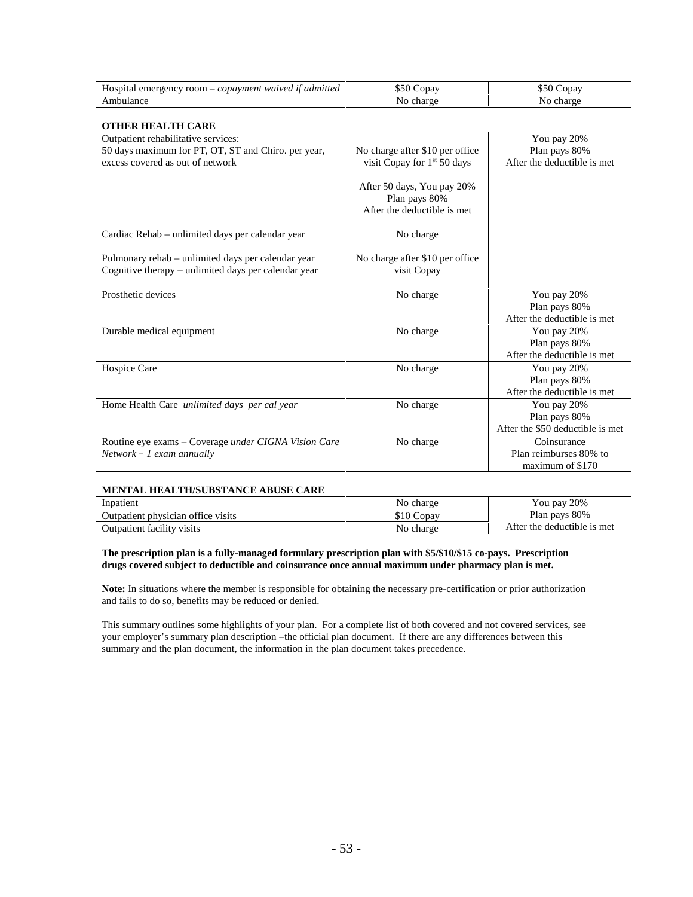| | | |
|---|---|---|
| Hospital emergency room – *copayment waived if admitted* | $50 Copay | $50 Copay |
| Ambulance | No charge | No charge |

**OTHER HEALTH CARE**

| | | |
|---|---|---|
| Outpatient rehabilitative services:<br>50 days maximum for PT, OT, ST and Chiro. per year, excess covered as out of network | No charge after $10 per office visit Copay for 1st 50 days<br><br>After 50 days, You pay 20%<br>Plan pays 80%<br>After the deductible is met | You pay 20%<br>Plan pays 80%<br>After the deductible is met |
| Cardiac Rehab – unlimited days per calendar year | No charge | |
| Pulmonary rehab – unlimited days per calendar year<br>Cognitive therapy – unlimited days per calendar year | No charge after $10 per office visit Copay | |
| Prosthetic devices | No charge | You pay 20%<br>Plan pays 80%<br>After the deductible is met |
| Durable medical equipment | No charge | You pay 20%<br>Plan pays 80%<br>After the deductible is met |
| Hospice Care | No charge | You pay 20%<br>Plan pays 80%<br>After the deductible is met |
| Home Health Care *unlimited days per cal year* | No charge | You pay 20%<br>Plan pays 80%<br>After the $50 deductible is met |
| Routine eye exams – Coverage *under CIGNA Vision Care Network – 1 exam annually* | No charge | Coinsurance<br>Plan reimburses 80% to maximum of $170 |

**MENTAL HEALTH/SUBSTANCE ABUSE CARE**

| | | |
|---|---|---|
| Inpatient | No charge | You pay 20%<br>Plan pays 80%<br>After the deductible is met |
| Outpatient physician office visits | $10 Copay | |
| Outpatient facility visits | No charge | |

**The prescription plan is a fully-managed formulary prescription plan with $5/$10/$15 co-pays. Prescription drugs covered subject to deductible and coinsurance once annual maximum under pharmacy plan is met.**

**Note:** In situations where the member is responsible for obtaining the necessary pre-certification or prior authorization and fails to do so, benefits may be reduced or denied.

This summary outlines some highlights of your plan. For a complete list of both covered and not covered services, see your employer's summary plan description –the official plan document. If there are any differences between this summary and the plan document, the information in the plan document takes precedence.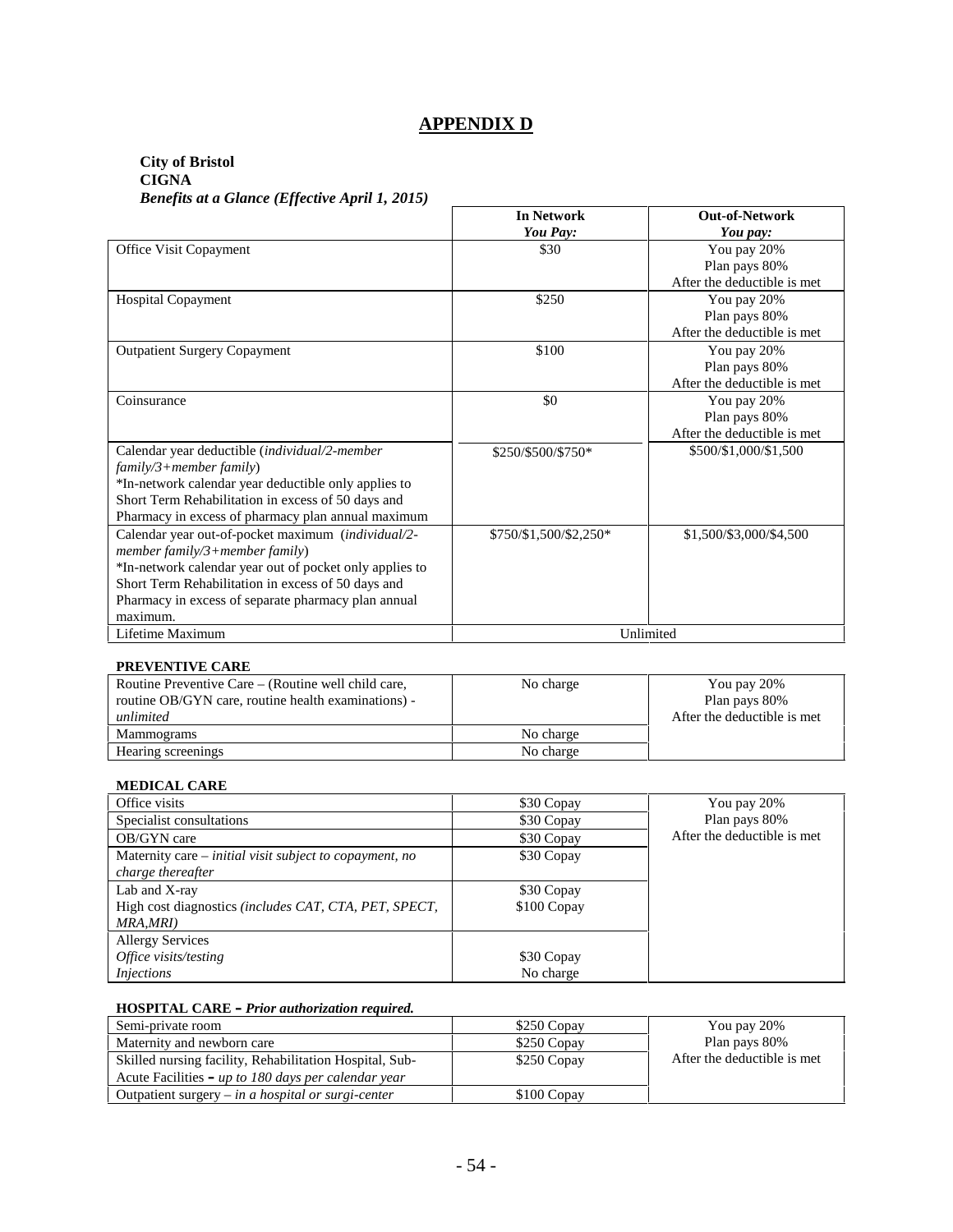# APPENDIX D

**City of Bristol**
**CIGNA**
***Benefits at a Glance (Effective April 1, 2015)***

| | **In Network** *You Pay:* | **Out-of-Network** *You pay:* |
|---|---|---|
| Office Visit Copayment | $30 | You pay 20% Plan pays 80% After the deductible is met |
| Hospital Copayment | $250 | You pay 20% Plan pays 80% After the deductible is met |
| Outpatient Surgery Copayment | $100 | You pay 20% Plan pays 80% After the deductible is met |
| Coinsurance | $0 | You pay 20% Plan pays 80% After the deductible is met |
| Calendar year deductible (*individual/2-member family/3+member family*) *In-network calendar year deductible only applies to Short Term Rehabilitation in excess of 50 days and Pharmacy in excess of pharmacy plan annual maximum | $250/$500/$750* | $500/$1,000/$1,500 |
| Calendar year out-of-pocket maximum (*individual/2-member family/3+member family*) *In-network calendar year out of pocket only applies to Short Term Rehabilitation in excess of 50 days and Pharmacy in excess of separate pharmacy plan annual maximum. | $750/$1,500/$2,250* | $1,500/$3,000/$4,500 |
| Lifetime Maximum | Unlimited | |

**PREVENTIVE CARE**

| | | |
|---|---|---|
| Routine Preventive Care – (Routine well child care, routine OB/GYN care, routine health examinations) - *unlimited* | No charge | You pay 20% Plan pays 80% After the deductible is met |
| Mammograms | No charge | |
| Hearing screenings | No charge | |

**MEDICAL CARE**

| | | |
|---|---|---|
| Office visits | $30 Copay | You pay 20% Plan pays 80% After the deductible is met |
| Specialist consultations | $30 Copay | |
| OB/GYN care | $30 Copay | |
| Maternity care – *initial visit subject to copayment, no charge thereafter* | $30 Copay | |
| Lab and X-ray High cost diagnostics *(includes CAT, CTA, PET, SPECT, MRA,MRI)* | $30 Copay $100 Copay | |
| Allergy Services *Office visits/testing* *Injections* | $30 Copay No charge | |

**HOSPITAL CARE** **–** ***Prior authorization required.***

| | | |
|---|---|---|
| Semi-private room | $250 Copay | You pay 20% Plan pays 80% After the deductible is met |
| Maternity and newborn care | $250 Copay | |
| Skilled nursing facility, Rehabilitation Hospital, Sub-Acute Facilities **–** *up to 180 days per calendar year* | $250 Copay | |
| Outpatient surgery – *in a hospital or surgi-center* | $100 Copay | |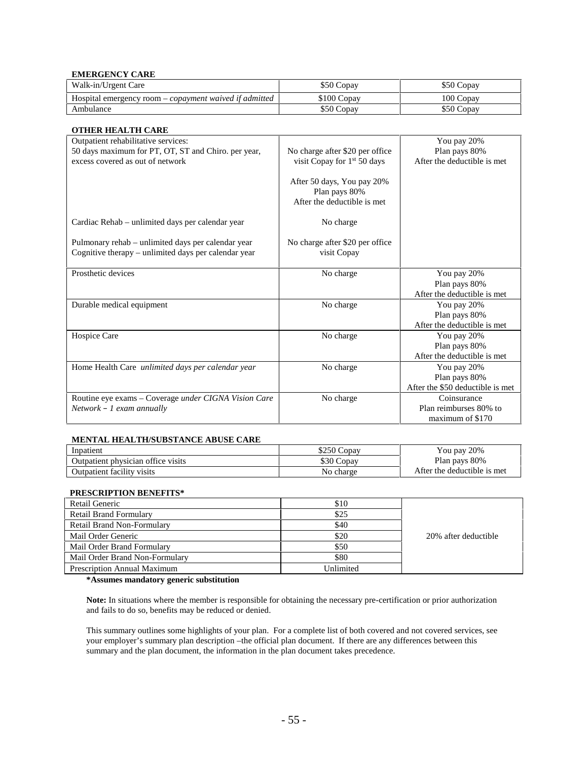**EMERGENCY CARE**

| | | |
|---|---|---|
| Walk-in/Urgent Care | \$50 Copay | \$50 Copay |
| Hospital emergency room – *copayment waived if admitted* | \$100 Copay | 100 Copay |
| Ambulance | \$50 Copay | \$50 Copay |

**OTHER HEALTH CARE**

| | | |
|---|---|---|
| Outpatient rehabilitative services:<br>50 days maximum for PT, OT, ST and Chiro. per year, excess covered as out of network | No charge after \$20 per office visit Copay for 1st 50 days<br><br>After 50 days, You pay 20%<br>Plan pays 80%<br>After the deductible is met | You pay 20%<br>Plan pays 80%<br>After the deductible is met |
| Cardiac Rehab – unlimited days per calendar year | No charge | |
| Pulmonary rehab – unlimited days per calendar year<br>Cognitive therapy – unlimited days per calendar year | No charge after \$20 per office visit Copay | |
| Prosthetic devices | No charge | You pay 20%<br>Plan pays 80%<br>After the deductible is met |
| Durable medical equipment | No charge | You pay 20%<br>Plan pays 80%<br>After the deductible is met |
| Hospice Care | No charge | You pay 20%<br>Plan pays 80%<br>After the deductible is met |
| Home Health Care *unlimited days per calendar year* | No charge | You pay 20%<br>Plan pays 80%<br>After the \$50 deductible is met |
| Routine eye exams – Coverage *under CIGNA Vision Care Network – 1 exam annually* | No charge | Coinsurance<br>Plan reimburses 80% to maximum of \$170 |

**MENTAL HEALTH/SUBSTANCE ABUSE CARE**

| | | |
|---|---|---|
| Inpatient | \$250 Copay | You pay 20%<br>Plan pays 80%<br>After the deductible is met |
| Outpatient physician office visits | \$30 Copay | |
| Outpatient facility visits | No charge | |

**PRESCRIPTION BENEFITS***

| | | |
|---|---|---|
| Retail Generic | \$10 | 20% after deductible |
| Retail Brand Formulary | \$25 | |
| Retail Brand Non-Formulary | \$40 | |
| Mail Order Generic | \$20 | |
| Mail Order Brand Formulary | \$50 | |
| Mail Order Brand Non-Formulary | \$80 | |
| Prescription Annual Maximum | Unlimited | |

***Assumes mandatory generic substitution**

**Note:** In situations where the member is responsible for obtaining the necessary pre-certification or prior authorization and fails to do so, benefits may be reduced or denied.

This summary outlines some highlights of your plan. For a complete list of both covered and not covered services, see your employer's summary plan description –the official plan document. If there are any differences between this summary and the plan document, the information in the plan document takes precedence.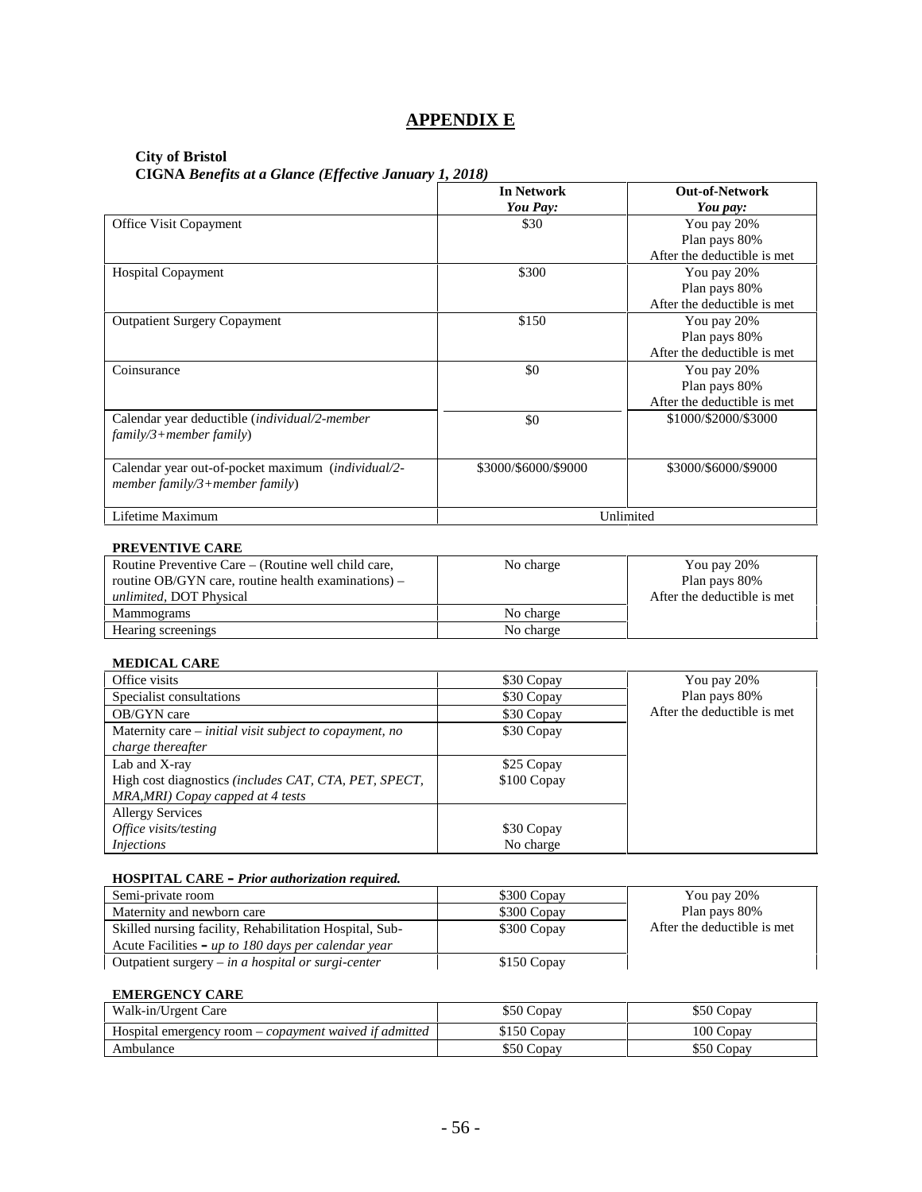# APPENDIX E

**City of Bristol**
**CIGNA** ***Benefits at a Glance (Effective January 1, 2018)***

| | **In Network** ***You Pay:*** | **Out-of-Network** ***You pay:*** |
|---|---|---|
| Office Visit Copayment | $30 | You pay 20% Plan pays 80% After the deductible is met |
| Hospital Copayment | $300 | You pay 20% Plan pays 80% After the deductible is met |
| Outpatient Surgery Copayment | $150 | You pay 20% Plan pays 80% After the deductible is met |
| Coinsurance | $0 | You pay 20% Plan pays 80% After the deductible is met |
| Calendar year deductible (*individual/2-member family/3+member family*) | $0 | $1000/$2000/$3000 |
| Calendar year out-of-pocket maximum (*individual/2-member family/3+member family*) | $3000/$6000/$9000 | $3000/$6000/$9000 |
| Lifetime Maximum | Unlimited | |

**PREVENTIVE CARE**

| | | |
|---|---|---|
| Routine Preventive Care – (Routine well child care, routine OB/GYN care, routine health examinations) – *unlimited*, DOT Physical | No charge | You pay 20% Plan pays 80% After the deductible is met |
| Mammograms | No charge | |
| Hearing screenings | No charge | |

**MEDICAL CARE**

| | | |
|---|---|---|
| Office visits | $30 Copay | You pay 20% Plan pays 80% After the deductible is met |
| Specialist consultations | $30 Copay | |
| OB/GYN care | $30 Copay | |
| Maternity care – *initial visit subject to copayment, no charge thereafter* | $30 Copay | |
| Lab and X-ray | $25 Copay | |
| High cost diagnostics *(includes CAT, CTA, PET, SPECT, MRA,MRI) Copay capped at 4 tests* | $100 Copay | |
| Allergy Services | | |
| *Office visits/testing* | $30 Copay | |
| *Injections* | No charge | |

**HOSPITAL CARE** – ***Prior authorization required.***

| | | |
|---|---|---|
| Semi-private room | $300 Copay | You pay 20% Plan pays 80% After the deductible is met |
| Maternity and newborn care | $300 Copay | |
| Skilled nursing facility, Rehabilitation Hospital, Sub-Acute Facilities – *up to 180 days per calendar year* | $300 Copay | |
| Outpatient surgery – *in a hospital or surgi-center* | $150 Copay | |

**EMERGENCY CARE**

| | | |
|---|---|---|
| Walk-in/Urgent Care | $50 Copay | $50 Copay |
| Hospital emergency room – *copayment waived if admitted* | $150 Copay | 100 Copay |
| Ambulance | $50 Copay | $50 Copay |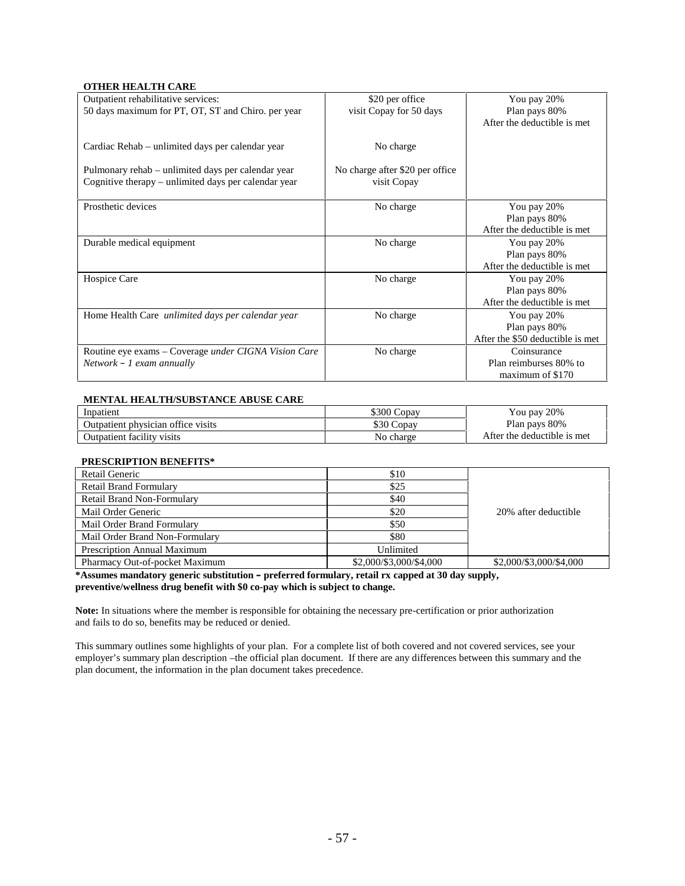**OTHER HEALTH CARE**

| | | |
|---|---|---|
| Outpatient rehabilitative services:<br>50 days maximum for PT, OT, ST and Chiro. per year<br><br>Cardiac Rehab – unlimited days per calendar year<br><br>Pulmonary rehab – unlimited days per calendar year<br>Cognitive therapy – unlimited days per calendar year | $20 per office visit Copay for 50 days<br><br>No charge<br><br>No charge after $20 per office visit Copay | You pay 20%<br>Plan pays 80%<br>After the deductible is met |
| Prosthetic devices | No charge | You pay 20%<br>Plan pays 80%<br>After the deductible is met |
| Durable medical equipment | No charge | You pay 20%<br>Plan pays 80%<br>After the deductible is met |
| Hospice Care | No charge | You pay 20%<br>Plan pays 80%<br>After the deductible is met |
| Home Health Care *unlimited days per calendar year* | No charge | You pay 20%<br>Plan pays 80%<br>After the $50 deductible is met |
| Routine eye exams – Coverage *under CIGNA Vision Care Network – 1 exam annually* | No charge | Coinsurance<br>Plan reimburses 80% to maximum of $170 |

**MENTAL HEALTH/SUBSTANCE ABUSE CARE**

| | | |
|---|---|---|
| Inpatient | $300 Copay | You pay 20% |
| Outpatient physician office visits | $30 Copay | Plan pays 80% |
| Outpatient facility visits | No charge | After the deductible is met |

**PRESCRIPTION BENEFITS***

| | | |
|---|---|---|
| Retail Generic | $10 | 20% after deductible |
| Retail Brand Formulary | $25 | |
| Retail Brand Non-Formulary | $40 | |
| Mail Order Generic | $20 | |
| Mail Order Brand Formulary | $50 | |
| Mail Order Brand Non-Formulary | $80 | |
| Prescription Annual Maximum | Unlimited | |
| Pharmacy Out-of-pocket Maximum | $2,000/$3,000/$4,000 | $2,000/$3,000/$4,000 |

**\*Assumes mandatory generic substitution – preferred formulary, retail rx capped at 30 day supply, preventive/wellness drug benefit with $0 co-pay which is subject to change.**

**Note:** In situations where the member is responsible for obtaining the necessary pre-certification or prior authorization and fails to do so, benefits may be reduced or denied.

This summary outlines some highlights of your plan. For a complete list of both covered and not covered services, see your employer's summary plan description –the official plan document. If there are any differences between this summary and the plan document, the information in the plan document takes precedence.